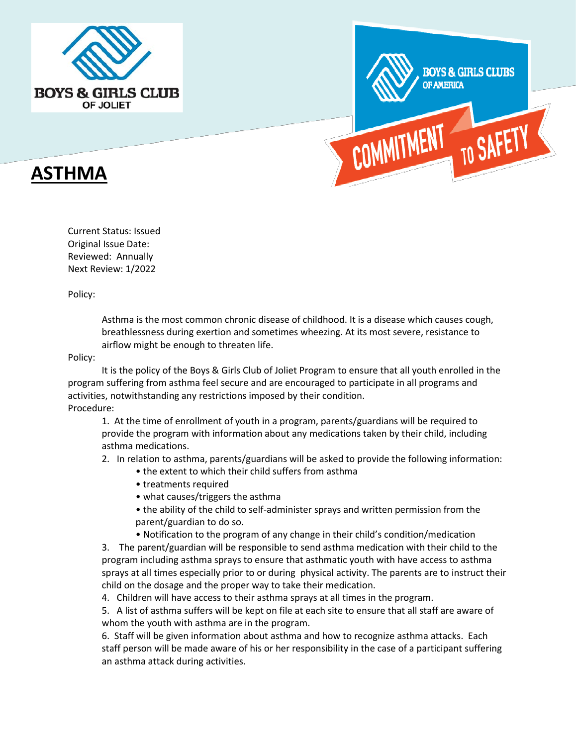BOYS & GIRLS CLUB OF JOLIET

BOYS & GIRLS CLUBS OF AMERICA

COMMITMENT TO SAFETY

# ASTHMA

Current Status: Issued
Original Issue Date:
Reviewed: Annually
Next Review: 1/2022

Policy:

Asthma is the most common chronic disease of childhood. It is a disease which causes cough, breathlessness during exertion and sometimes wheezing. At its most severe, resistance to airflow might be enough to threaten life.

Policy:

It is the policy of the Boys & Girls Club of Joliet Program to ensure that all youth enrolled in the program suffering from asthma feel secure and are encouraged to participate in all programs and activities, notwithstanding any restrictions imposed by their condition.

Procedure:

1. At the time of enrollment of youth in a program, parents/guardians will be required to provide the program with information about any medications taken by their child, including asthma medications.
2. In relation to asthma, parents/guardians will be asked to provide the following information:
   - the extent to which their child suffers from asthma
   - treatments required
   - what causes/triggers the asthma
   - the ability of the child to self-administer sprays and written permission from the parent/guardian to do so.
   - Notification to the program of any change in their child's condition/medication
3. The parent/guardian will be responsible to send asthma medication with their child to the program including asthma sprays to ensure that asthmatic youth with have access to asthma sprays at all times especially prior to or during physical activity. The parents are to instruct their child on the dosage and the proper way to take their medication.
4. Children will have access to their asthma sprays at all times in the program.
5. A list of asthma suffers will be kept on file at each site to ensure that all staff are aware of whom the youth with asthma are in the program.
6. Staff will be given information about asthma and how to recognize asthma attacks. Each staff person will be made aware of his or her responsibility in the case of a participant suffering an asthma attack during activities.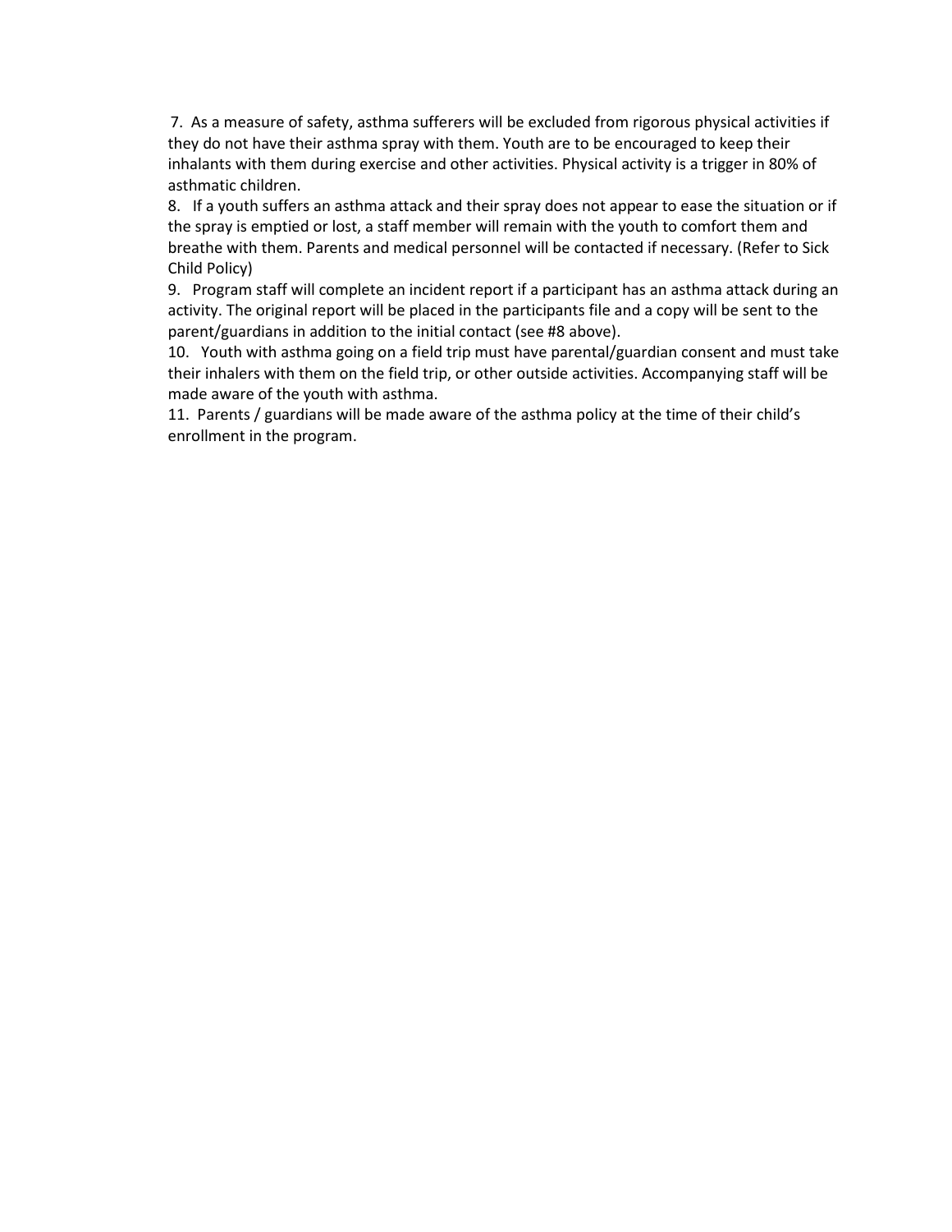7. As a measure of safety, asthma sufferers will be excluded from rigorous physical activities if they do not have their asthma spray with them. Youth are to be encouraged to keep their inhalants with them during exercise and other activities. Physical activity is a trigger in 80% of asthmatic children.

8. If a youth suffers an asthma attack and their spray does not appear to ease the situation or if the spray is emptied or lost, a staff member will remain with the youth to comfort them and breathe with them. Parents and medical personnel will be contacted if necessary. (Refer to Sick Child Policy)

9. Program staff will complete an incident report if a participant has an asthma attack during an activity. The original report will be placed in the participants file and a copy will be sent to the parent/guardians in addition to the initial contact (see #8 above).

10. Youth with asthma going on a field trip must have parental/guardian consent and must take their inhalers with them on the field trip, or other outside activities. Accompanying staff will be made aware of the youth with asthma.

11. Parents / guardians will be made aware of the asthma policy at the time of their child's enrollment in the program.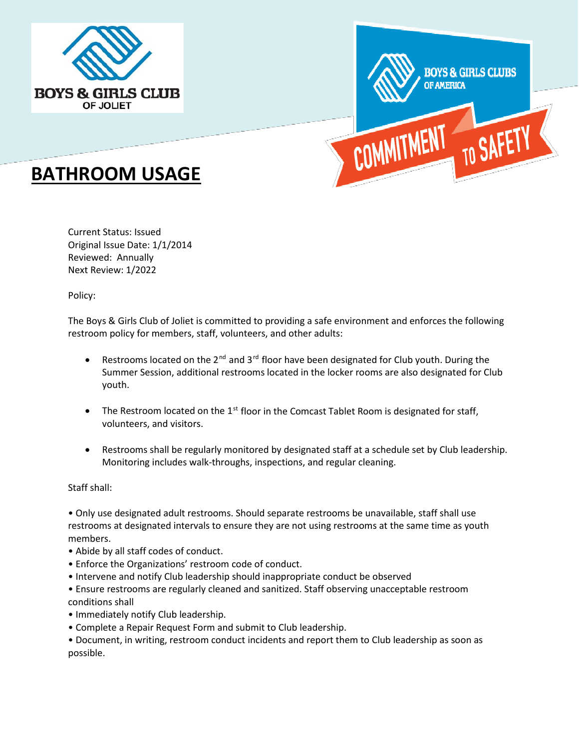# BATHROOM USAGE

Current Status: Issued
Original Issue Date: 1/1/2014
Reviewed: Annually
Next Review: 1/2022

Policy:

The Boys & Girls Club of Joliet is committed to providing a safe environment and enforces the following restroom policy for members, staff, volunteers, and other adults:

- Restrooms located on the 2nd and 3rd floor have been designated for Club youth. During the Summer Session, additional restrooms located in the locker rooms are also designated for Club youth.
- The Restroom located on the 1st floor in the Comcast Tablet Room is designated for staff, volunteers, and visitors.
- Restrooms shall be regularly monitored by designated staff at a schedule set by Club leadership. Monitoring includes walk-throughs, inspections, and regular cleaning.

Staff shall:

- Only use designated adult restrooms. Should separate restrooms be unavailable, staff shall use restrooms at designated intervals to ensure they are not using restrooms at the same time as youth members.
- Abide by all staff codes of conduct.
- Enforce the Organizations' restroom code of conduct.
- Intervene and notify Club leadership should inappropriate conduct be observed
- Ensure restrooms are regularly cleaned and sanitized. Staff observing unacceptable restroom conditions shall
- Immediately notify Club leadership.
- Complete a Repair Request Form and submit to Club leadership.
- Document, in writing, restroom conduct incidents and report them to Club leadership as soon as possible.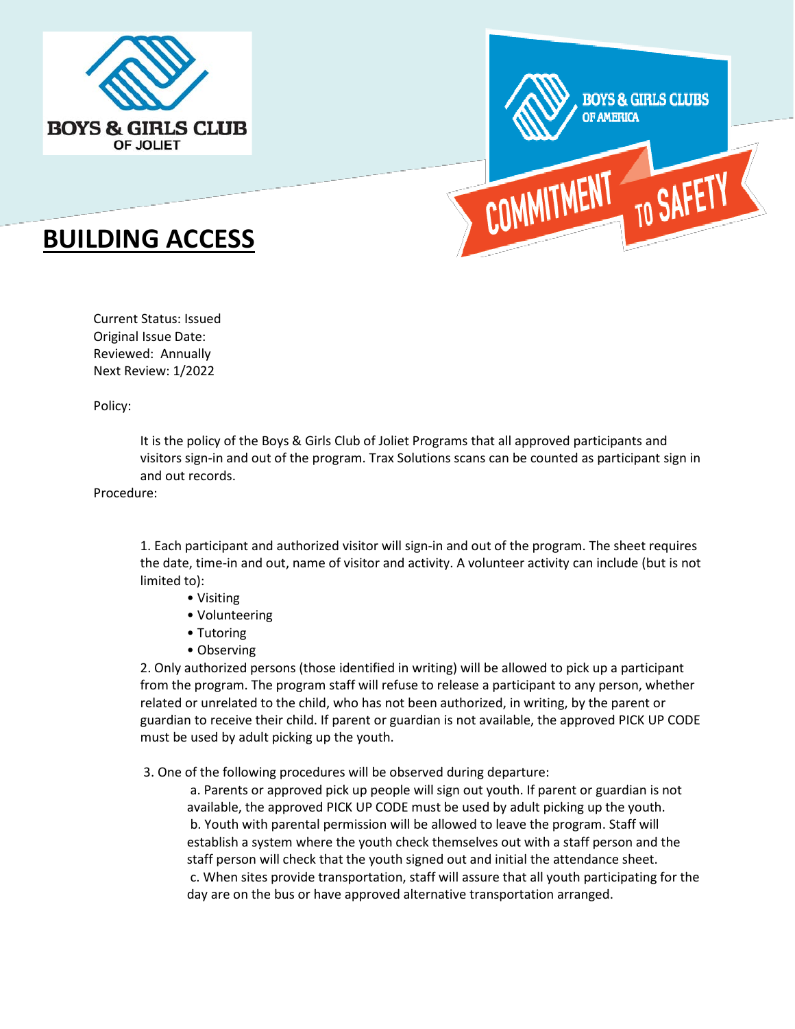# BUILDING ACCESS

Current Status: Issued
Original Issue Date:
Reviewed: Annually
Next Review: 1/2022

Policy:

It is the policy of the Boys & Girls Club of Joliet Programs that all approved participants and visitors sign-in and out of the program. Trax Solutions scans can be counted as participant sign in and out records.

Procedure:

1. Each participant and authorized visitor will sign-in and out of the program. The sheet requires the date, time-in and out, name of visitor and activity. A volunteer activity can include (but is not limited to):
    - Visiting
    - Volunteering
    - Tutoring
    - Observing

2. Only authorized persons (those identified in writing) will be allowed to pick up a participant from the program. The program staff will refuse to release a participant to any person, whether related or unrelated to the child, who has not been authorized, in writing, by the parent or guardian to receive their child. If parent or guardian is not available, the approved PICK UP CODE must be used by adult picking up the youth.

3. One of the following procedures will be observed during departure:
    a. Parents or approved pick up people will sign out youth. If parent or guardian is not available, the approved PICK UP CODE must be used by adult picking up the youth.
    b. Youth with parental permission will be allowed to leave the program. Staff will establish a system where the youth check themselves out with a staff person and the staff person will check that the youth signed out and initial the attendance sheet.
    c. When sites provide transportation, staff will assure that all youth participating for the day are on the bus or have approved alternative transportation arranged.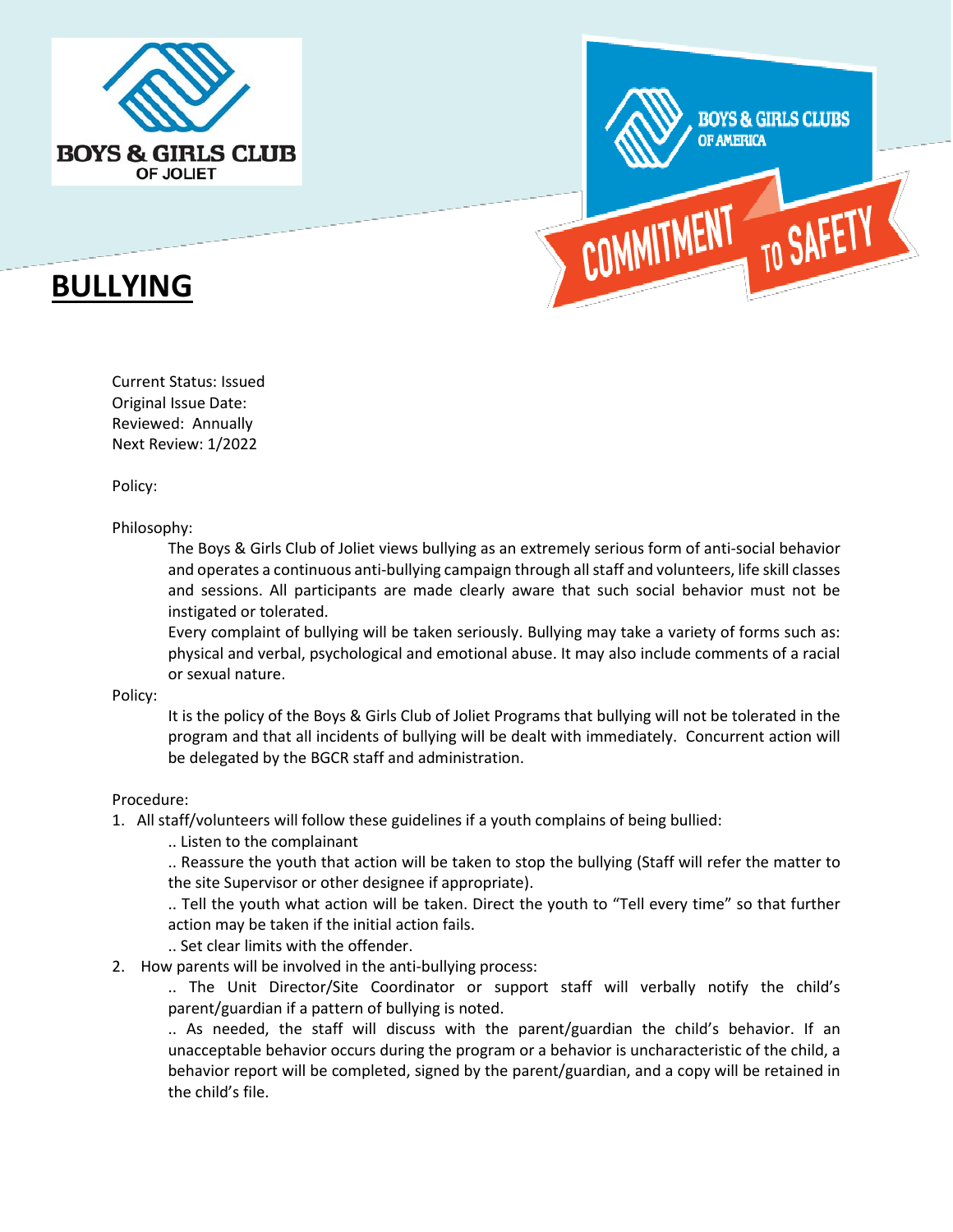# BULLYING

Current Status: Issued
Original Issue Date:
Reviewed: Annually
Next Review: 1/2022

Policy:

Philosophy:

The Boys & Girls Club of Joliet views bullying as an extremely serious form of anti-social behavior and operates a continuous anti-bullying campaign through all staff and volunteers, life skill classes and sessions. All participants are made clearly aware that such social behavior must not be instigated or tolerated.

Every complaint of bullying will be taken seriously. Bullying may take a variety of forms such as: physical and verbal, psychological and emotional abuse. It may also include comments of a racial or sexual nature.

Policy:

It is the policy of the Boys & Girls Club of Joliet Programs that bullying will not be tolerated in the program and that all incidents of bullying will be dealt with immediately. Concurrent action will be delegated by the BGCR staff and administration.

Procedure:

1. All staff/volunteers will follow these guidelines if a youth complains of being bullied:

   .. Listen to the complainant

   .. Reassure the youth that action will be taken to stop the bullying (Staff will refer the matter to the site Supervisor or other designee if appropriate).

   .. Tell the youth what action will be taken. Direct the youth to "Tell every time" so that further action may be taken if the initial action fails.

   .. Set clear limits with the offender.

2. How parents will be involved in the anti-bullying process:

   .. The Unit Director/Site Coordinator or support staff will verbally notify the child's parent/guardian if a pattern of bullying is noted.

   .. As needed, the staff will discuss with the parent/guardian the child's behavior. If an unacceptable behavior occurs during the program or a behavior is uncharacteristic of the child, a behavior report will be completed, signed by the parent/guardian, and a copy will be retained in the child's file.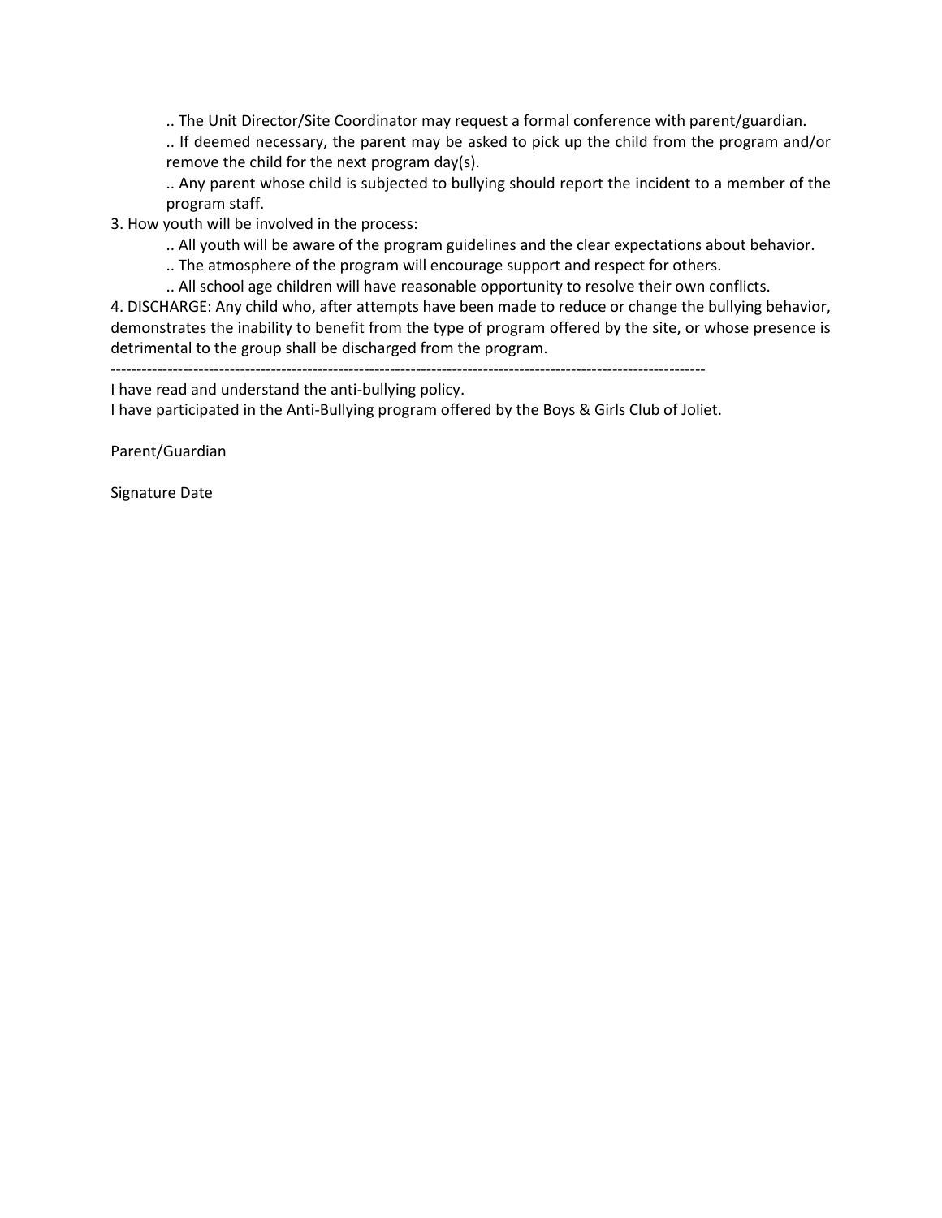.. The Unit Director/Site Coordinator may request a formal conference with parent/guardian.

.. If deemed necessary, the parent may be asked to pick up the child from the program and/or remove the child for the next program day(s).

.. Any parent whose child is subjected to bullying should report the incident to a member of the program staff.

3. How youth will be involved in the process:

.. All youth will be aware of the program guidelines and the clear expectations about behavior.

.. The atmosphere of the program will encourage support and respect for others.

.. All school age children will have reasonable opportunity to resolve their own conflicts.

4. DISCHARGE: Any child who, after attempts have been made to reduce or change the bullying behavior, demonstrates the inability to benefit from the type of program offered by the site, or whose presence is detrimental to the group shall be discharged from the program.

---

I have read and understand the anti-bullying policy.

I have participated in the Anti-Bullying program offered by the Boys & Girls Club of Joliet.

Parent/Guardian

Signature Date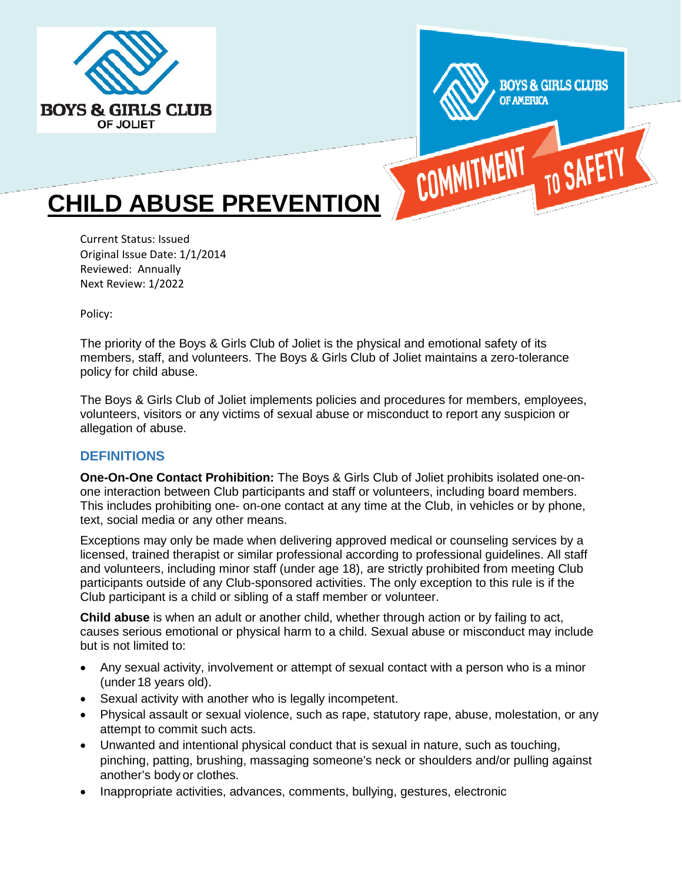# CHILD ABUSE PREVENTION

Current Status: Issued
Original Issue Date: 1/1/2014
Reviewed: Annually
Next Review: 1/2022

Policy:

The priority of the Boys & Girls Club of Joliet is the physical and emotional safety of its members, staff, and volunteers. The Boys & Girls Club of Joliet maintains a zero-tolerance policy for child abuse.

The Boys & Girls Club of Joliet implements policies and procedures for members, employees, volunteers, visitors or any victims of sexual abuse or misconduct to report any suspicion or allegation of abuse.

## DEFINITIONS

**One-On-One Contact Prohibition:** The Boys & Girls Club of Joliet prohibits isolated one-on-one interaction between Club participants and staff or volunteers, including board members. This includes prohibiting one- on-one contact at any time at the Club, in vehicles or by phone, text, social media or any other means.

Exceptions may only be made when delivering approved medical or counseling services by a licensed, trained therapist or similar professional according to professional guidelines. All staff and volunteers, including minor staff (under age 18), are strictly prohibited from meeting Club participants outside of any Club-sponsored activities. The only exception to this rule is if the Club participant is a child or sibling of a staff member or volunteer.

**Child abuse** is when an adult or another child, whether through action or by failing to act, causes serious emotional or physical harm to a child. Sexual abuse or misconduct may include but is not limited to:

- Any sexual activity, involvement or attempt of sexual contact with a person who is a minor (under 18 years old).
- Sexual activity with another who is legally incompetent.
- Physical assault or sexual violence, such as rape, statutory rape, abuse, molestation, or any attempt to commit such acts.
- Unwanted and intentional physical conduct that is sexual in nature, such as touching, pinching, patting, brushing, massaging someone's neck or shoulders and/or pulling against another's body or clothes.
- Inappropriate activities, advances, comments, bullying, gestures, electronic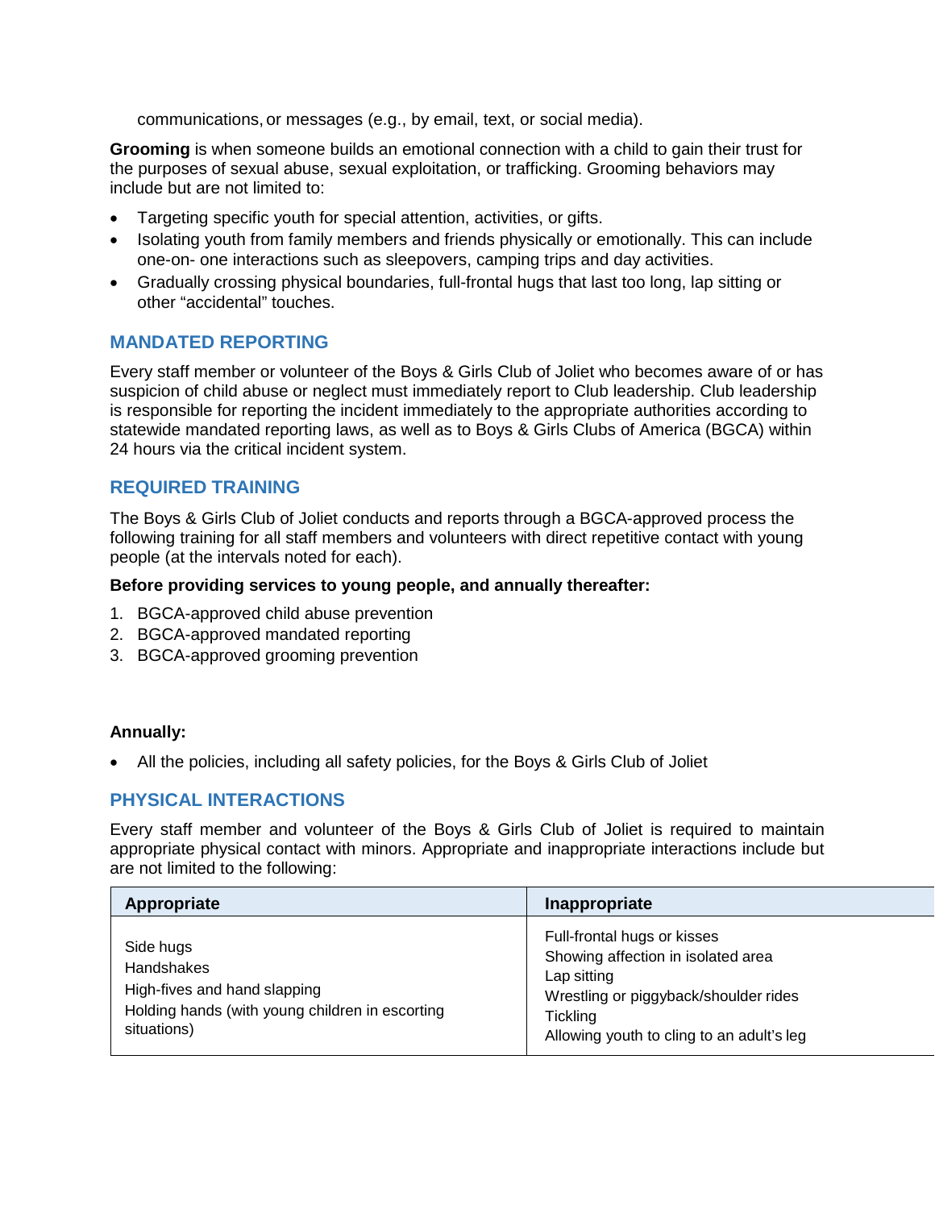communications, or messages (e.g., by email, text, or social media).

**Grooming** is when someone builds an emotional connection with a child to gain their trust for the purposes of sexual abuse, sexual exploitation, or trafficking. Grooming behaviors may include but are not limited to:

- Targeting specific youth for special attention, activities, or gifts.
- Isolating youth from family members and friends physically or emotionally. This can include one-on- one interactions such as sleepovers, camping trips and day activities.
- Gradually crossing physical boundaries, full-frontal hugs that last too long, lap sitting or other "accidental" touches.

## MANDATED REPORTING

Every staff member or volunteer of the Boys & Girls Club of Joliet who becomes aware of or has suspicion of child abuse or neglect must immediately report to Club leadership. Club leadership is responsible for reporting the incident immediately to the appropriate authorities according to statewide mandated reporting laws, as well as to Boys & Girls Clubs of America (BGCA) within 24 hours via the critical incident system.

## REQUIRED TRAINING

The Boys & Girls Club of Joliet conducts and reports through a BGCA-approved process the following training for all staff members and volunteers with direct repetitive contact with young people (at the intervals noted for each).

**Before providing services to young people, and annually thereafter:**

1. BGCA-approved child abuse prevention
2. BGCA-approved mandated reporting
3. BGCA-approved grooming prevention

**Annually:**

- All the policies, including all safety policies, for the Boys & Girls Club of Joliet

## PHYSICAL INTERACTIONS

Every staff member and volunteer of the Boys & Girls Club of Joliet is required to maintain appropriate physical contact with minors. Appropriate and inappropriate interactions include but are not limited to the following:

| Appropriate | Inappropriate |
| --- | --- |
| Side hugs<br>Handshakes<br>High-fives and hand slapping<br>Holding hands (with young children in escorting situations) | Full-frontal hugs or kisses<br>Showing affection in isolated area<br>Lap sitting<br>Wrestling or piggyback/shoulder rides<br>Tickling<br>Allowing youth to cling to an adult's leg |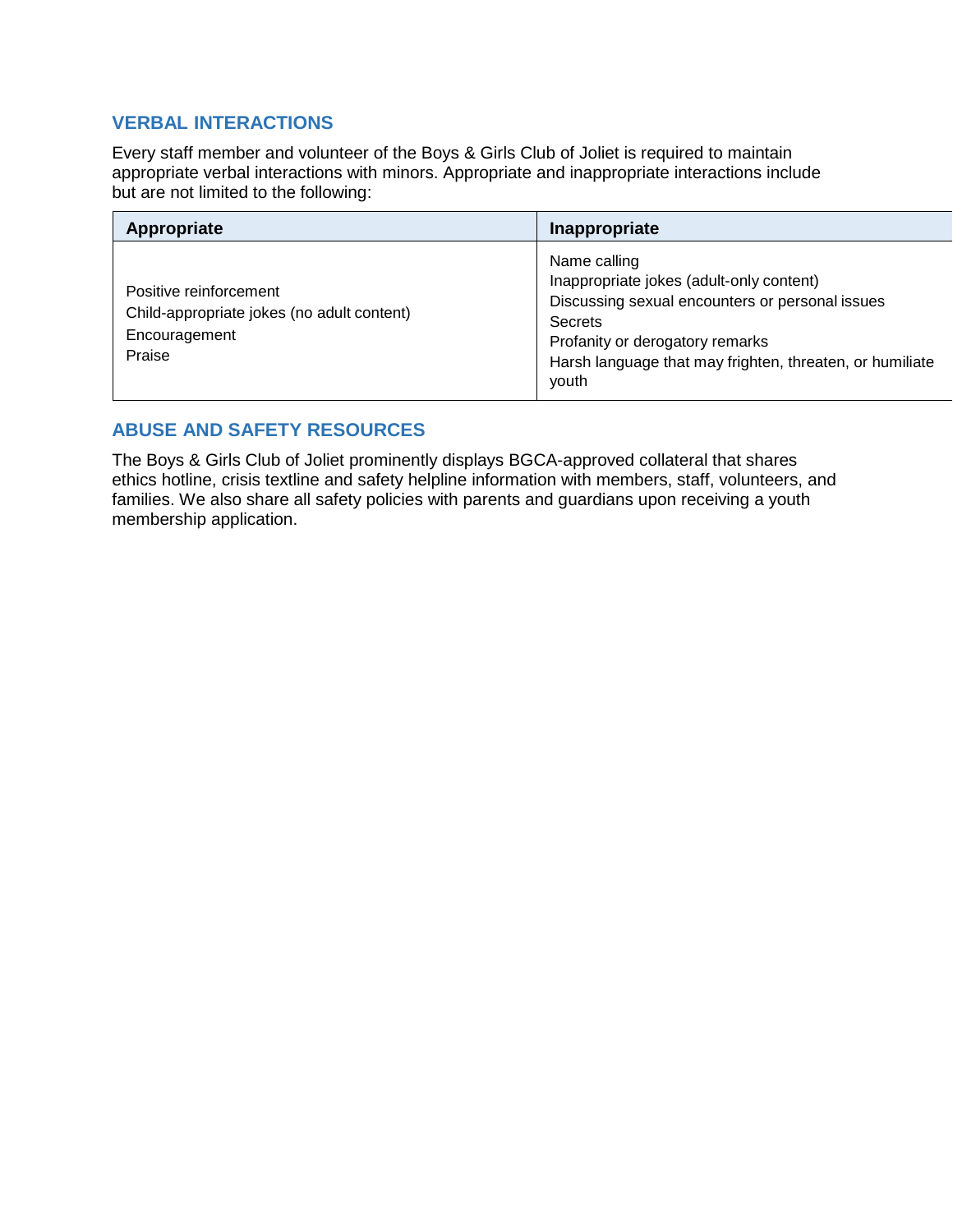## VERBAL INTERACTIONS

Every staff member and volunteer of the Boys & Girls Club of Joliet is required to maintain appropriate verbal interactions with minors. Appropriate and inappropriate interactions include but are not limited to the following:

| Appropriate | Inappropriate |
|---|---|
| Positive reinforcement<br>Child-appropriate jokes (no adult content)<br>Encouragement<br>Praise | Name calling<br>Inappropriate jokes (adult-only content)<br>Discussing sexual encounters or personal issues<br>Secrets<br>Profanity or derogatory remarks<br>Harsh language that may frighten, threaten, or humiliate youth |

## ABUSE AND SAFETY RESOURCES

The Boys & Girls Club of Joliet prominently displays BGCA-approved collateral that shares ethics hotline, crisis textline and safety helpline information with members, staff, volunteers, and families. We also share all safety policies with parents and guardians upon receiving a youth membership application.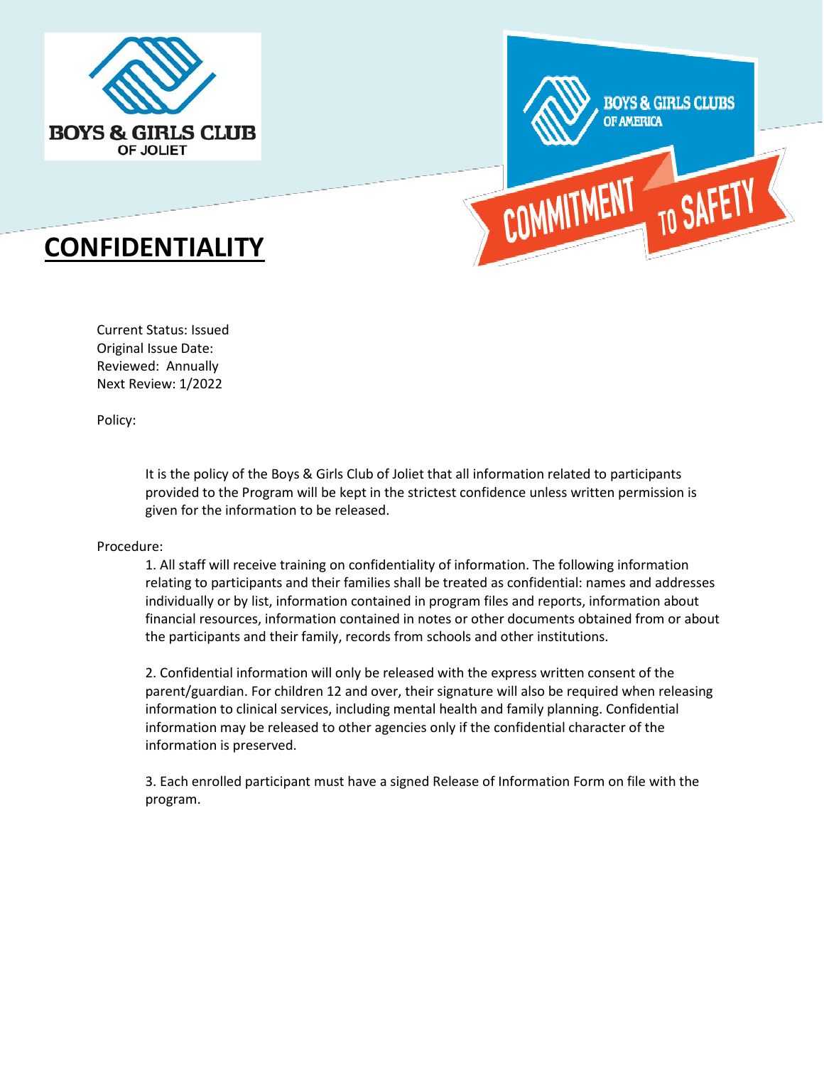# CONFIDENTIALITY

Current Status: Issued
Original Issue Date:
Reviewed: Annually
Next Review: 1/2022

Policy:

It is the policy of the Boys & Girls Club of Joliet that all information related to participants provided to the Program will be kept in the strictest confidence unless written permission is given for the information to be released.

Procedure:

1. All staff will receive training on confidentiality of information. The following information relating to participants and their families shall be treated as confidential: names and addresses individually or by list, information contained in program files and reports, information about financial resources, information contained in notes or other documents obtained from or about the participants and their family, records from schools and other institutions.

2. Confidential information will only be released with the express written consent of the parent/guardian. For children 12 and over, their signature will also be required when releasing information to clinical services, including mental health and family planning. Confidential information may be released to other agencies only if the confidential character of the information is preserved.

3. Each enrolled participant must have a signed Release of Information Form on file with the program.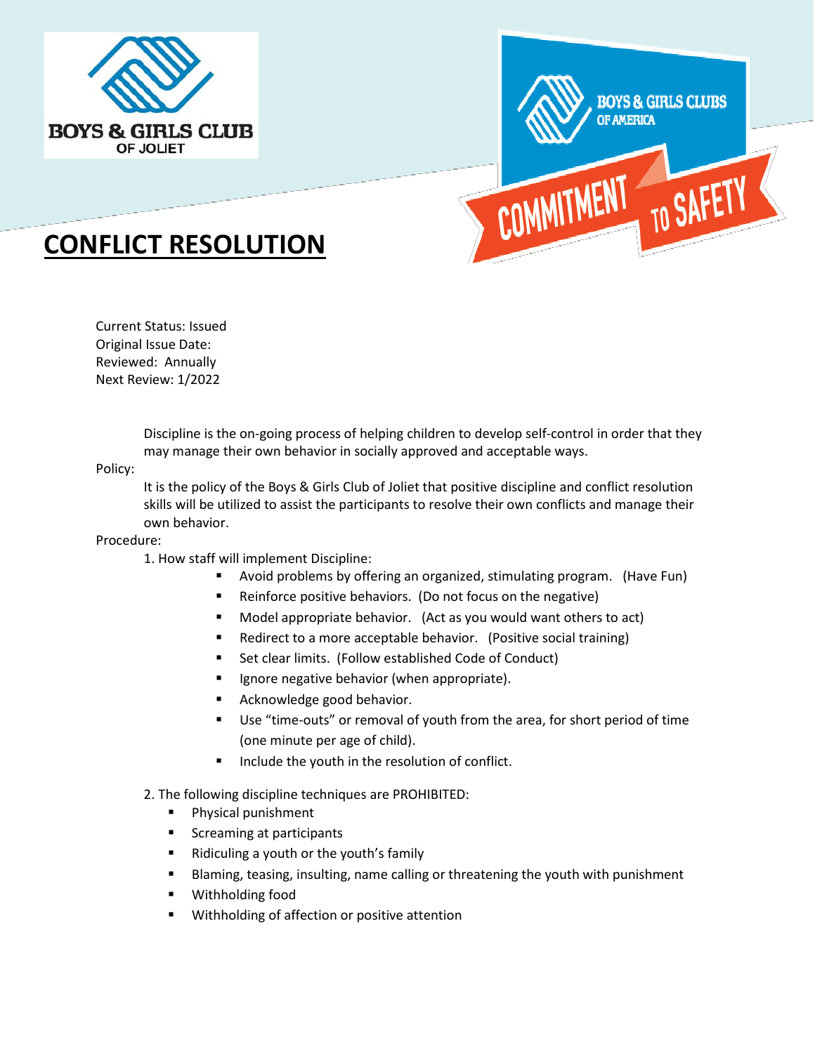# CONFLICT RESOLUTION

Current Status: Issued
Original Issue Date:
Reviewed: Annually
Next Review: 1/2022

Discipline is the on-going process of helping children to develop self-control in order that they may manage their own behavior in socially approved and acceptable ways.

Policy:

It is the policy of the Boys & Girls Club of Joliet that positive discipline and conflict resolution skills will be utilized to assist the participants to resolve their own conflicts and manage their own behavior.

Procedure:

1. How staff will implement Discipline:
   - Avoid problems by offering an organized, stimulating program. (Have Fun)
   - Reinforce positive behaviors. (Do not focus on the negative)
   - Model appropriate behavior. (Act as you would want others to act)
   - Redirect to a more acceptable behavior. (Positive social training)
   - Set clear limits. (Follow established Code of Conduct)
   - Ignore negative behavior (when appropriate).
   - Acknowledge good behavior.
   - Use "time-outs" or removal of youth from the area, for short period of time (one minute per age of child).
   - Include the youth in the resolution of conflict.

2. The following discipline techniques are PROHIBITED:
   - Physical punishment
   - Screaming at participants
   - Ridiculing a youth or the youth's family
   - Blaming, teasing, insulting, name calling or threatening the youth with punishment
   - Withholding food
   - Withholding of affection or positive attention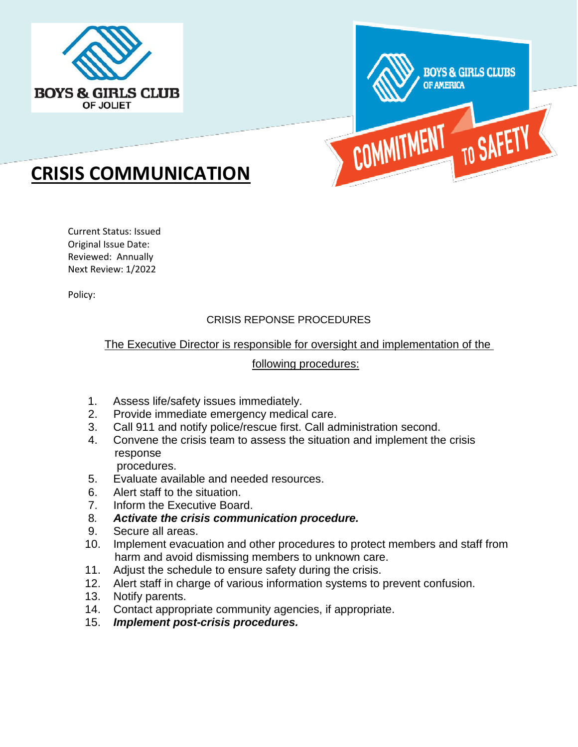BOYS & GIRLS CLUB OF JOLIET

BOYS & GIRLS CLUBS OF AMERICA

COMMITMENT TO SAFETY

# CRISIS COMMUNICATION

Current Status: Issued
Original Issue Date:
Reviewed: Annually
Next Review: 1/2022

Policy:

CRISIS REPONSE PROCEDURES

The Executive Director is responsible for oversight and implementation of the following procedures:

1. Assess life/safety issues immediately.
2. Provide immediate emergency medical care.
3. Call 911 and notify police/rescue first. Call administration second.
4. Convene the crisis team to assess the situation and implement the crisis response procedures.
5. Evaluate available and needed resources.
6. Alert staff to the situation.
7. Inform the Executive Board.
8. ***Activate the crisis communication procedure.***
9. Secure all areas.
10. Implement evacuation and other procedures to protect members and staff from harm and avoid dismissing members to unknown care.
11. Adjust the schedule to ensure safety during the crisis.
12. Alert staff in charge of various information systems to prevent confusion.
13. Notify parents.
14. Contact appropriate community agencies, if appropriate.
15. ***Implement post-crisis procedures.***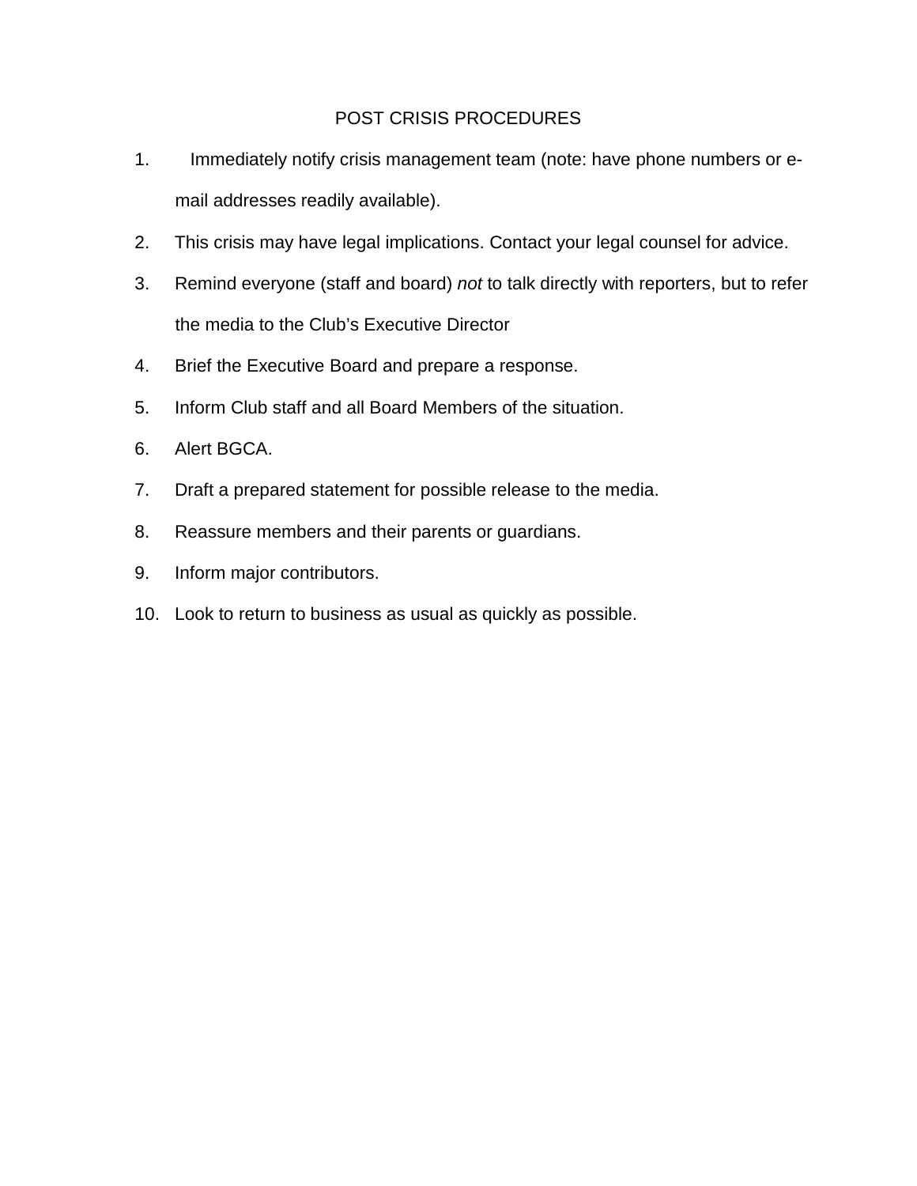# POST CRISIS PROCEDURES

1. Immediately notify crisis management team (note: have phone numbers or e-mail addresses readily available).
2. This crisis may have legal implications. Contact your legal counsel for advice.
3. Remind everyone (staff and board) *not* to talk directly with reporters, but to refer the media to the Club's Executive Director
4. Brief the Executive Board and prepare a response.
5. Inform Club staff and all Board Members of the situation.
6. Alert BGCA.
7. Draft a prepared statement for possible release to the media.
8. Reassure members and their parents or guardians.
9. Inform major contributors.
10. Look to return to business as usual as quickly as possible.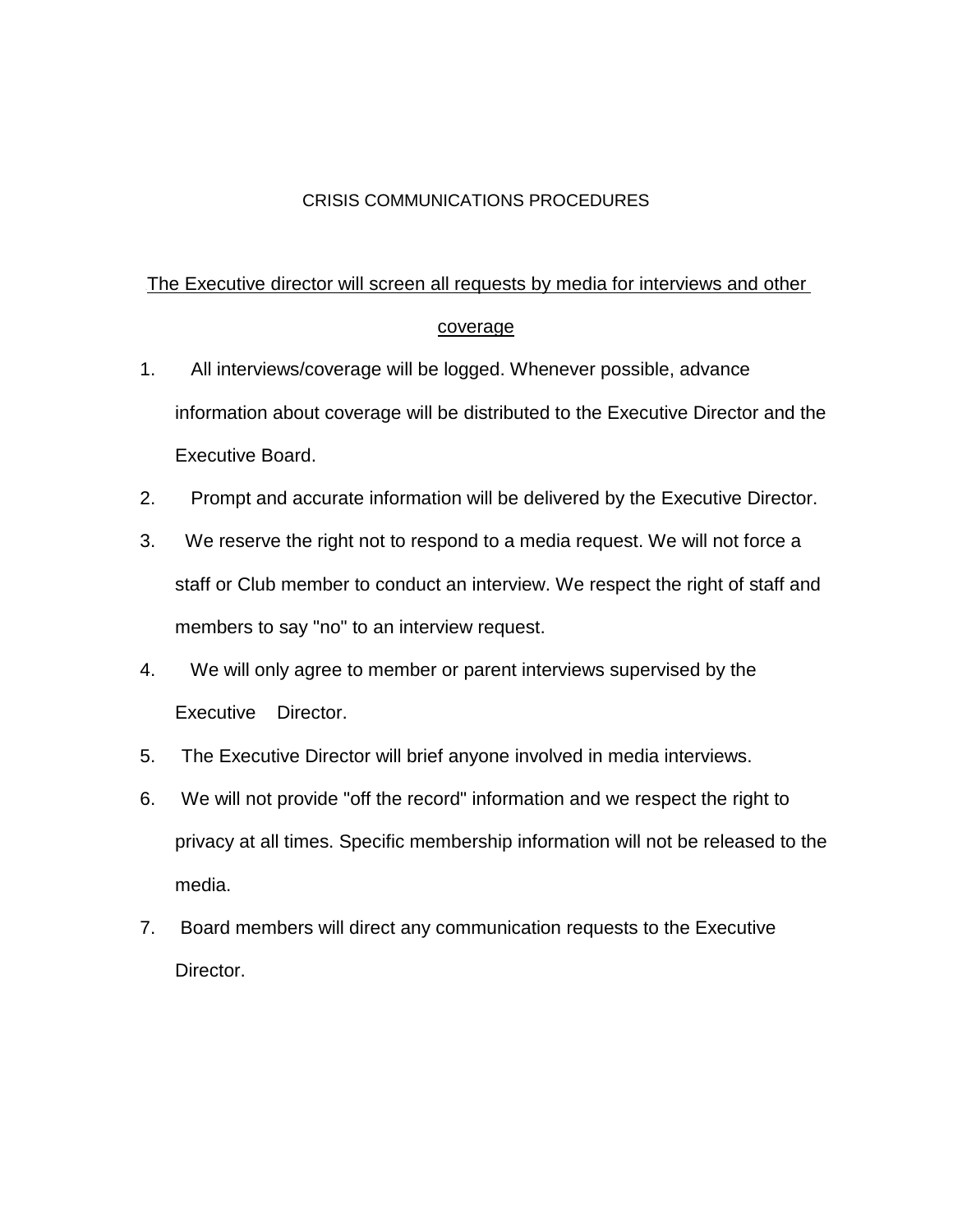# CRISIS COMMUNICATIONS PROCEDURES

<u>The Executive director will screen all requests by media for interviews and other coverage</u>

1. All interviews/coverage will be logged. Whenever possible, advance information about coverage will be distributed to the Executive Director and the Executive Board.
2. Prompt and accurate information will be delivered by the Executive Director.
3. We reserve the right not to respond to a media request. We will not force a staff or Club member to conduct an interview. We respect the right of staff and members to say "no" to an interview request.
4. We will only agree to member or parent interviews supervised by the Executive Director.
5. The Executive Director will brief anyone involved in media interviews.
6. We will not provide "off the record" information and we respect the right to privacy at all times. Specific membership information will not be released to the media.
7. Board members will direct any communication requests to the Executive Director.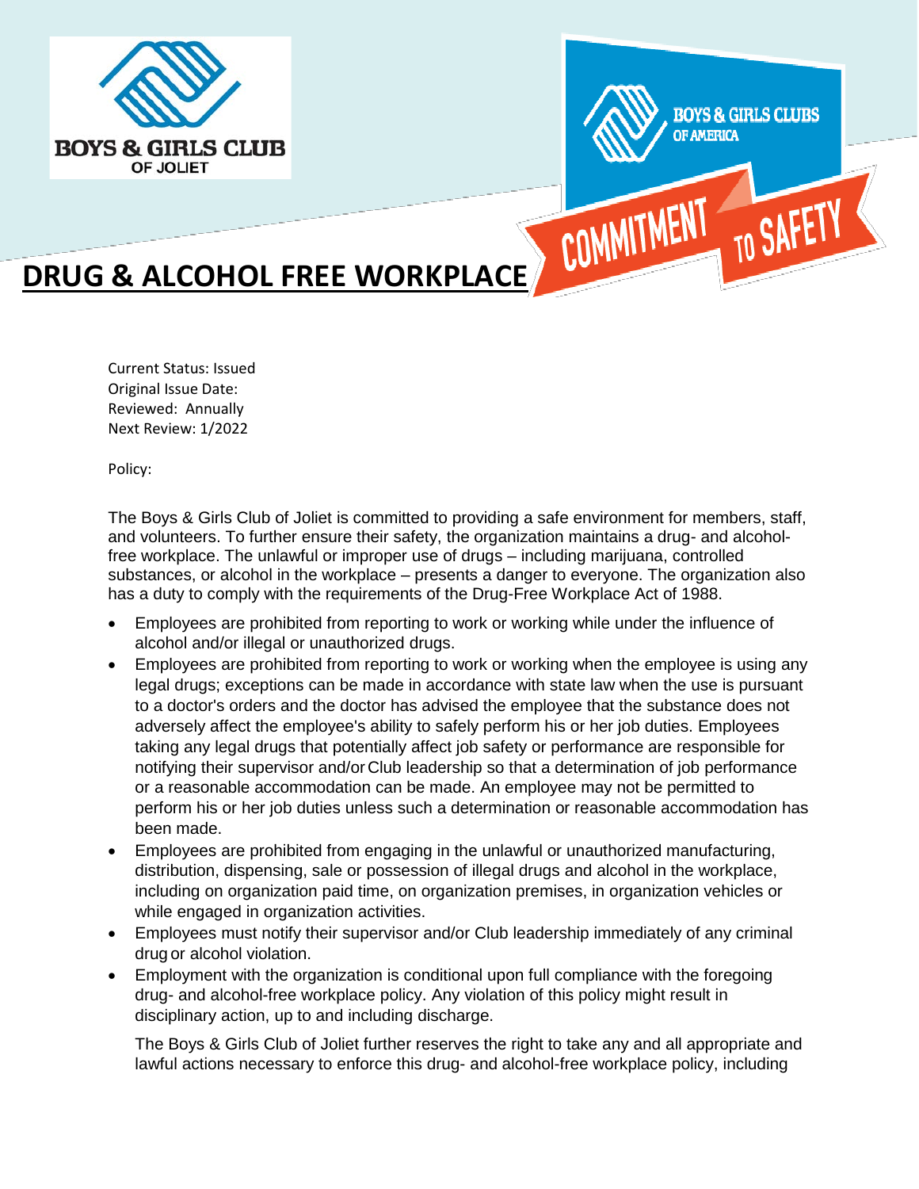# DRUG & ALCOHOL FREE WORKPLACE

Current Status: Issued
Original Issue Date:
Reviewed: Annually
Next Review: 1/2022

Policy:

The Boys & Girls Club of Joliet is committed to providing a safe environment for members, staff, and volunteers. To further ensure their safety, the organization maintains a drug- and alcohol-free workplace. The unlawful or improper use of drugs – including marijuana, controlled substances, or alcohol in the workplace – presents a danger to everyone. The organization also has a duty to comply with the requirements of the Drug-Free Workplace Act of 1988.

- Employees are prohibited from reporting to work or working while under the influence of alcohol and/or illegal or unauthorized drugs.
- Employees are prohibited from reporting to work or working when the employee is using any legal drugs; exceptions can be made in accordance with state law when the use is pursuant to a doctor's orders and the doctor has advised the employee that the substance does not adversely affect the employee's ability to safely perform his or her job duties. Employees taking any legal drugs that potentially affect job safety or performance are responsible for notifying their supervisor and/or Club leadership so that a determination of job performance or a reasonable accommodation can be made. An employee may not be permitted to perform his or her job duties unless such a determination or reasonable accommodation has been made.
- Employees are prohibited from engaging in the unlawful or unauthorized manufacturing, distribution, dispensing, sale or possession of illegal drugs and alcohol in the workplace, including on organization paid time, on organization premises, in organization vehicles or while engaged in organization activities.
- Employees must notify their supervisor and/or Club leadership immediately of any criminal drug or alcohol violation.
- Employment with the organization is conditional upon full compliance with the foregoing drug- and alcohol-free workplace policy. Any violation of this policy might result in disciplinary action, up to and including discharge.

  The Boys & Girls Club of Joliet further reserves the right to take any and all appropriate and lawful actions necessary to enforce this drug- and alcohol-free workplace policy, including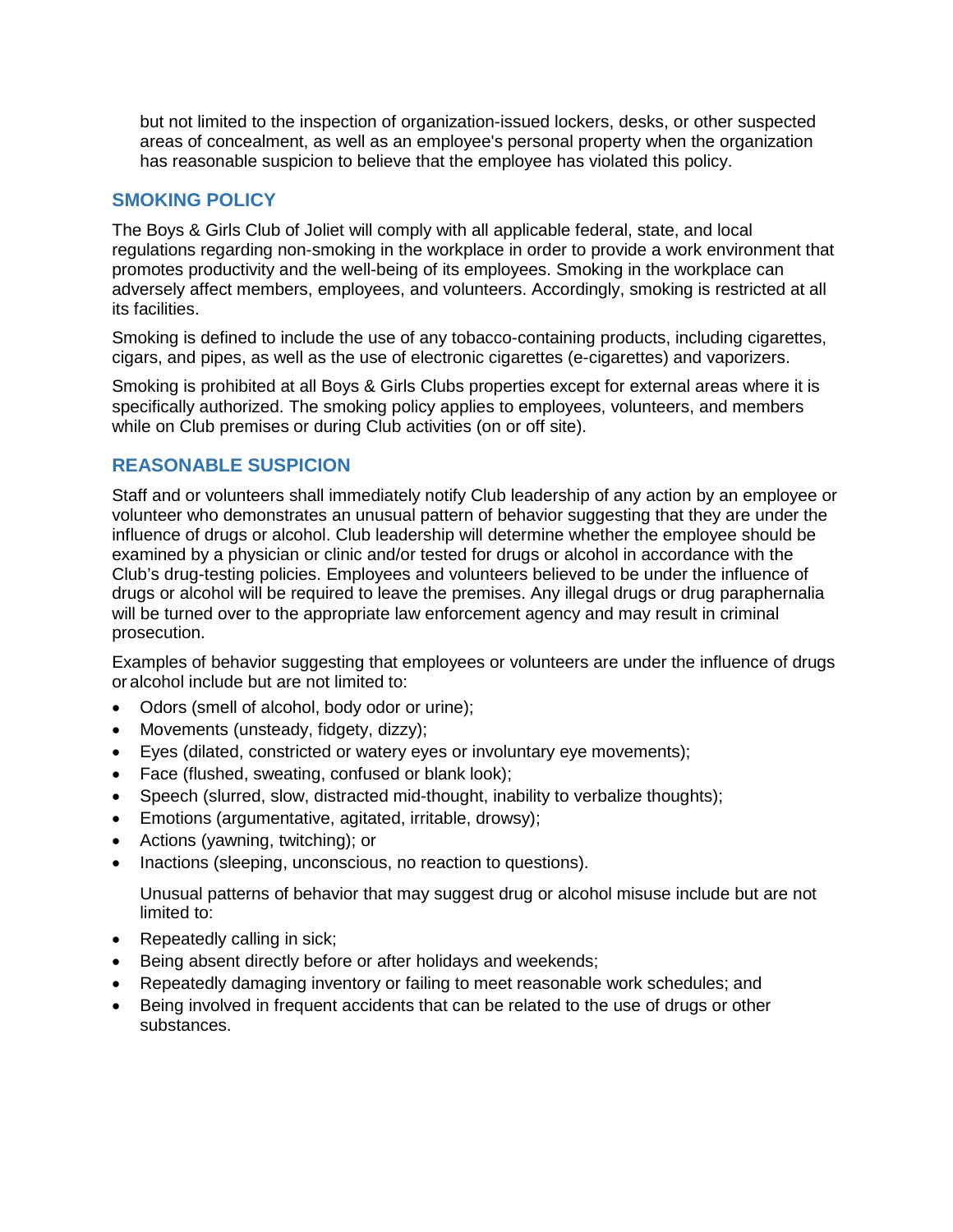but not limited to the inspection of organization-issued lockers, desks, or other suspected areas of concealment, as well as an employee's personal property when the organization has reasonable suspicion to believe that the employee has violated this policy.

## SMOKING POLICY

The Boys & Girls Club of Joliet will comply with all applicable federal, state, and local regulations regarding non-smoking in the workplace in order to provide a work environment that promotes productivity and the well-being of its employees. Smoking in the workplace can adversely affect members, employees, and volunteers. Accordingly, smoking is restricted at all its facilities.

Smoking is defined to include the use of any tobacco-containing products, including cigarettes, cigars, and pipes, as well as the use of electronic cigarettes (e-cigarettes) and vaporizers.

Smoking is prohibited at all Boys & Girls Clubs properties except for external areas where it is specifically authorized. The smoking policy applies to employees, volunteers, and members while on Club premises or during Club activities (on or off site).

## REASONABLE SUSPICION

Staff and or volunteers shall immediately notify Club leadership of any action by an employee or volunteer who demonstrates an unusual pattern of behavior suggesting that they are under the influence of drugs or alcohol. Club leadership will determine whether the employee should be examined by a physician or clinic and/or tested for drugs or alcohol in accordance with the Club's drug-testing policies. Employees and volunteers believed to be under the influence of drugs or alcohol will be required to leave the premises. Any illegal drugs or drug paraphernalia will be turned over to the appropriate law enforcement agency and may result in criminal prosecution.

Examples of behavior suggesting that employees or volunteers are under the influence of drugs or alcohol include but are not limited to:

- Odors (smell of alcohol, body odor or urine);
- Movements (unsteady, fidgety, dizzy);
- Eyes (dilated, constricted or watery eyes or involuntary eye movements);
- Face (flushed, sweating, confused or blank look);
- Speech (slurred, slow, distracted mid-thought, inability to verbalize thoughts);
- Emotions (argumentative, agitated, irritable, drowsy);
- Actions (yawning, twitching); or
- Inactions (sleeping, unconscious, no reaction to questions).

Unusual patterns of behavior that may suggest drug or alcohol misuse include but are not limited to:

- Repeatedly calling in sick;
- Being absent directly before or after holidays and weekends;
- Repeatedly damaging inventory or failing to meet reasonable work schedules; and
- Being involved in frequent accidents that can be related to the use of drugs or other substances.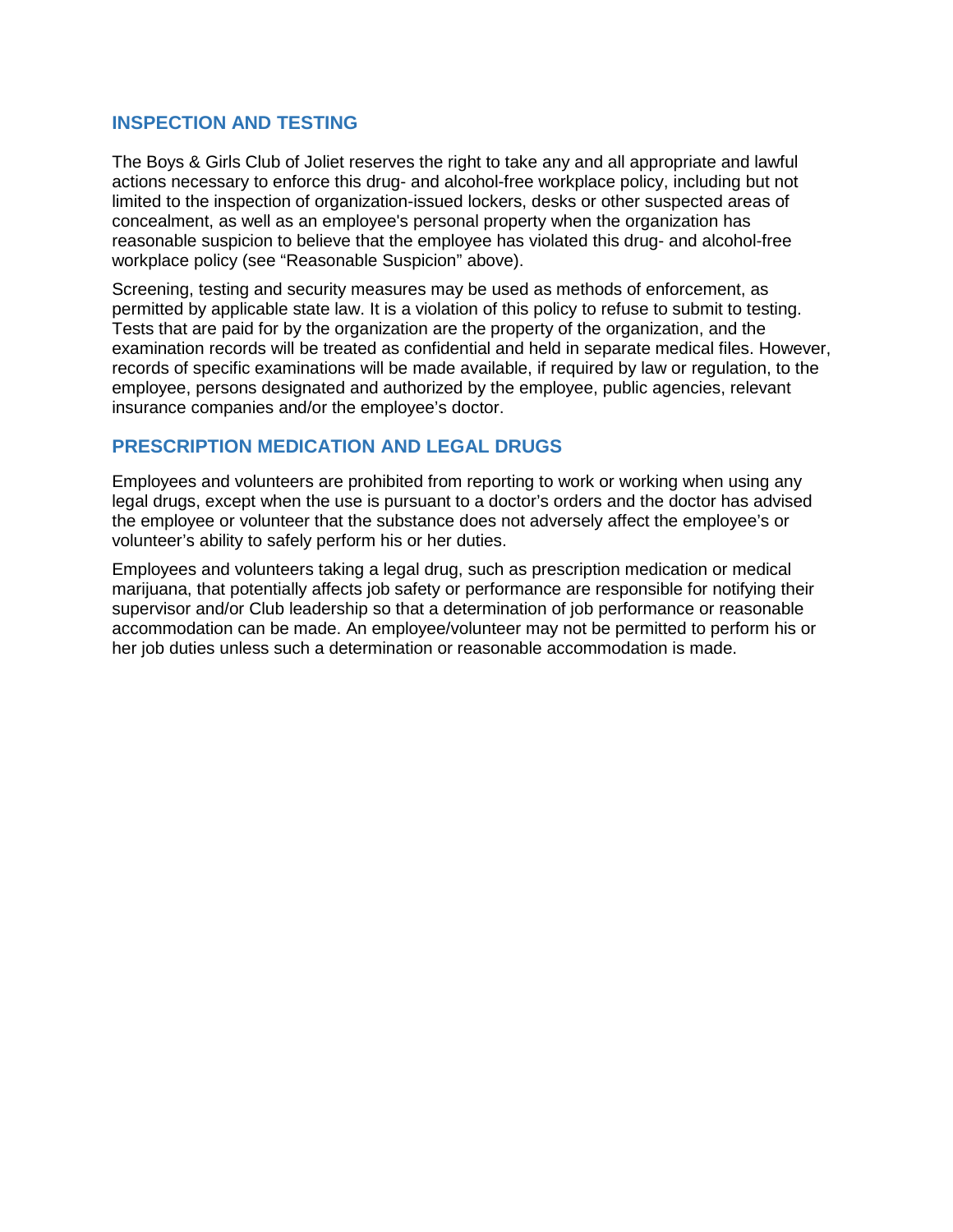## INSPECTION AND TESTING

The Boys & Girls Club of Joliet reserves the right to take any and all appropriate and lawful actions necessary to enforce this drug- and alcohol-free workplace policy, including but not limited to the inspection of organization-issued lockers, desks or other suspected areas of concealment, as well as an employee's personal property when the organization has reasonable suspicion to believe that the employee has violated this drug- and alcohol-free workplace policy (see "Reasonable Suspicion" above).

Screening, testing and security measures may be used as methods of enforcement, as permitted by applicable state law. It is a violation of this policy to refuse to submit to testing. Tests that are paid for by the organization are the property of the organization, and the examination records will be treated as confidential and held in separate medical files. However, records of specific examinations will be made available, if required by law or regulation, to the employee, persons designated and authorized by the employee, public agencies, relevant insurance companies and/or the employee's doctor.

## PRESCRIPTION MEDICATION AND LEGAL DRUGS

Employees and volunteers are prohibited from reporting to work or working when using any legal drugs, except when the use is pursuant to a doctor's orders and the doctor has advised the employee or volunteer that the substance does not adversely affect the employee's or volunteer's ability to safely perform his or her duties.

Employees and volunteers taking a legal drug, such as prescription medication or medical marijuana, that potentially affects job safety or performance are responsible for notifying their supervisor and/or Club leadership so that a determination of job performance or reasonable accommodation can be made. An employee/volunteer may not be permitted to perform his or her job duties unless such a determination or reasonable accommodation is made.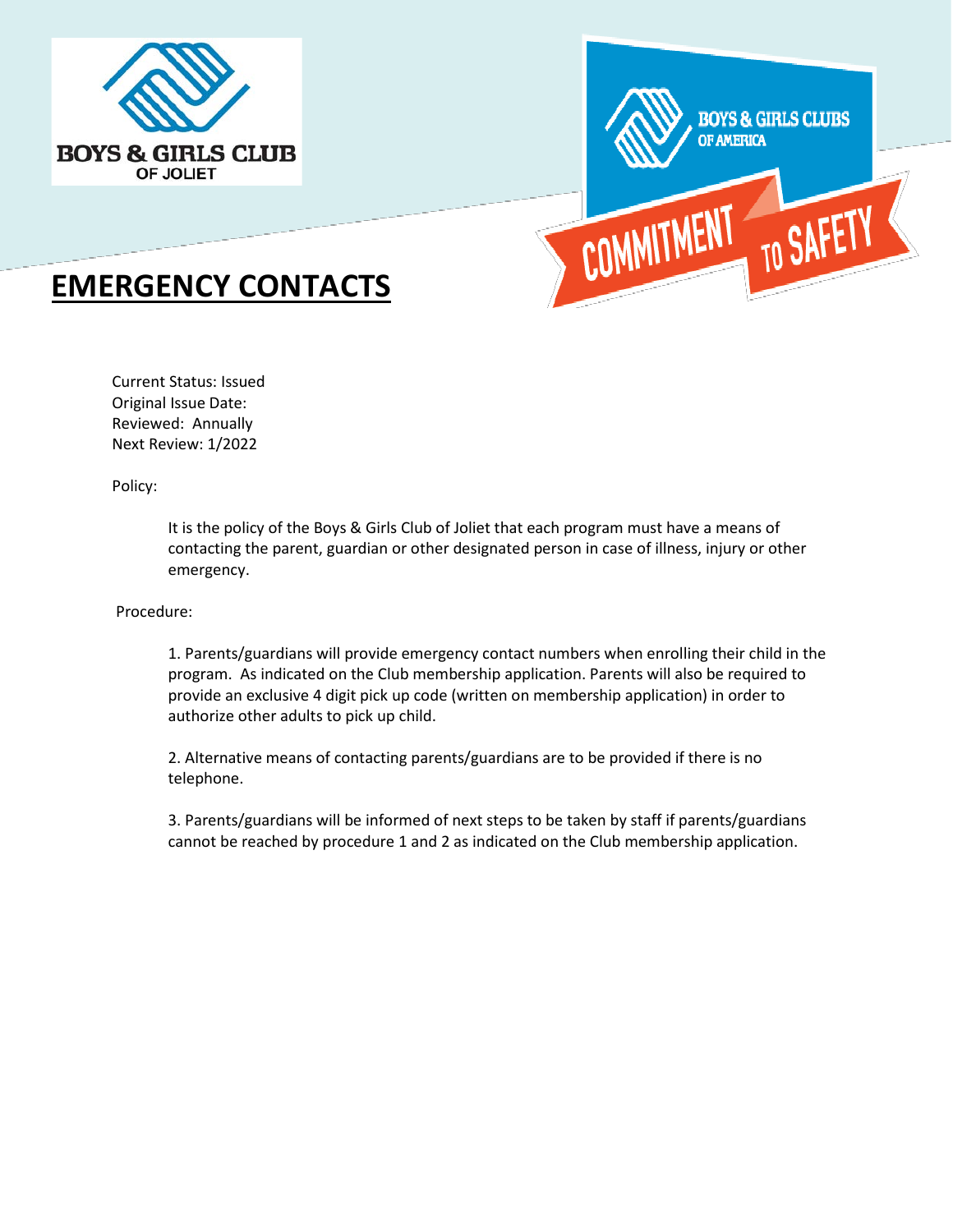# EMERGENCY CONTACTS

Current Status: Issued
Original Issue Date:
Reviewed: Annually
Next Review: 1/2022

Policy:

It is the policy of the Boys & Girls Club of Joliet that each program must have a means of contacting the parent, guardian or other designated person in case of illness, injury or other emergency.

Procedure:

1. Parents/guardians will provide emergency contact numbers when enrolling their child in the program. As indicated on the Club membership application. Parents will also be required to provide an exclusive 4 digit pick up code (written on membership application) in order to authorize other adults to pick up child.

2. Alternative means of contacting parents/guardians are to be provided if there is no telephone.

3. Parents/guardians will be informed of next steps to be taken by staff if parents/guardians cannot be reached by procedure 1 and 2 as indicated on the Club membership application.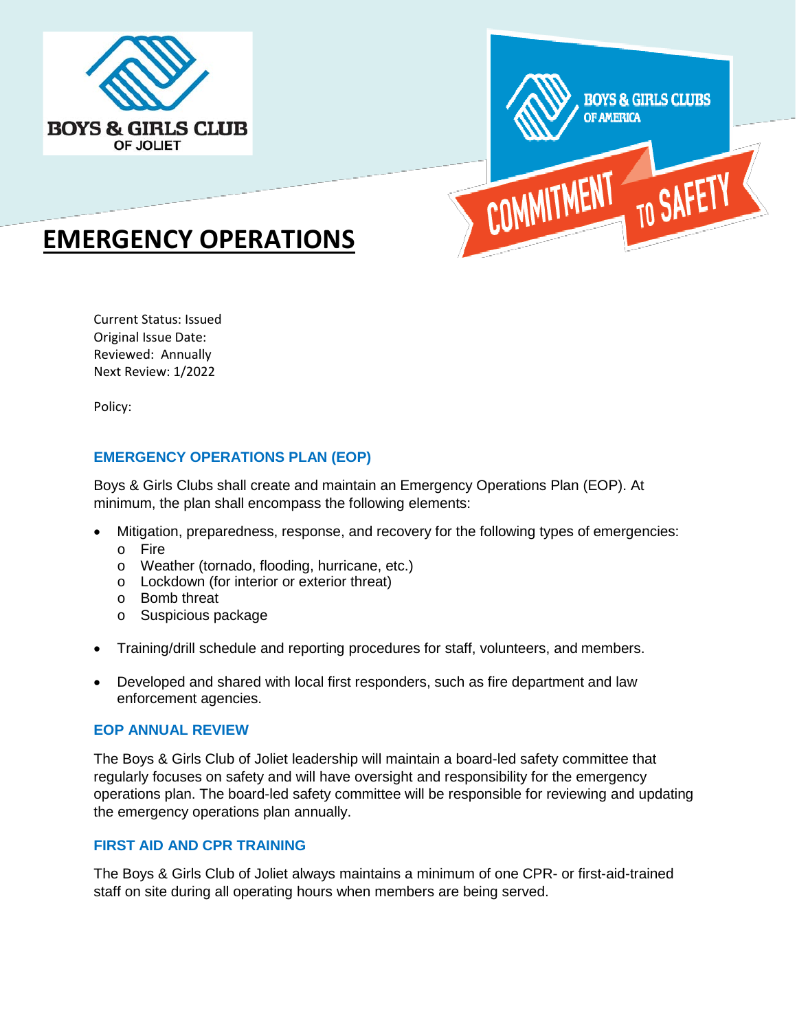# EMERGENCY OPERATIONS

Current Status: Issued
Original Issue Date:
Reviewed: Annually
Next Review: 1/2022

Policy:

## EMERGENCY OPERATIONS PLAN (EOP)

Boys & Girls Clubs shall create and maintain an Emergency Operations Plan (EOP). At minimum, the plan shall encompass the following elements:

- Mitigation, preparedness, response, and recovery for the following types of emergencies:
  - Fire
  - Weather (tornado, flooding, hurricane, etc.)
  - Lockdown (for interior or exterior threat)
  - Bomb threat
  - Suspicious package
- Training/drill schedule and reporting procedures for staff, volunteers, and members.
- Developed and shared with local first responders, such as fire department and law enforcement agencies.

## EOP ANNUAL REVIEW

The Boys & Girls Club of Joliet leadership will maintain a board-led safety committee that regularly focuses on safety and will have oversight and responsibility for the emergency operations plan. The board-led safety committee will be responsible for reviewing and updating the emergency operations plan annually.

## FIRST AID AND CPR TRAINING

The Boys & Girls Club of Joliet always maintains a minimum of one CPR- or first-aid-trained staff on site during all operating hours when members are being served.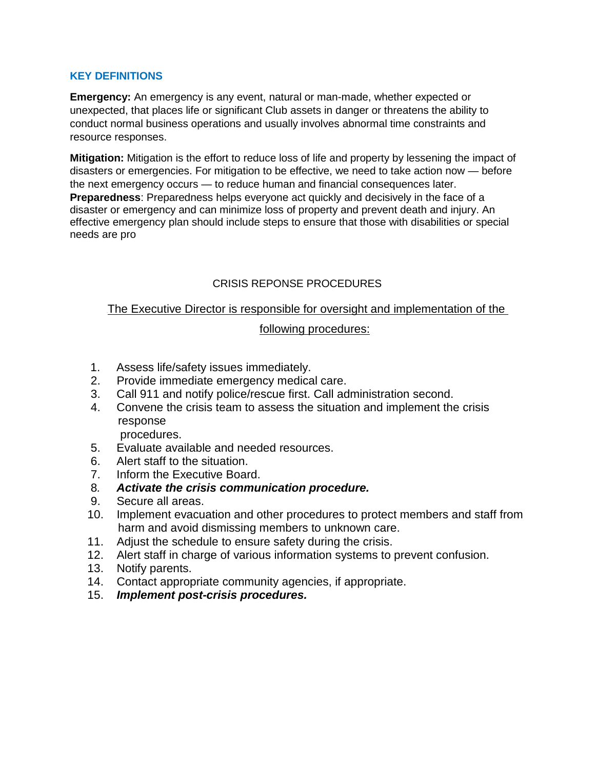## KEY DEFINITIONS

**Emergency:** An emergency is any event, natural or man-made, whether expected or unexpected, that places life or significant Club assets in danger or threatens the ability to conduct normal business operations and usually involves abnormal time constraints and resource responses.

**Mitigation:** Mitigation is the effort to reduce loss of life and property by lessening the impact of disasters or emergencies. For mitigation to be effective, we need to take action now — before the next emergency occurs — to reduce human and financial consequences later.

**Preparedness**: Preparedness helps everyone act quickly and decisively in the face of a disaster or emergency and can minimize loss of property and prevent death and injury. An effective emergency plan should include steps to ensure that those with disabilities or special needs are pro

CRISIS REPONSE PROCEDURES

The Executive Director is responsible for oversight and implementation of the following procedures:

1. Assess life/safety issues immediately.
2. Provide immediate emergency medical care.
3. Call 911 and notify police/rescue first. Call administration second.
4. Convene the crisis team to assess the situation and implement the crisis response procedures.
5. Evaluate available and needed resources.
6. Alert staff to the situation.
7. Inform the Executive Board.
8. ***Activate the crisis communication procedure.***
9. Secure all areas.
10. Implement evacuation and other procedures to protect members and staff from harm and avoid dismissing members to unknown care.
11. Adjust the schedule to ensure safety during the crisis.
12. Alert staff in charge of various information systems to prevent confusion.
13. Notify parents.
14. Contact appropriate community agencies, if appropriate.
15. ***Implement post-crisis procedures.***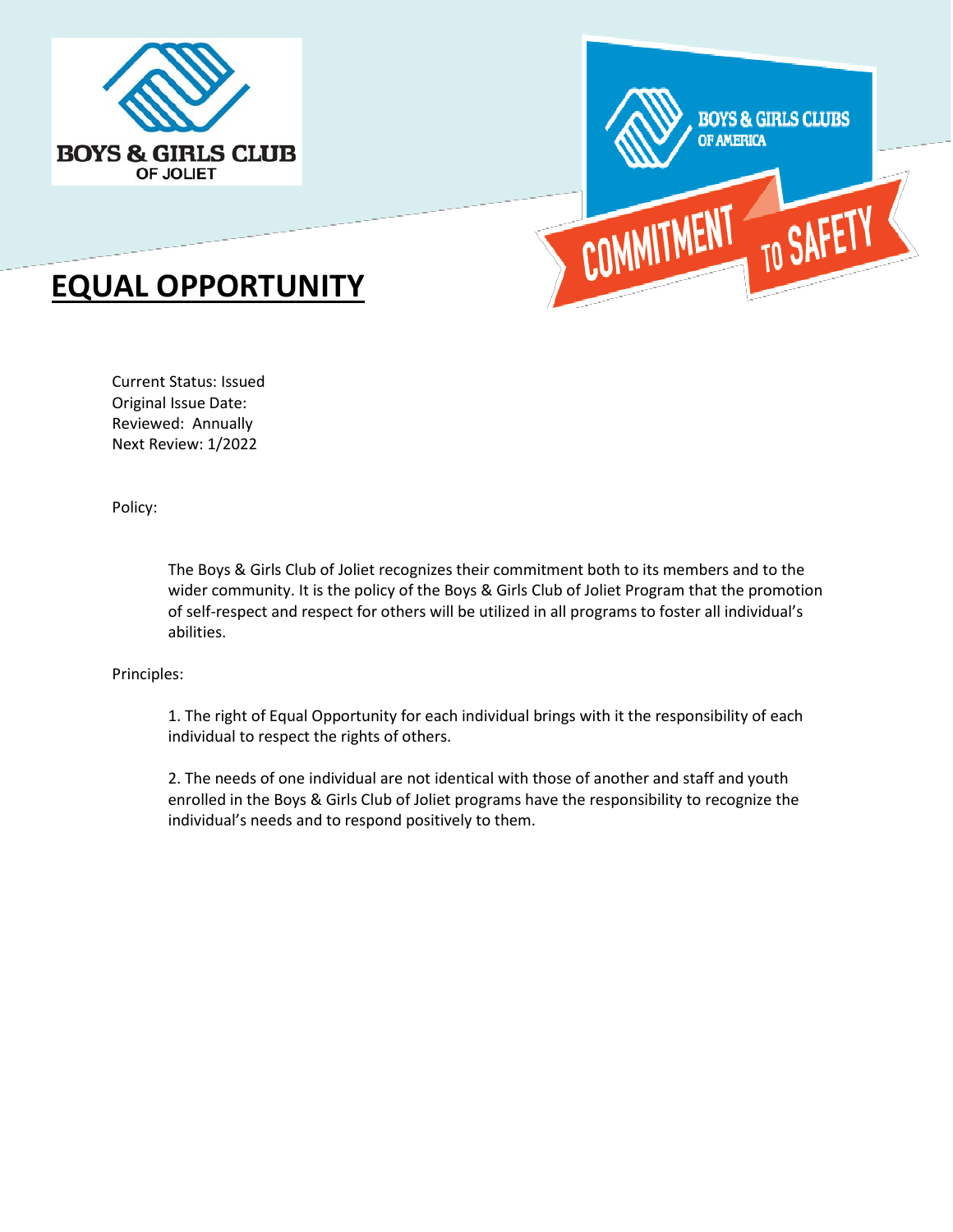# EQUAL OPPORTUNITY

Current Status: Issued
Original Issue Date:
Reviewed: Annually
Next Review: 1/2022

Policy:

The Boys & Girls Club of Joliet recognizes their commitment both to its members and to the wider community. It is the policy of the Boys & Girls Club of Joliet Program that the promotion of self-respect and respect for others will be utilized in all programs to foster all individual's abilities.

Principles:

1. The right of Equal Opportunity for each individual brings with it the responsibility of each individual to respect the rights of others.

2. The needs of one individual are not identical with those of another and staff and youth enrolled in the Boys & Girls Club of Joliet programs have the responsibility to recognize the individual's needs and to respond positively to them.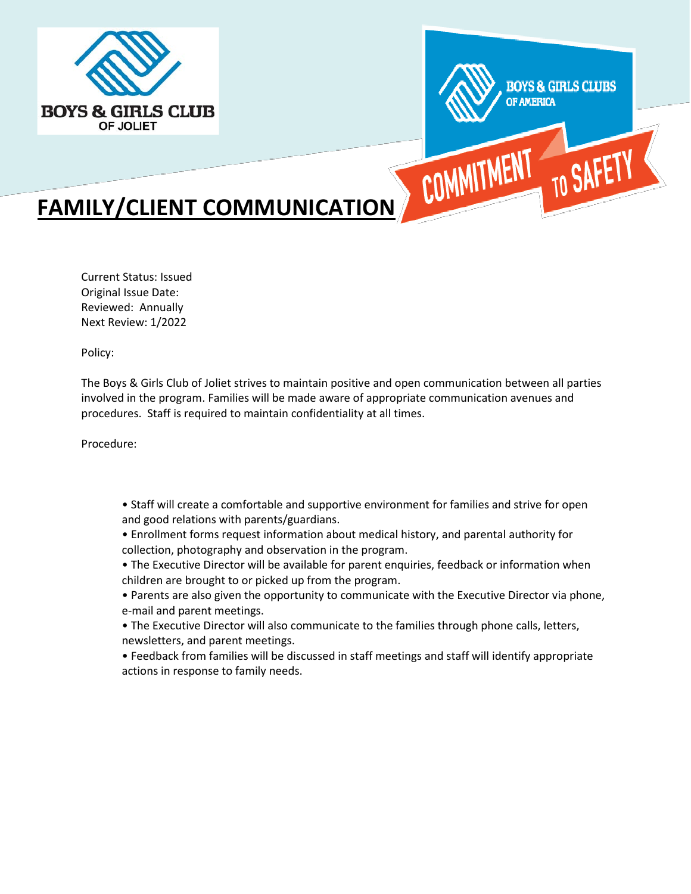# FAMILY/CLIENT COMMUNICATION

Current Status: Issued
Original Issue Date:
Reviewed: Annually
Next Review: 1/2022

Policy:

The Boys & Girls Club of Joliet strives to maintain positive and open communication between all parties involved in the program. Families will be made aware of appropriate communication avenues and procedures. Staff is required to maintain confidentiality at all times.

Procedure:

- Staff will create a comfortable and supportive environment for families and strive for open and good relations with parents/guardians.
- Enrollment forms request information about medical history, and parental authority for collection, photography and observation in the program.
- The Executive Director will be available for parent enquiries, feedback or information when children are brought to or picked up from the program.
- Parents are also given the opportunity to communicate with the Executive Director via phone, e-mail and parent meetings.
- The Executive Director will also communicate to the families through phone calls, letters, newsletters, and parent meetings.
- Feedback from families will be discussed in staff meetings and staff will identify appropriate actions in response to family needs.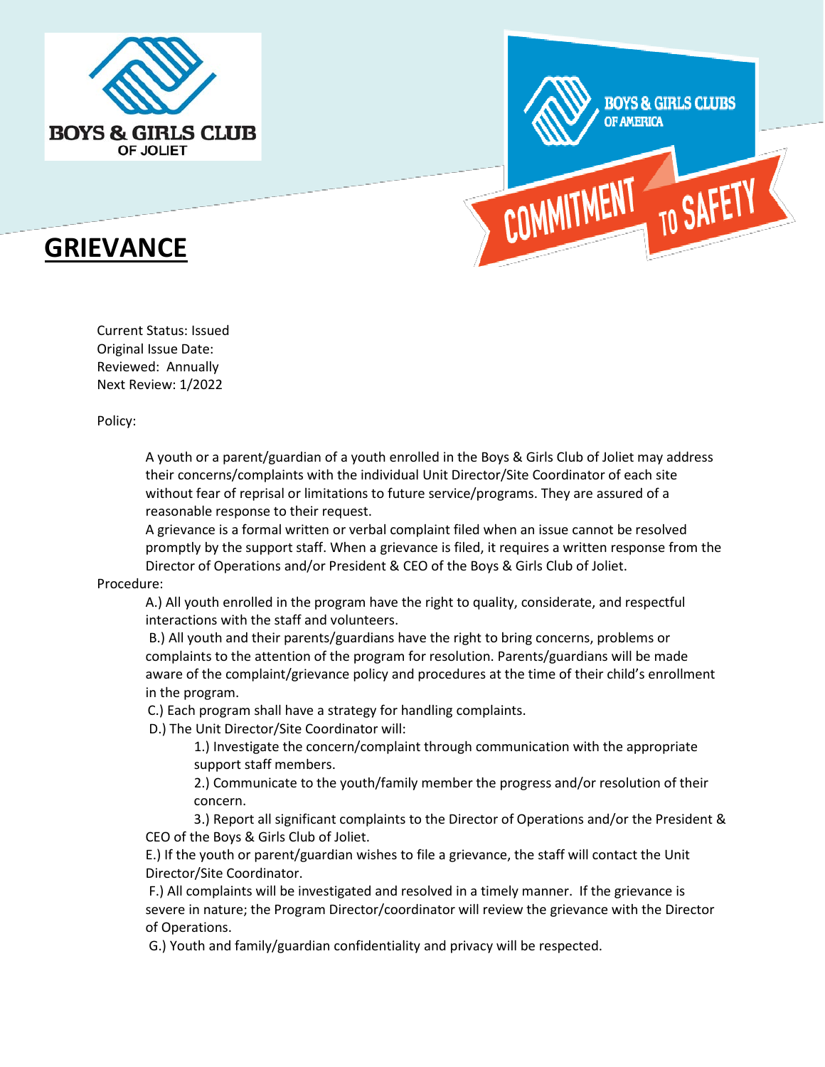# GRIEVANCE

Current Status: Issued
Original Issue Date:
Reviewed: Annually
Next Review: 1/2022

Policy:

A youth or a parent/guardian of a youth enrolled in the Boys & Girls Club of Joliet may address their concerns/complaints with the individual Unit Director/Site Coordinator of each site without fear of reprisal or limitations to future service/programs. They are assured of a reasonable response to their request.

A grievance is a formal written or verbal complaint filed when an issue cannot be resolved promptly by the support staff. When a grievance is filed, it requires a written response from the Director of Operations and/or President & CEO of the Boys & Girls Club of Joliet.

Procedure:

A.) All youth enrolled in the program have the right to quality, considerate, and respectful interactions with the staff and volunteers.

B.) All youth and their parents/guardians have the right to bring concerns, problems or complaints to the attention of the program for resolution. Parents/guardians will be made aware of the complaint/grievance policy and procedures at the time of their child's enrollment in the program.

C.) Each program shall have a strategy for handling complaints.

D.) The Unit Director/Site Coordinator will:

1.) Investigate the concern/complaint through communication with the appropriate support staff members.

2.) Communicate to the youth/family member the progress and/or resolution of their concern.

3.) Report all significant complaints to the Director of Operations and/or the President & CEO of the Boys & Girls Club of Joliet.

E.) If the youth or parent/guardian wishes to file a grievance, the staff will contact the Unit Director/Site Coordinator.

F.) All complaints will be investigated and resolved in a timely manner. If the grievance is severe in nature; the Program Director/coordinator will review the grievance with the Director of Operations.

G.) Youth and family/guardian confidentiality and privacy will be respected.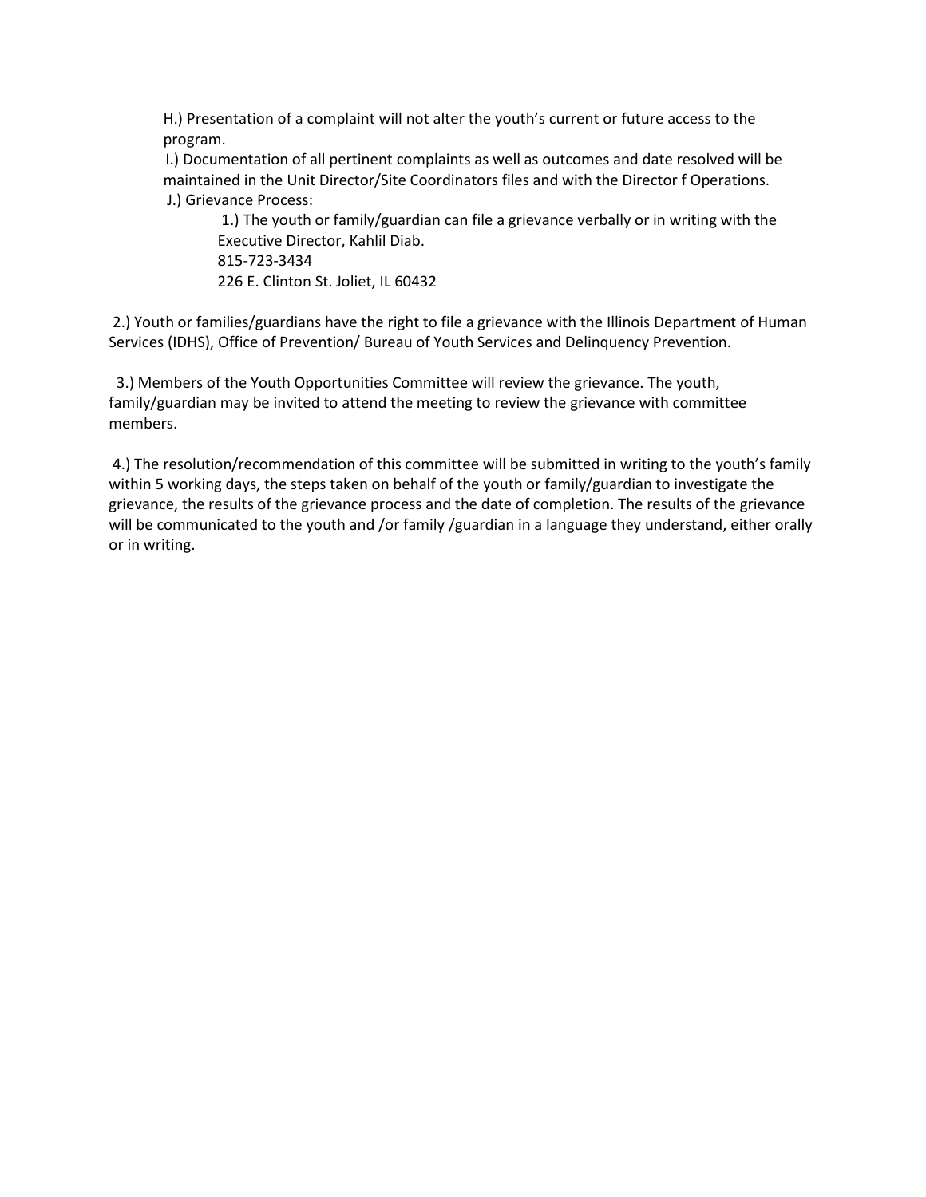H.) Presentation of a complaint will not alter the youth's current or future access to the program.

I.) Documentation of all pertinent complaints as well as outcomes and date resolved will be maintained in the Unit Director/Site Coordinators files and with the Director f Operations.

J.) Grievance Process:

1.) The youth or family/guardian can file a grievance verbally or in writing with the Executive Director, Kahlil Diab.
815-723-3434
226 E. Clinton St. Joliet, IL 60432

2.) Youth or families/guardians have the right to file a grievance with the Illinois Department of Human Services (IDHS), Office of Prevention/ Bureau of Youth Services and Delinquency Prevention.

3.) Members of the Youth Opportunities Committee will review the grievance. The youth, family/guardian may be invited to attend the meeting to review the grievance with committee members.

4.) The resolution/recommendation of this committee will be submitted in writing to the youth's family within 5 working days, the steps taken on behalf of the youth or family/guardian to investigate the grievance, the results of the grievance process and the date of completion. The results of the grievance will be communicated to the youth and /or family /guardian in a language they understand, either orally or in writing.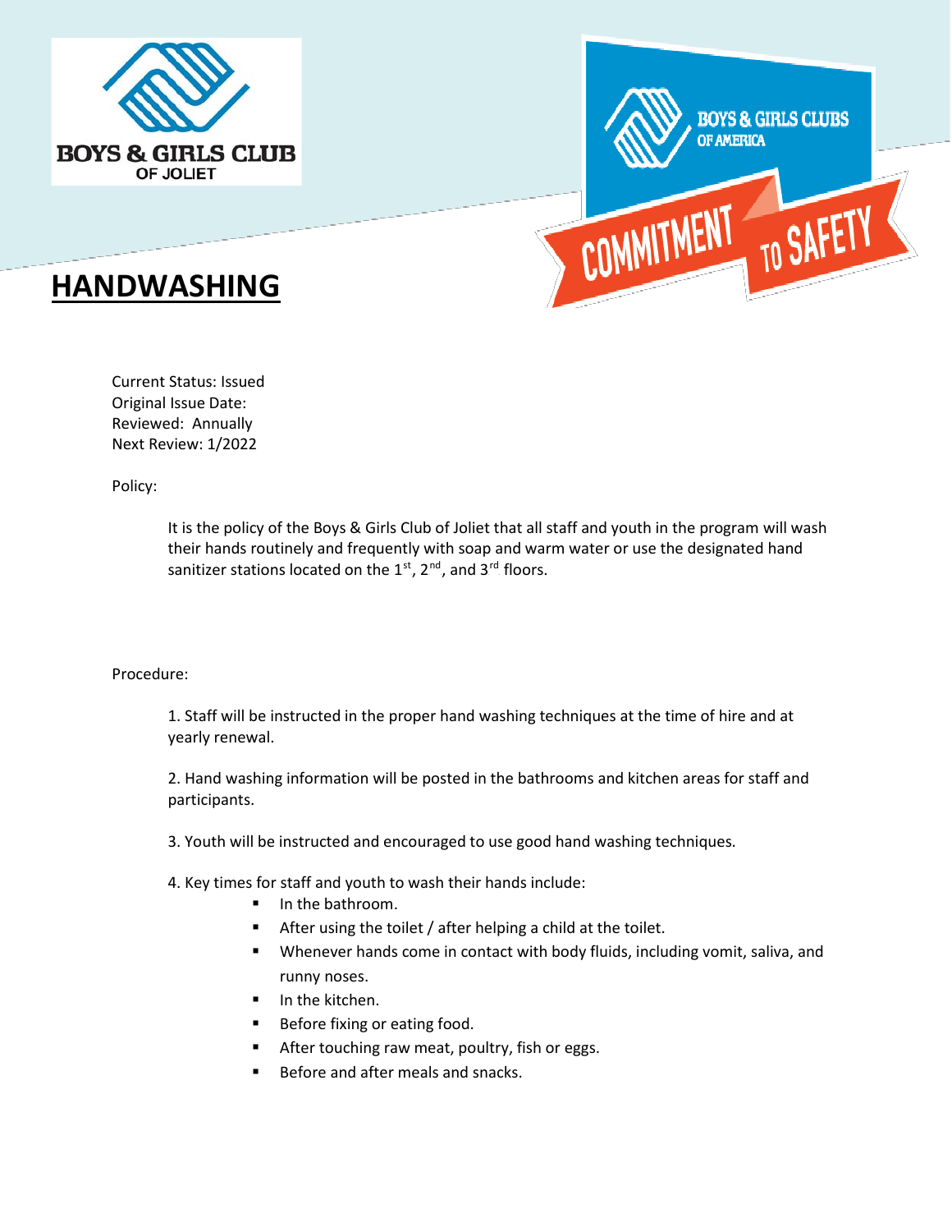# HANDWASHING

Current Status: Issued
Original Issue Date:
Reviewed: Annually
Next Review: 1/2022

Policy:

It is the policy of the Boys & Girls Club of Joliet that all staff and youth in the program will wash their hands routinely and frequently with soap and warm water or use the designated hand sanitizer stations located on the 1st, 2nd, and 3rd floors.

Procedure:

1. Staff will be instructed in the proper hand washing techniques at the time of hire and at yearly renewal.

2. Hand washing information will be posted in the bathrooms and kitchen areas for staff and participants.

3. Youth will be instructed and encouraged to use good hand washing techniques.

4. Key times for staff and youth to wash their hands include:
   - In the bathroom.
   - After using the toilet / after helping a child at the toilet.
   - Whenever hands come in contact with body fluids, including vomit, saliva, and runny noses.
   - In the kitchen.
   - Before fixing or eating food.
   - After touching raw meat, poultry, fish or eggs.
   - Before and after meals and snacks.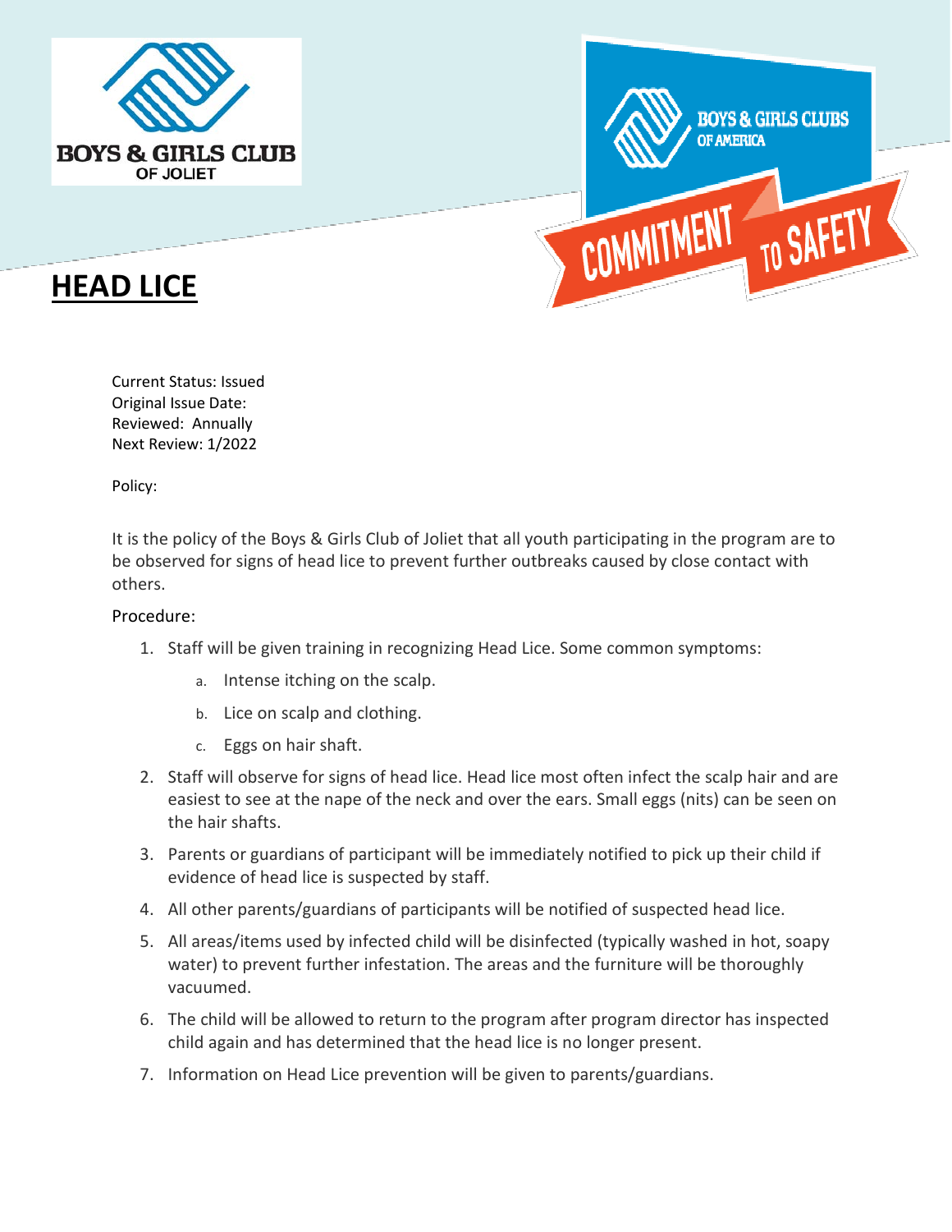# HEAD LICE

Current Status: Issued
Original Issue Date:
Reviewed: Annually
Next Review: 1/2022

Policy:

It is the policy of the Boys & Girls Club of Joliet that all youth participating in the program are to be observed for signs of head lice to prevent further outbreaks caused by close contact with others.

Procedure:

1. Staff will be given training in recognizing Head Lice. Some common symptoms:
   a. Intense itching on the scalp.
   b. Lice on scalp and clothing.
   c. Eggs on hair shaft.
2. Staff will observe for signs of head lice. Head lice most often infect the scalp hair and are easiest to see at the nape of the neck and over the ears. Small eggs (nits) can be seen on the hair shafts.
3. Parents or guardians of participant will be immediately notified to pick up their child if evidence of head lice is suspected by staff.
4. All other parents/guardians of participants will be notified of suspected head lice.
5. All areas/items used by infected child will be disinfected (typically washed in hot, soapy water) to prevent further infestation. The areas and the furniture will be thoroughly vacuumed.
6. The child will be allowed to return to the program after program director has inspected child again and has determined that the head lice is no longer present.
7. Information on Head Lice prevention will be given to parents/guardians.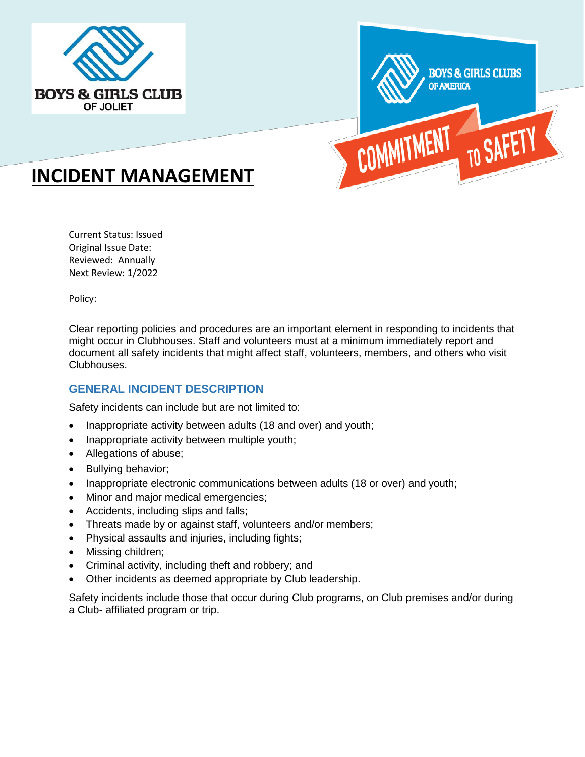BOYS & GIRLS CLUB OF JOLIET

BOYS & GIRLS CLUBS OF AMERICA

COMMITMENT TO SAFETY

# INCIDENT MANAGEMENT

Current Status: Issued
Original Issue Date:
Reviewed: Annually
Next Review: 1/2022

Policy:

Clear reporting policies and procedures are an important element in responding to incidents that might occur in Clubhouses. Staff and volunteers must at a minimum immediately report and document all safety incidents that might affect staff, volunteers, members, and others who visit Clubhouses.

## GENERAL INCIDENT DESCRIPTION

Safety incidents can include but are not limited to:

- Inappropriate activity between adults (18 and over) and youth;
- Inappropriate activity between multiple youth;
- Allegations of abuse;
- Bullying behavior;
- Inappropriate electronic communications between adults (18 or over) and youth;
- Minor and major medical emergencies;
- Accidents, including slips and falls;
- Threats made by or against staff, volunteers and/or members;
- Physical assaults and injuries, including fights;
- Missing children;
- Criminal activity, including theft and robbery; and
- Other incidents as deemed appropriate by Club leadership.

Safety incidents include those that occur during Club programs, on Club premises and/or during a Club- affiliated program or trip.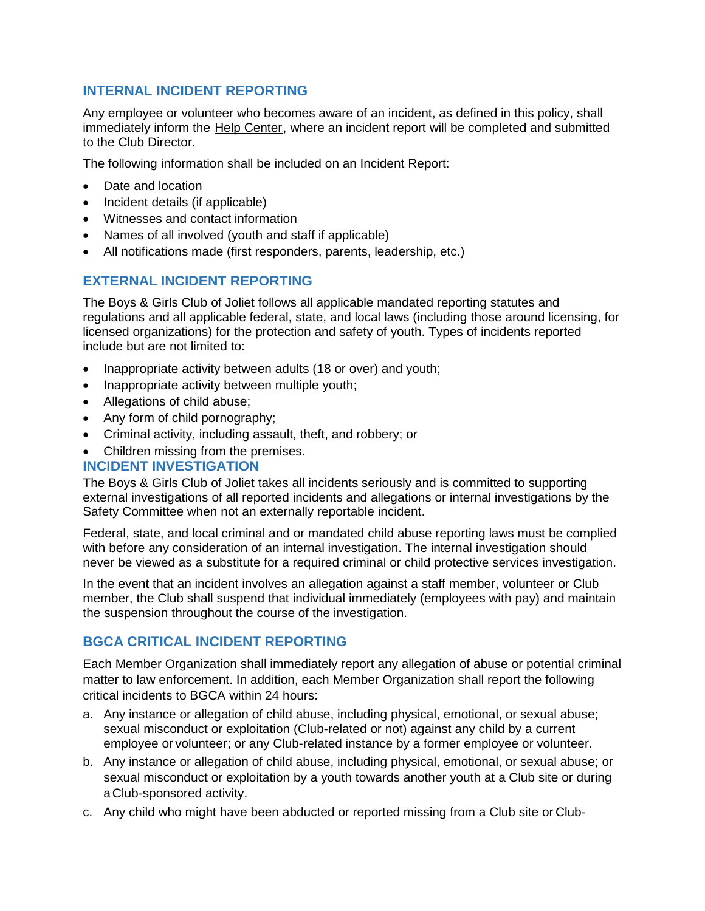## INTERNAL INCIDENT REPORTING

Any employee or volunteer who becomes aware of an incident, as defined in this policy, shall immediately inform the Help Center, where an incident report will be completed and submitted to the Club Director.

The following information shall be included on an Incident Report:

- Date and location
- Incident details (if applicable)
- Witnesses and contact information
- Names of all involved (youth and staff if applicable)
- All notifications made (first responders, parents, leadership, etc.)

## EXTERNAL INCIDENT REPORTING

The Boys & Girls Club of Joliet follows all applicable mandated reporting statutes and regulations and all applicable federal, state, and local laws (including those around licensing, for licensed organizations) for the protection and safety of youth. Types of incidents reported include but are not limited to:

- Inappropriate activity between adults (18 or over) and youth;
- Inappropriate activity between multiple youth;
- Allegations of child abuse;
- Any form of child pornography;
- Criminal activity, including assault, theft, and robbery; or
- Children missing from the premises.

## INCIDENT INVESTIGATION

The Boys & Girls Club of Joliet takes all incidents seriously and is committed to supporting external investigations of all reported incidents and allegations or internal investigations by the Safety Committee when not an externally reportable incident.

Federal, state, and local criminal and or mandated child abuse reporting laws must be complied with before any consideration of an internal investigation. The internal investigation should never be viewed as a substitute for a required criminal or child protective services investigation.

In the event that an incident involves an allegation against a staff member, volunteer or Club member, the Club shall suspend that individual immediately (employees with pay) and maintain the suspension throughout the course of the investigation.

## BGCA CRITICAL INCIDENT REPORTING

Each Member Organization shall immediately report any allegation of abuse or potential criminal matter to law enforcement. In addition, each Member Organization shall report the following critical incidents to BGCA within 24 hours:

a. Any instance or allegation of child abuse, including physical, emotional, or sexual abuse; sexual misconduct or exploitation (Club-related or not) against any child by a current employee or volunteer; or any Club-related instance by a former employee or volunteer.

b. Any instance or allegation of child abuse, including physical, emotional, or sexual abuse; or sexual misconduct or exploitation by a youth towards another youth at a Club site or during a Club-sponsored activity.

c. Any child who might have been abducted or reported missing from a Club site or Club-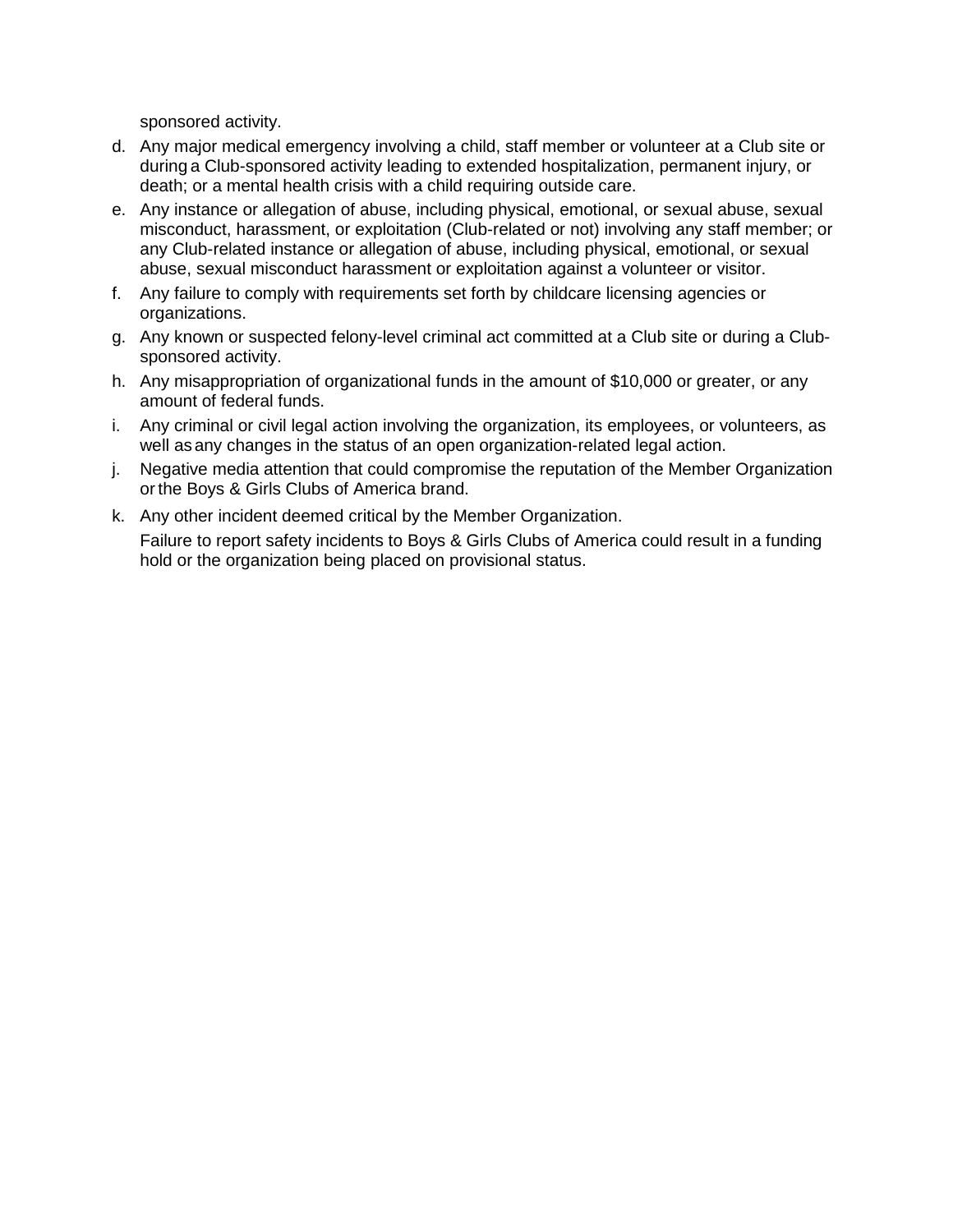sponsored activity.

d. Any major medical emergency involving a child, staff member or volunteer at a Club site or during a Club-sponsored activity leading to extended hospitalization, permanent injury, or death; or a mental health crisis with a child requiring outside care.
e. Any instance or allegation of abuse, including physical, emotional, or sexual abuse, sexual misconduct, harassment, or exploitation (Club-related or not) involving any staff member; or any Club-related instance or allegation of abuse, including physical, emotional, or sexual abuse, sexual misconduct harassment or exploitation against a volunteer or visitor.
f. Any failure to comply with requirements set forth by childcare licensing agencies or organizations.
g. Any known or suspected felony-level criminal act committed at a Club site or during a Club-sponsored activity.
h. Any misappropriation of organizational funds in the amount of $10,000 or greater, or any amount of federal funds.
i. Any criminal or civil legal action involving the organization, its employees, or volunteers, as well as any changes in the status of an open organization-related legal action.
j. Negative media attention that could compromise the reputation of the Member Organization or the Boys & Girls Clubs of America brand.
k. Any other incident deemed critical by the Member Organization.

   Failure to report safety incidents to Boys & Girls Clubs of America could result in a funding hold or the organization being placed on provisional status.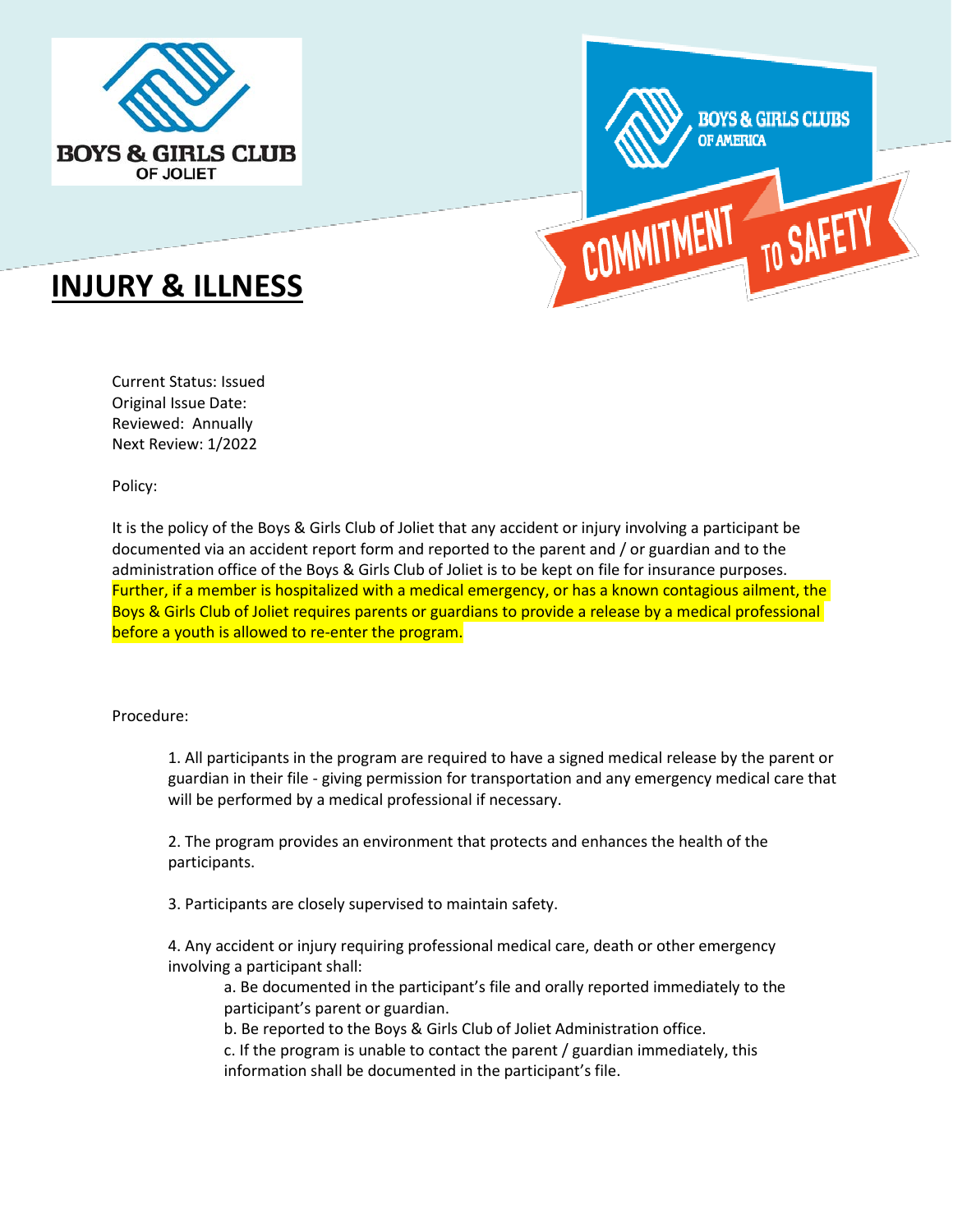# INJURY & ILLNESS

Current Status: Issued
Original Issue Date:
Reviewed: Annually
Next Review: 1/2022

Policy:

It is the policy of the Boys & Girls Club of Joliet that any accident or injury involving a participant be documented via an accident report form and reported to the parent and / or guardian and to the administration office of the Boys & Girls Club of Joliet is to be kept on file for insurance purposes. Further, if a member is hospitalized with a medical emergency, or has a known contagious ailment, the Boys & Girls Club of Joliet requires parents or guardians to provide a release by a medical professional before a youth is allowed to re-enter the program.

Procedure:

1. All participants in the program are required to have a signed medical release by the parent or guardian in their file - giving permission for transportation and any emergency medical care that will be performed by a medical professional if necessary.

2. The program provides an environment that protects and enhances the health of the participants.

3. Participants are closely supervised to maintain safety.

4. Any accident or injury requiring professional medical care, death or other emergency involving a participant shall:
   - a. Be documented in the participant's file and orally reported immediately to the participant's parent or guardian.
   - b. Be reported to the Boys & Girls Club of Joliet Administration office.
   - c. If the program is unable to contact the parent / guardian immediately, this information shall be documented in the participant's file.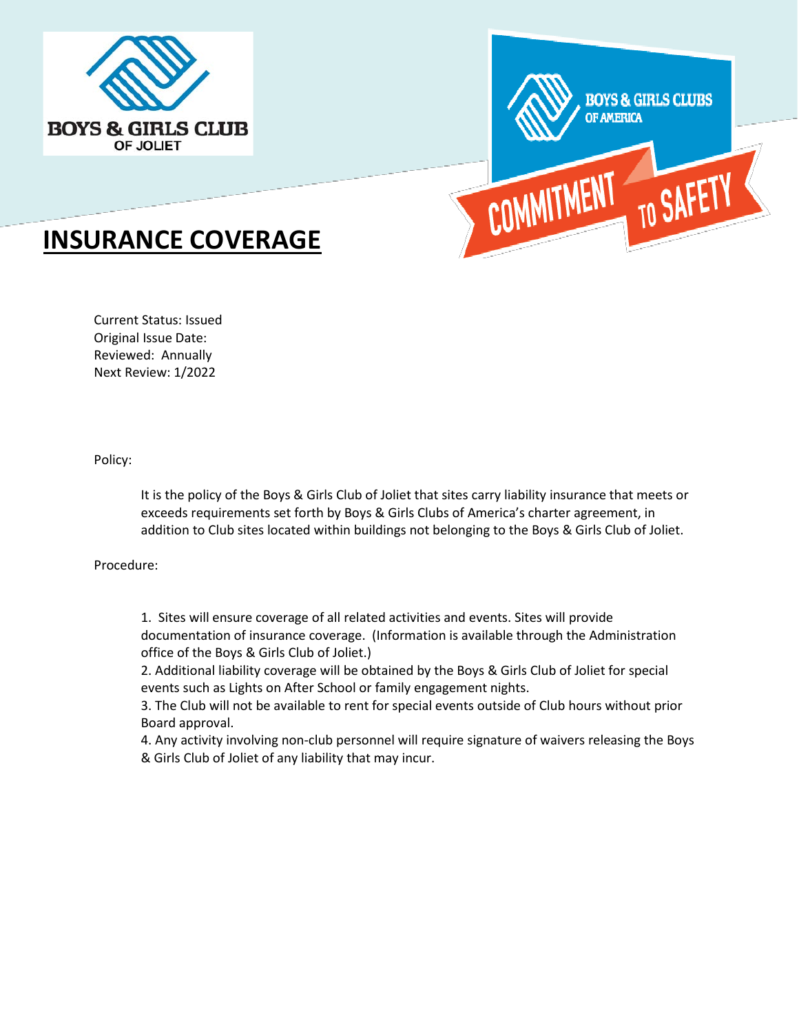# INSURANCE COVERAGE

Current Status: Issued
Original Issue Date:
Reviewed: Annually
Next Review: 1/2022

Policy:

It is the policy of the Boys & Girls Club of Joliet that sites carry liability insurance that meets or exceeds requirements set forth by Boys & Girls Clubs of America's charter agreement, in addition to Club sites located within buildings not belonging to the Boys & Girls Club of Joliet.

Procedure:

1. Sites will ensure coverage of all related activities and events. Sites will provide documentation of insurance coverage. (Information is available through the Administration office of the Boys & Girls Club of Joliet.)
2. Additional liability coverage will be obtained by the Boys & Girls Club of Joliet for special events such as Lights on After School or family engagement nights.
3. The Club will not be available to rent for special events outside of Club hours without prior Board approval.
4. Any activity involving non-club personnel will require signature of waivers releasing the Boys & Girls Club of Joliet of any liability that may incur.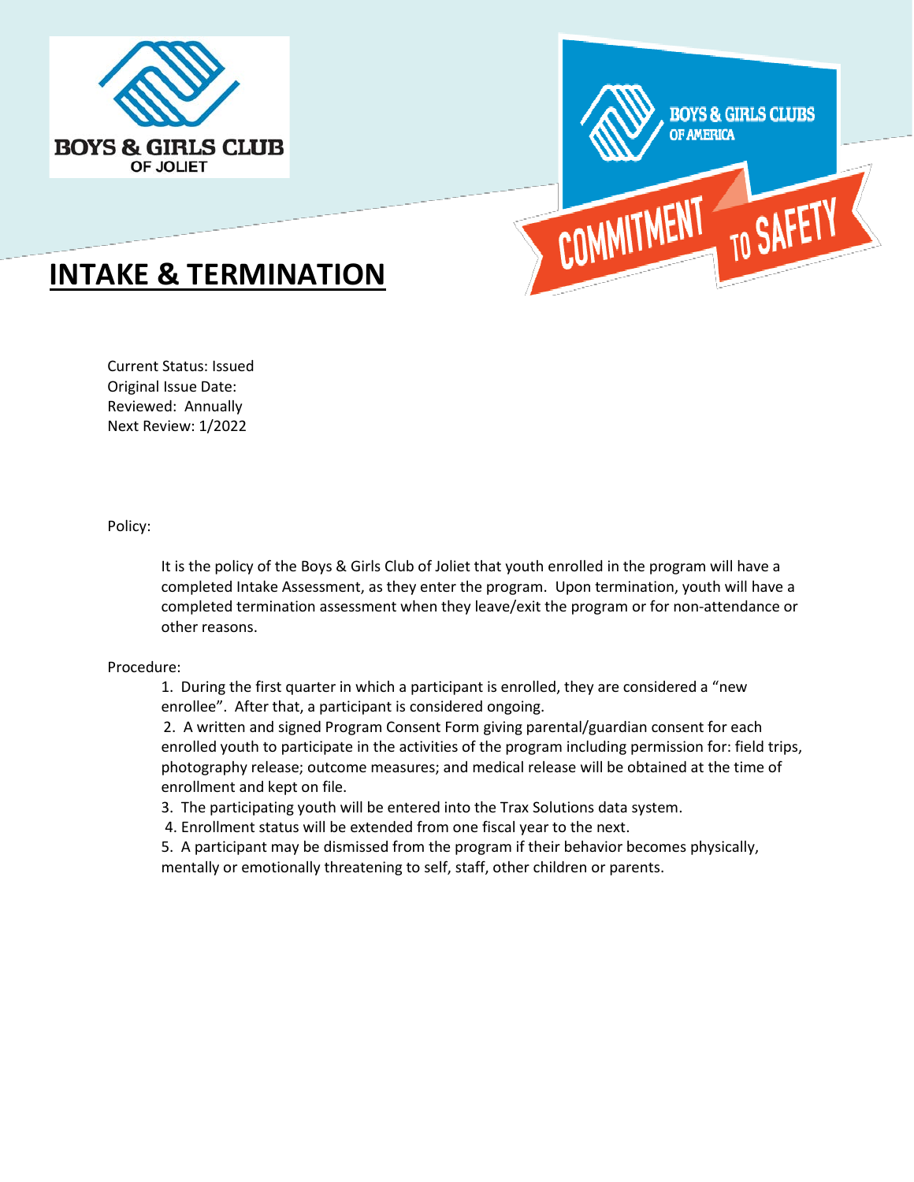# INTAKE & TERMINATION

Current Status: Issued
Original Issue Date:
Reviewed: Annually
Next Review: 1/2022

Policy:

It is the policy of the Boys & Girls Club of Joliet that youth enrolled in the program will have a completed Intake Assessment, as they enter the program. Upon termination, youth will have a completed termination assessment when they leave/exit the program or for non-attendance or other reasons.

Procedure:

1. During the first quarter in which a participant is enrolled, they are considered a "new enrollee". After that, a participant is considered ongoing.
2. A written and signed Program Consent Form giving parental/guardian consent for each enrolled youth to participate in the activities of the program including permission for: field trips, photography release; outcome measures; and medical release will be obtained at the time of enrollment and kept on file.
3. The participating youth will be entered into the Trax Solutions data system.
4. Enrollment status will be extended from one fiscal year to the next.
5. A participant may be dismissed from the program if their behavior becomes physically, mentally or emotionally threatening to self, staff, other children or parents.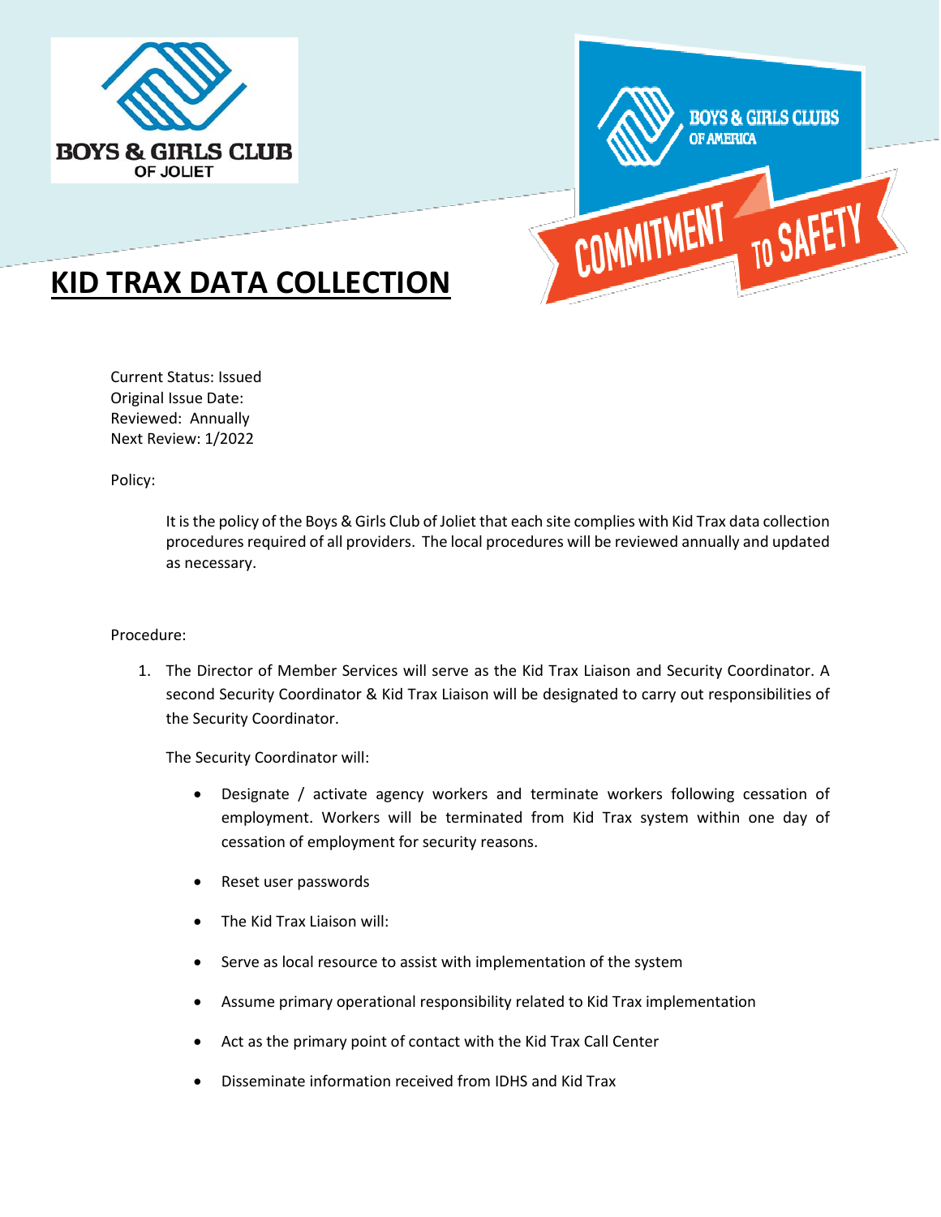# KID TRAX DATA COLLECTION

Current Status: Issued
Original Issue Date:
Reviewed: Annually
Next Review: 1/2022

Policy:

It is the policy of the Boys & Girls Club of Joliet that each site complies with Kid Trax data collection procedures required of all providers. The local procedures will be reviewed annually and updated as necessary.

Procedure:

1. The Director of Member Services will serve as the Kid Trax Liaison and Security Coordinator. A second Security Coordinator & Kid Trax Liaison will be designated to carry out responsibilities of the Security Coordinator.

   The Security Coordinator will:

   - Designate / activate agency workers and terminate workers following cessation of employment. Workers will be terminated from Kid Trax system within one day of cessation of employment for security reasons.
   - Reset user passwords
   - The Kid Trax Liaison will:
   - Serve as local resource to assist with implementation of the system
   - Assume primary operational responsibility related to Kid Trax implementation
   - Act as the primary point of contact with the Kid Trax Call Center
   - Disseminate information received from IDHS and Kid Trax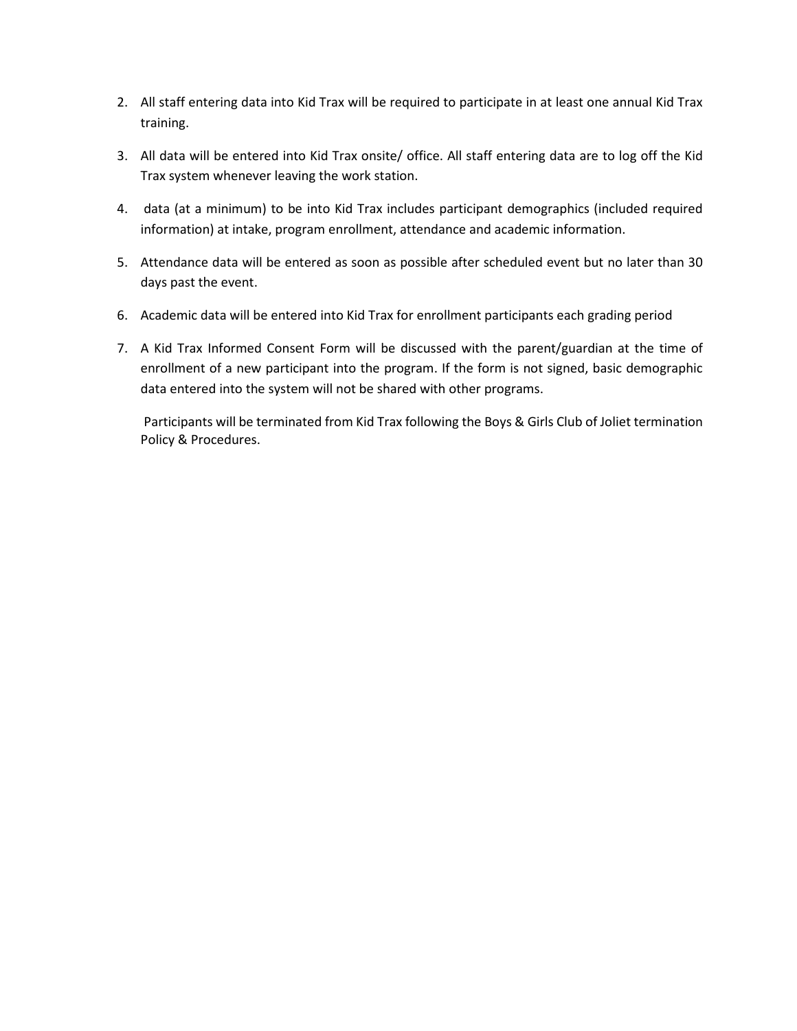2. All staff entering data into Kid Trax will be required to participate in at least one annual Kid Trax training.

3. All data will be entered into Kid Trax onsite/ office. All staff entering data are to log off the Kid Trax system whenever leaving the work station.

4. data (at a minimum) to be into Kid Trax includes participant demographics (included required information) at intake, program enrollment, attendance and academic information.

5. Attendance data will be entered as soon as possible after scheduled event but no later than 30 days past the event.

6. Academic data will be entered into Kid Trax for enrollment participants each grading period

7. A Kid Trax Informed Consent Form will be discussed with the parent/guardian at the time of enrollment of a new participant into the program. If the form is not signed, basic demographic data entered into the system will not be shared with other programs.

   Participants will be terminated from Kid Trax following the Boys & Girls Club of Joliet termination Policy & Procedures.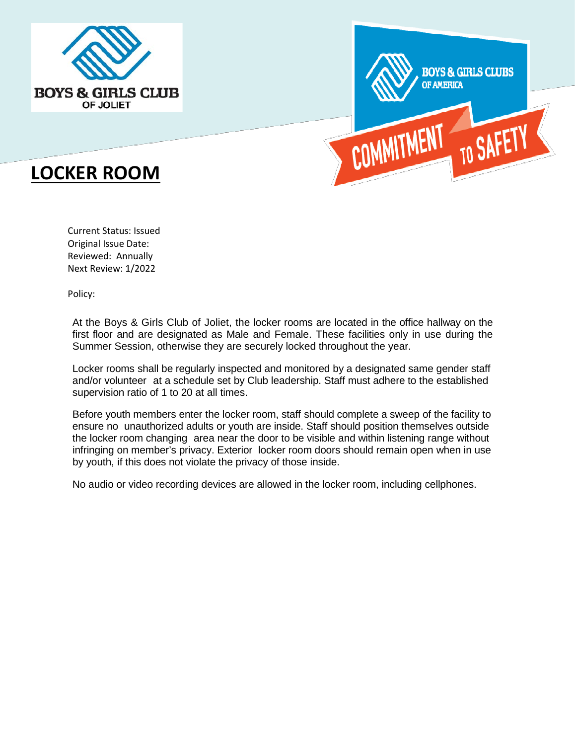# LOCKER ROOM

Current Status: Issued
Original Issue Date:
Reviewed: Annually
Next Review: 1/2022

Policy:

At the Boys & Girls Club of Joliet, the locker rooms are located in the office hallway on the first floor and are designated as Male and Female. These facilities only in use during the Summer Session, otherwise they are securely locked throughout the year.

Locker rooms shall be regularly inspected and monitored by a designated same gender staff and/or volunteer at a schedule set by Club leadership. Staff must adhere to the established supervision ratio of 1 to 20 at all times.

Before youth members enter the locker room, staff should complete a sweep of the facility to ensure no unauthorized adults or youth are inside. Staff should position themselves outside the locker room changing area near the door to be visible and within listening range without infringing on member's privacy. Exterior locker room doors should remain open when in use by youth, if this does not violate the privacy of those inside.

No audio or video recording devices are allowed in the locker room, including cellphones.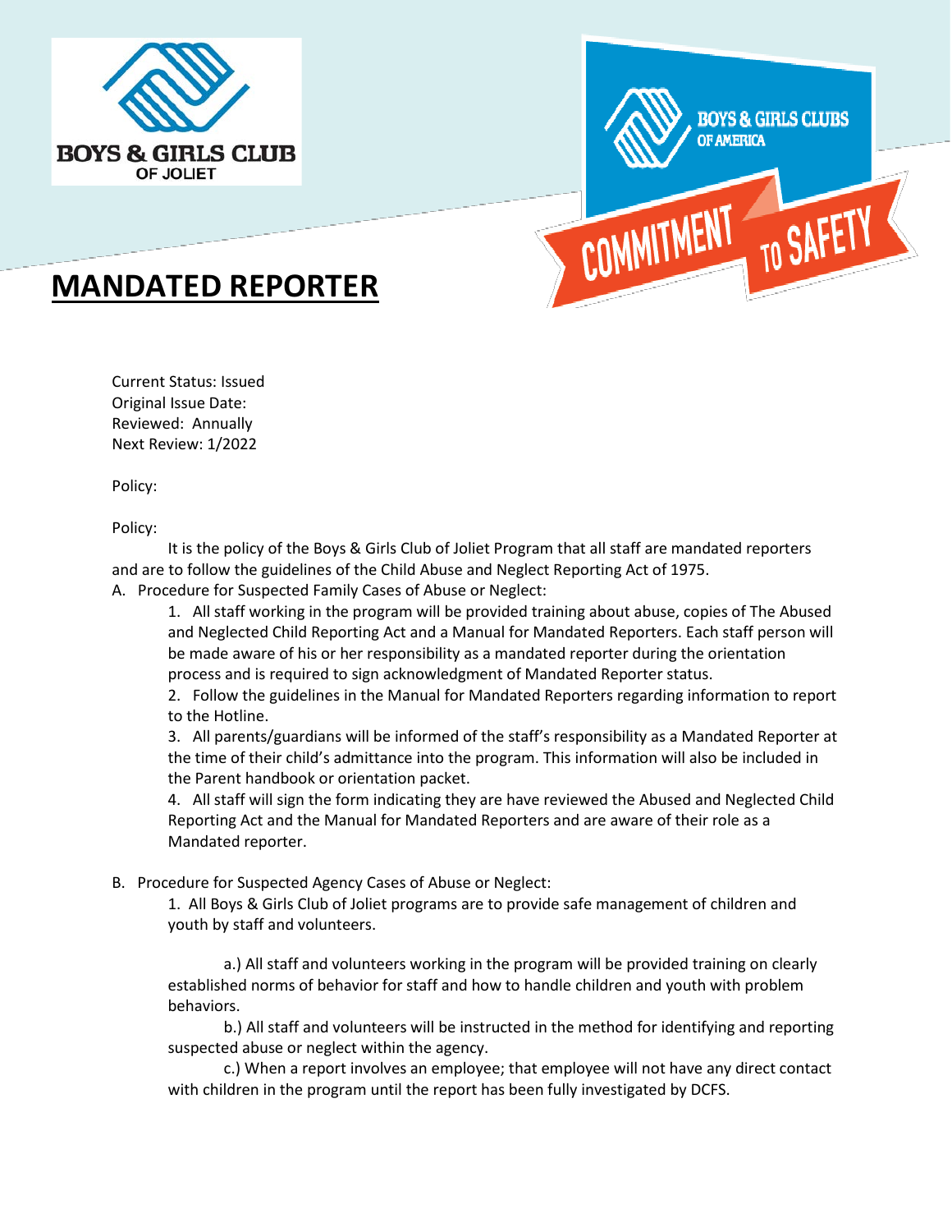BOYS & GIRLS CLUB OF JOLIET

BOYS & GIRLS CLUBS OF AMERICA

COMMITMENT TO SAFETY

# MANDATED REPORTER

Current Status: Issued
Original Issue Date:
Reviewed: Annually
Next Review: 1/2022

Policy:

Policy:

It is the policy of the Boys & Girls Club of Joliet Program that all staff are mandated reporters and are to follow the guidelines of the Child Abuse and Neglect Reporting Act of 1975.

A. Procedure for Suspected Family Cases of Abuse or Neglect:

1. All staff working in the program will be provided training about abuse, copies of The Abused and Neglected Child Reporting Act and a Manual for Mandated Reporters. Each staff person will be made aware of his or her responsibility as a mandated reporter during the orientation process and is required to sign acknowledgment of Mandated Reporter status.
2. Follow the guidelines in the Manual for Mandated Reporters regarding information to report to the Hotline.
3. All parents/guardians will be informed of the staff's responsibility as a Mandated Reporter at the time of their child's admittance into the program. This information will also be included in the Parent handbook or orientation packet.
4. All staff will sign the form indicating they are have reviewed the Abused and Neglected Child Reporting Act and the Manual for Mandated Reporters and are aware of their role as a Mandated reporter.

B. Procedure for Suspected Agency Cases of Abuse or Neglect:

1. All Boys & Girls Club of Joliet programs are to provide safe management of children and youth by staff and volunteers.

a.) All staff and volunteers working in the program will be provided training on clearly established norms of behavior for staff and how to handle children and youth with problem behaviors.

b.) All staff and volunteers will be instructed in the method for identifying and reporting suspected abuse or neglect within the agency.

c.) When a report involves an employee; that employee will not have any direct contact with children in the program until the report has been fully investigated by DCFS.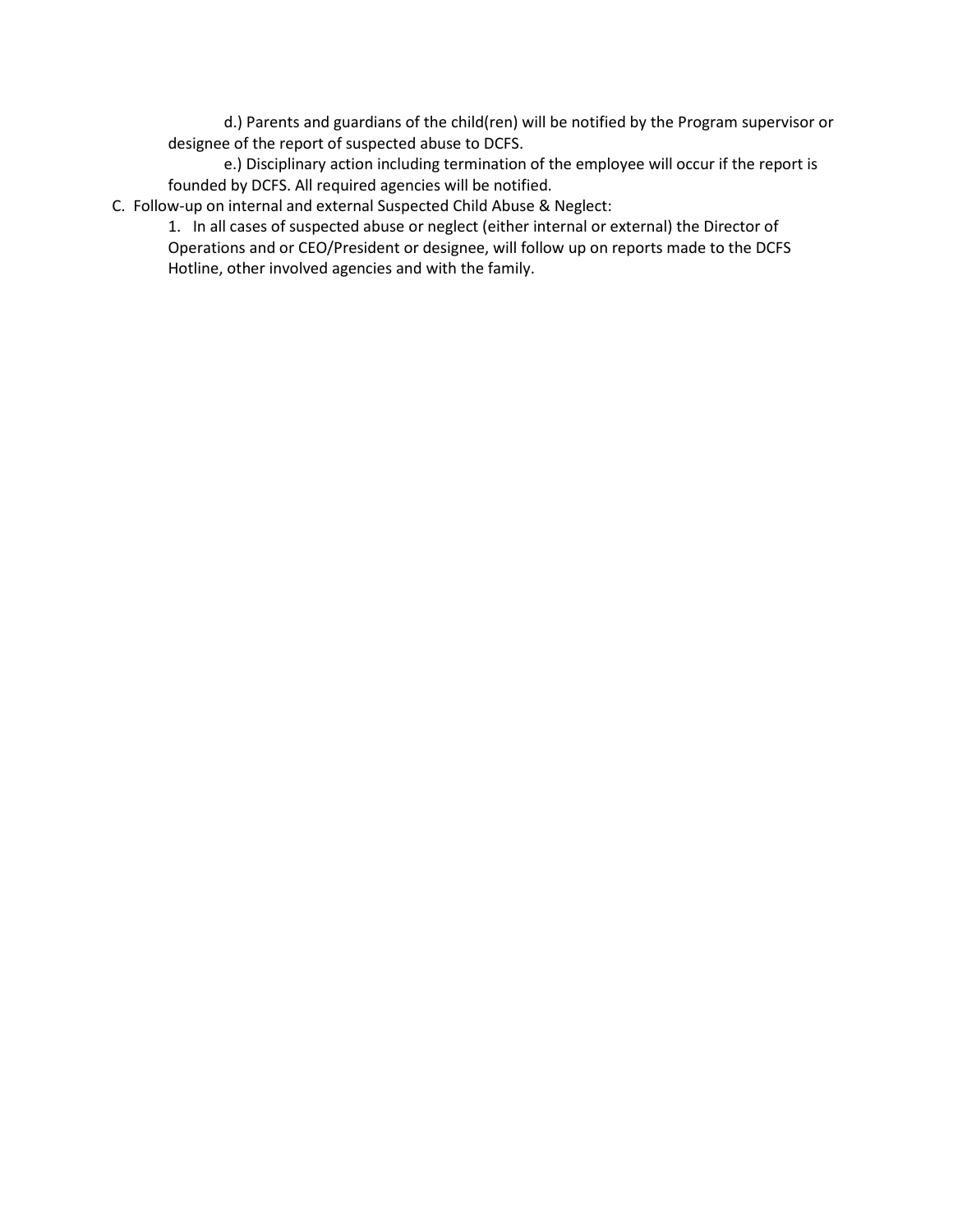d.) Parents and guardians of the child(ren) will be notified by the Program supervisor or designee of the report of suspected abuse to DCFS.

e.) Disciplinary action including termination of the employee will occur if the report is founded by DCFS. All required agencies will be notified.

C. Follow-up on internal and external Suspected Child Abuse & Neglect:

1. In all cases of suspected abuse or neglect (either internal or external) the Director of Operations and or CEO/President or designee, will follow up on reports made to the DCFS Hotline, other involved agencies and with the family.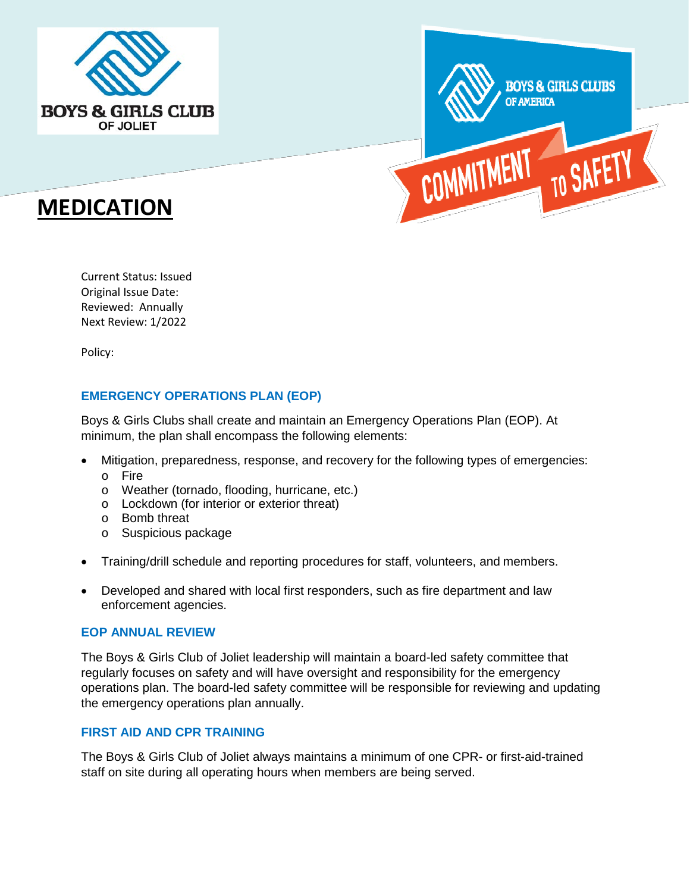# MEDICATION

Current Status: Issued
Original Issue Date:
Reviewed: Annually
Next Review: 1/2022

Policy:

### EMERGENCY OPERATIONS PLAN (EOP)

Boys & Girls Clubs shall create and maintain an Emergency Operations Plan (EOP). At minimum, the plan shall encompass the following elements:

- Mitigation, preparedness, response, and recovery for the following types of emergencies:
  - Fire
  - Weather (tornado, flooding, hurricane, etc.)
  - Lockdown (for interior or exterior threat)
  - Bomb threat
  - Suspicious package
- Training/drill schedule and reporting procedures for staff, volunteers, and members.
- Developed and shared with local first responders, such as fire department and law enforcement agencies.

### EOP ANNUAL REVIEW

The Boys & Girls Club of Joliet leadership will maintain a board-led safety committee that regularly focuses on safety and will have oversight and responsibility for the emergency operations plan. The board-led safety committee will be responsible for reviewing and updating the emergency operations plan annually.

### FIRST AID AND CPR TRAINING

The Boys & Girls Club of Joliet always maintains a minimum of one CPR- or first-aid-trained staff on site during all operating hours when members are being served.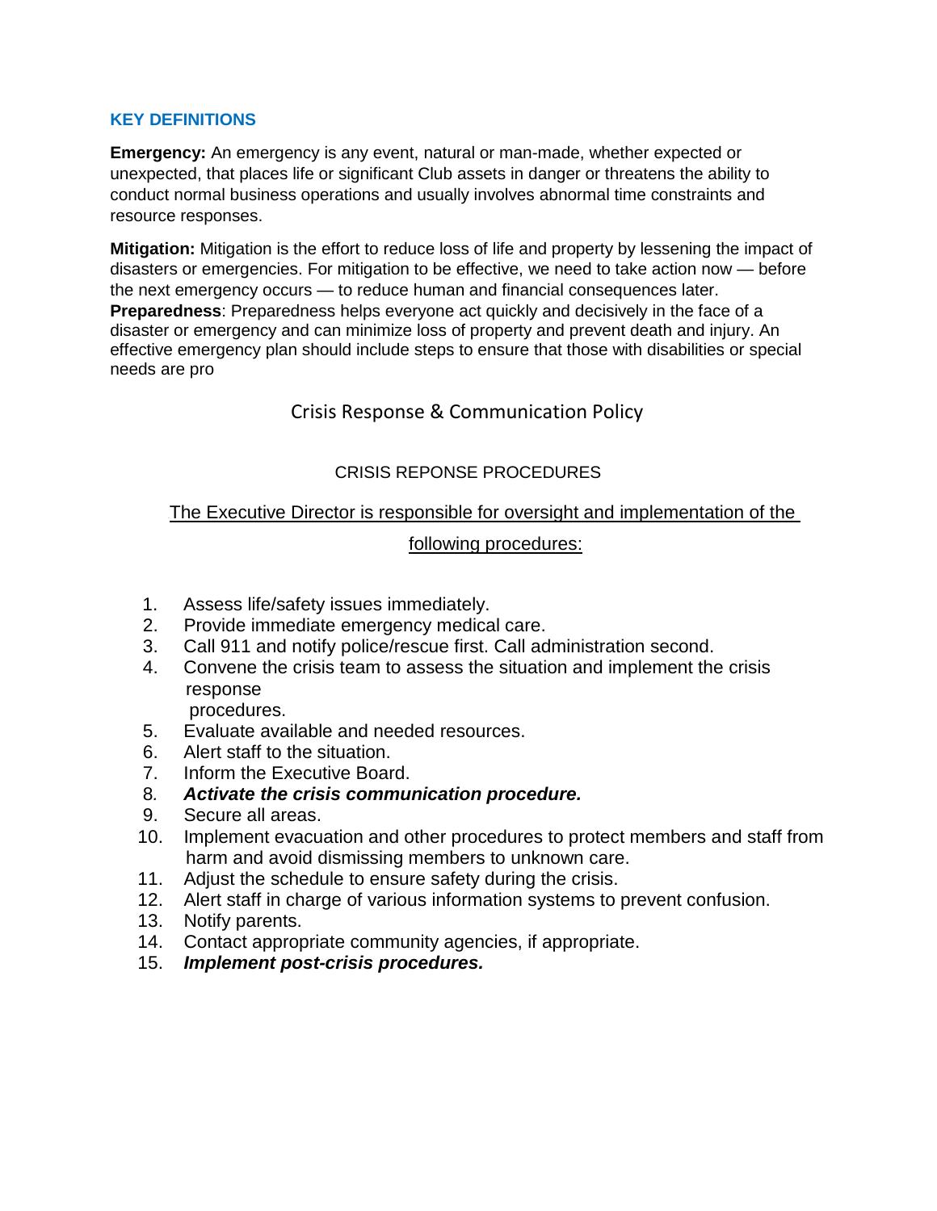## KEY DEFINITIONS

**Emergency:** An emergency is any event, natural or man-made, whether expected or unexpected, that places life or significant Club assets in danger or threatens the ability to conduct normal business operations and usually involves abnormal time constraints and resource responses.

**Mitigation:** Mitigation is the effort to reduce loss of life and property by lessening the impact of disasters or emergencies. For mitigation to be effective, we need to take action now — before the next emergency occurs — to reduce human and financial consequences later.

**Preparedness**: Preparedness helps everyone act quickly and decisively in the face of a disaster or emergency and can minimize loss of property and prevent death and injury. An effective emergency plan should include steps to ensure that those with disabilities or special needs are pro

# Crisis Response & Communication Policy

## CRISIS REPONSE PROCEDURES

<u>The Executive Director is responsible for oversight and implementation of the following procedures:</u>

1. Assess life/safety issues immediately.
2. Provide immediate emergency medical care.
3. Call 911 and notify police/rescue first. Call administration second.
4. Convene the crisis team to assess the situation and implement the crisis response procedures.
5. Evaluate available and needed resources.
6. Alert staff to the situation.
7. Inform the Executive Board.
8. ***Activate the crisis communication procedure.***
9. Secure all areas.
10. Implement evacuation and other procedures to protect members and staff from harm and avoid dismissing members to unknown care.
11. Adjust the schedule to ensure safety during the crisis.
12. Alert staff in charge of various information systems to prevent confusion.
13. Notify parents.
14. Contact appropriate community agencies, if appropriate.
15. ***Implement post-crisis procedures.***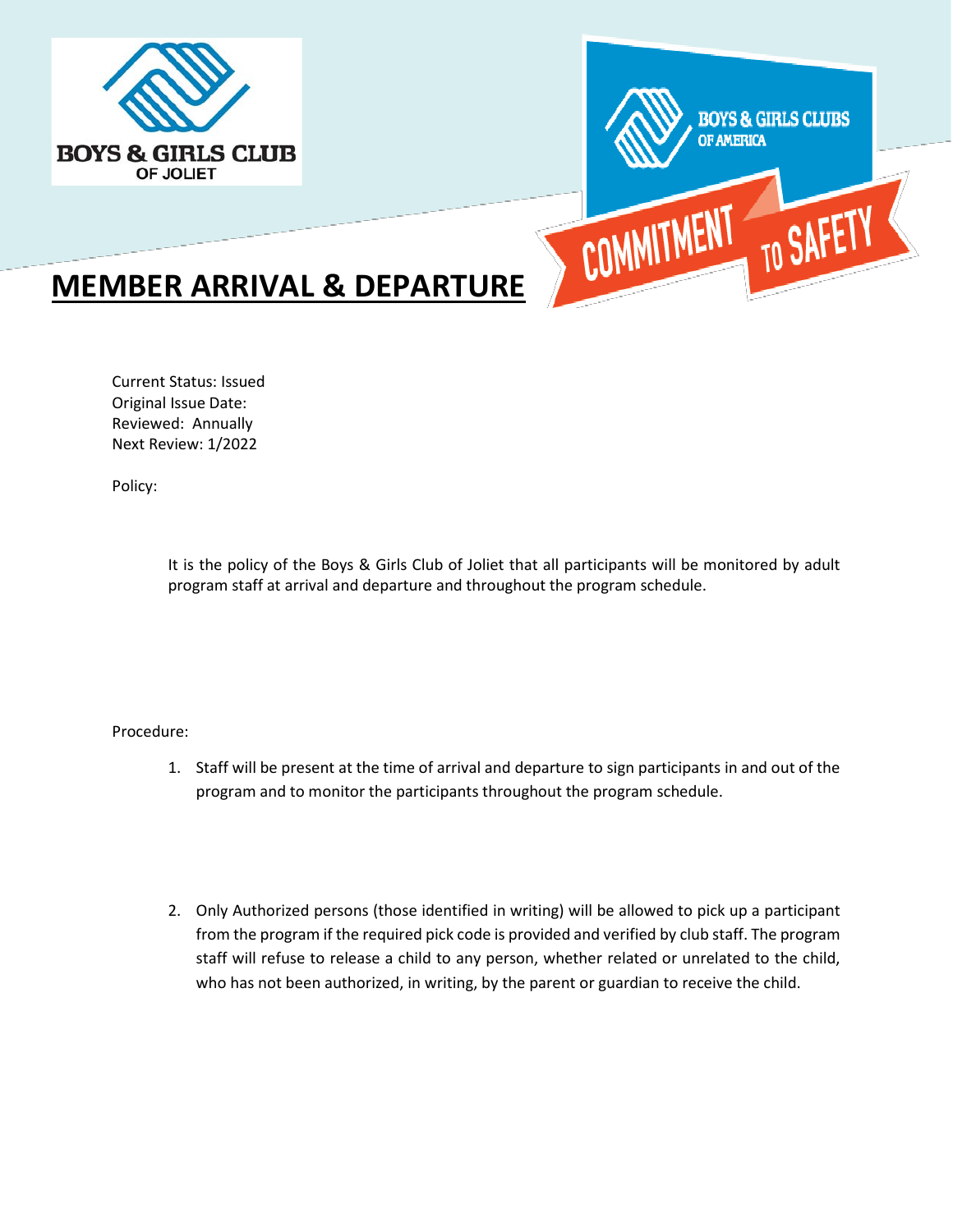# MEMBER ARRIVAL & DEPARTURE

Current Status: Issued
Original Issue Date:
Reviewed: Annually
Next Review: 1/2022

Policy:

It is the policy of the Boys & Girls Club of Joliet that all participants will be monitored by adult program staff at arrival and departure and throughout the program schedule.

Procedure:

1. Staff will be present at the time of arrival and departure to sign participants in and out of the program and to monitor the participants throughout the program schedule.

2. Only Authorized persons (those identified in writing) will be allowed to pick up a participant from the program if the required pick code is provided and verified by club staff. The program staff will refuse to release a child to any person, whether related or unrelated to the child, who has not been authorized, in writing, by the parent or guardian to receive the child.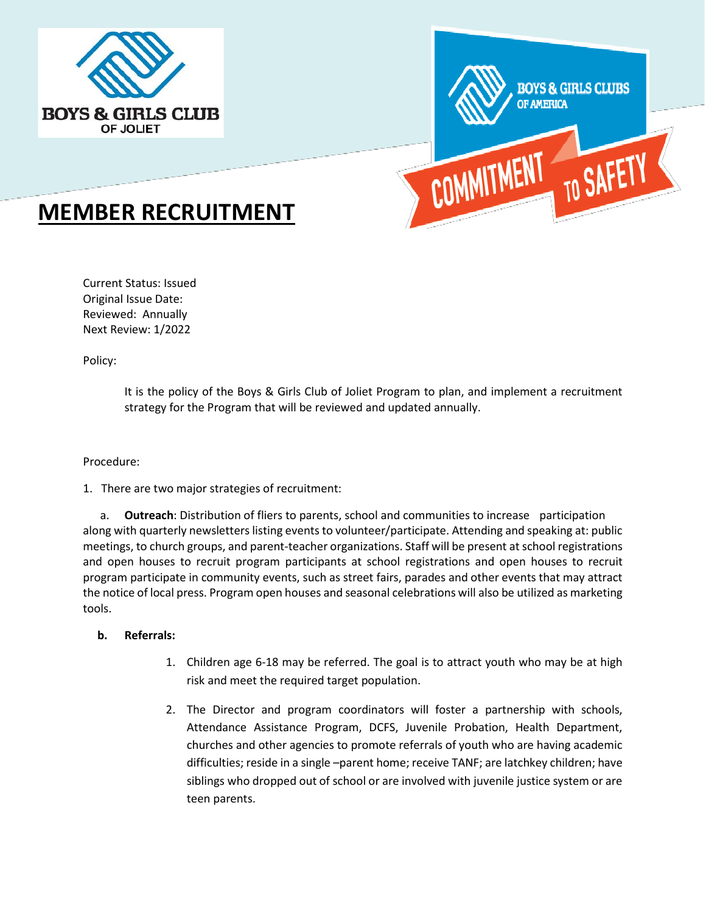BOYS & GIRLS CLUB OF JOLIET

BOYS & GIRLS CLUBS OF AMERICA

COMMITMENT TO SAFETY

# MEMBER RECRUITMENT

Current Status: Issued
Original Issue Date:
Reviewed: Annually
Next Review: 1/2022

Policy:

It is the policy of the Boys & Girls Club of Joliet Program to plan, and implement a recruitment strategy for the Program that will be reviewed and updated annually.

Procedure:

1. There are two major strategies of recruitment:

a. **Outreach**: Distribution of fliers to parents, school and communities to increase participation along with quarterly newsletters listing events to volunteer/participate. Attending and speaking at: public meetings, to church groups, and parent-teacher organizations. Staff will be present at school registrations and open houses to recruit program participants at school registrations and open houses to recruit program participate in community events, such as street fairs, parades and other events that may attract the notice of local press. Program open houses and seasonal celebrations will also be utilized as marketing tools.

**b. Referrals:**

1. Children age 6-18 may be referred. The goal is to attract youth who may be at high risk and meet the required target population.

2. The Director and program coordinators will foster a partnership with schools, Attendance Assistance Program, DCFS, Juvenile Probation, Health Department, churches and other agencies to promote referrals of youth who are having academic difficulties; reside in a single –parent home; receive TANF; are latchkey children; have siblings who dropped out of school or are involved with juvenile justice system or are teen parents.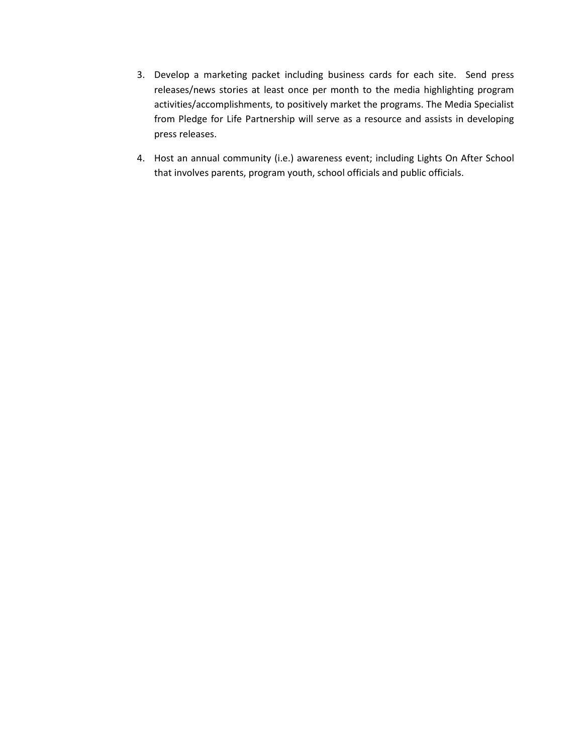3. Develop a marketing packet including business cards for each site. Send press releases/news stories at least once per month to the media highlighting program activities/accomplishments, to positively market the programs. The Media Specialist from Pledge for Life Partnership will serve as a resource and assists in developing press releases.

4. Host an annual community (i.e.) awareness event; including Lights On After School that involves parents, program youth, school officials and public officials.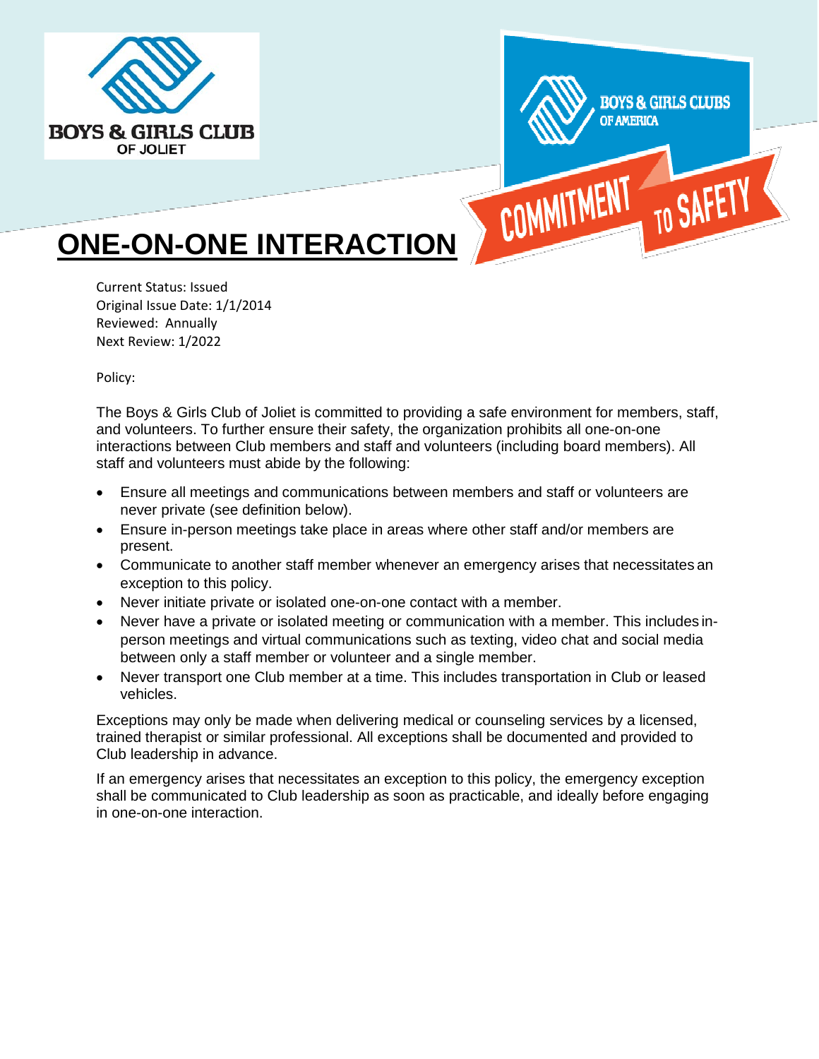BOYS & GIRLS CLUB OF JOLIET

BOYS & GIRLS CLUBS OF AMERICA

COMMITMENT TO SAFETY

# ONE-ON-ONE INTERACTION

Current Status: Issued
Original Issue Date: 1/1/2014
Reviewed: Annually
Next Review: 1/2022

Policy:

The Boys & Girls Club of Joliet is committed to providing a safe environment for members, staff, and volunteers. To further ensure their safety, the organization prohibits all one-on-one interactions between Club members and staff and volunteers (including board members). All staff and volunteers must abide by the following:

- Ensure all meetings and communications between members and staff or volunteers are never private (see definition below).
- Ensure in-person meetings take place in areas where other staff and/or members are present.
- Communicate to another staff member whenever an emergency arises that necessitates an exception to this policy.
- Never initiate private or isolated one-on-one contact with a member.
- Never have a private or isolated meeting or communication with a member. This includes in-person meetings and virtual communications such as texting, video chat and social media between only a staff member or volunteer and a single member.
- Never transport one Club member at a time. This includes transportation in Club or leased vehicles.

Exceptions may only be made when delivering medical or counseling services by a licensed, trained therapist or similar professional. All exceptions shall be documented and provided to Club leadership in advance.

If an emergency arises that necessitates an exception to this policy, the emergency exception shall be communicated to Club leadership as soon as practicable, and ideally before engaging in one-on-one interaction.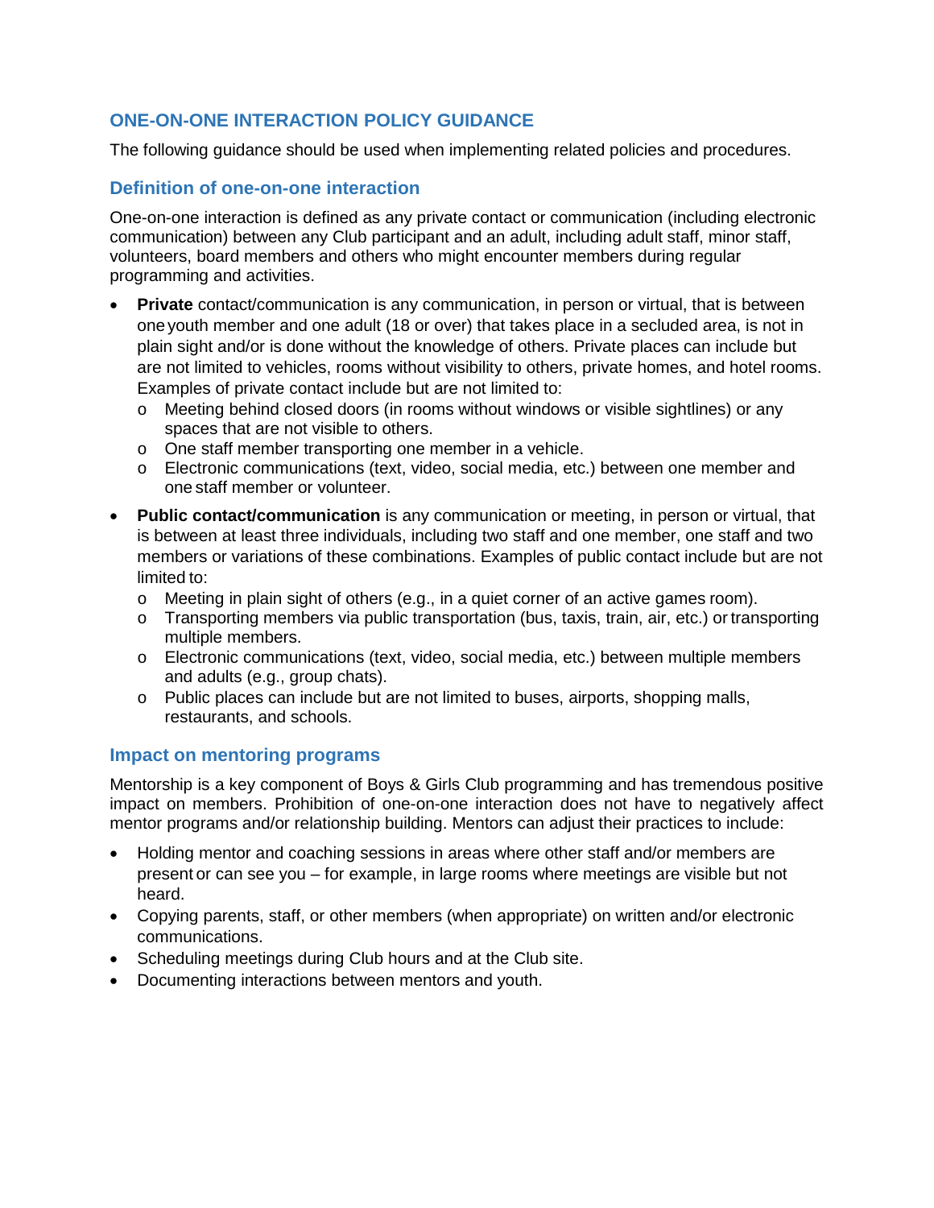## ONE-ON-ONE INTERACTION POLICY GUIDANCE

The following guidance should be used when implementing related policies and procedures.

### Definition of one-on-one interaction

One-on-one interaction is defined as any private contact or communication (including electronic communication) between any Club participant and an adult, including adult staff, minor staff, volunteers, board members and others who might encounter members during regular programming and activities.

- **Private** contact/communication is any communication, in person or virtual, that is between one youth member and one adult (18 or over) that takes place in a secluded area, is not in plain sight and/or is done without the knowledge of others. Private places can include but are not limited to vehicles, rooms without visibility to others, private homes, and hotel rooms. Examples of private contact include but are not limited to:
  - Meeting behind closed doors (in rooms without windows or visible sightlines) or any spaces that are not visible to others.
  - One staff member transporting one member in a vehicle.
  - Electronic communications (text, video, social media, etc.) between one member and one staff member or volunteer.
- **Public contact/communication** is any communication or meeting, in person or virtual, that is between at least three individuals, including two staff and one member, one staff and two members or variations of these combinations. Examples of public contact include but are not limited to:
  - Meeting in plain sight of others (e.g., in a quiet corner of an active games room).
  - Transporting members via public transportation (bus, taxis, train, air, etc.) or transporting multiple members.
  - Electronic communications (text, video, social media, etc.) between multiple members and adults (e.g., group chats).
  - Public places can include but are not limited to buses, airports, shopping malls, restaurants, and schools.

### Impact on mentoring programs

Mentorship is a key component of Boys & Girls Club programming and has tremendous positive impact on members. Prohibition of one-on-one interaction does not have to negatively affect mentor programs and/or relationship building. Mentors can adjust their practices to include:

- Holding mentor and coaching sessions in areas where other staff and/or members are present or can see you – for example, in large rooms where meetings are visible but not heard.
- Copying parents, staff, or other members (when appropriate) on written and/or electronic communications.
- Scheduling meetings during Club hours and at the Club site.
- Documenting interactions between mentors and youth.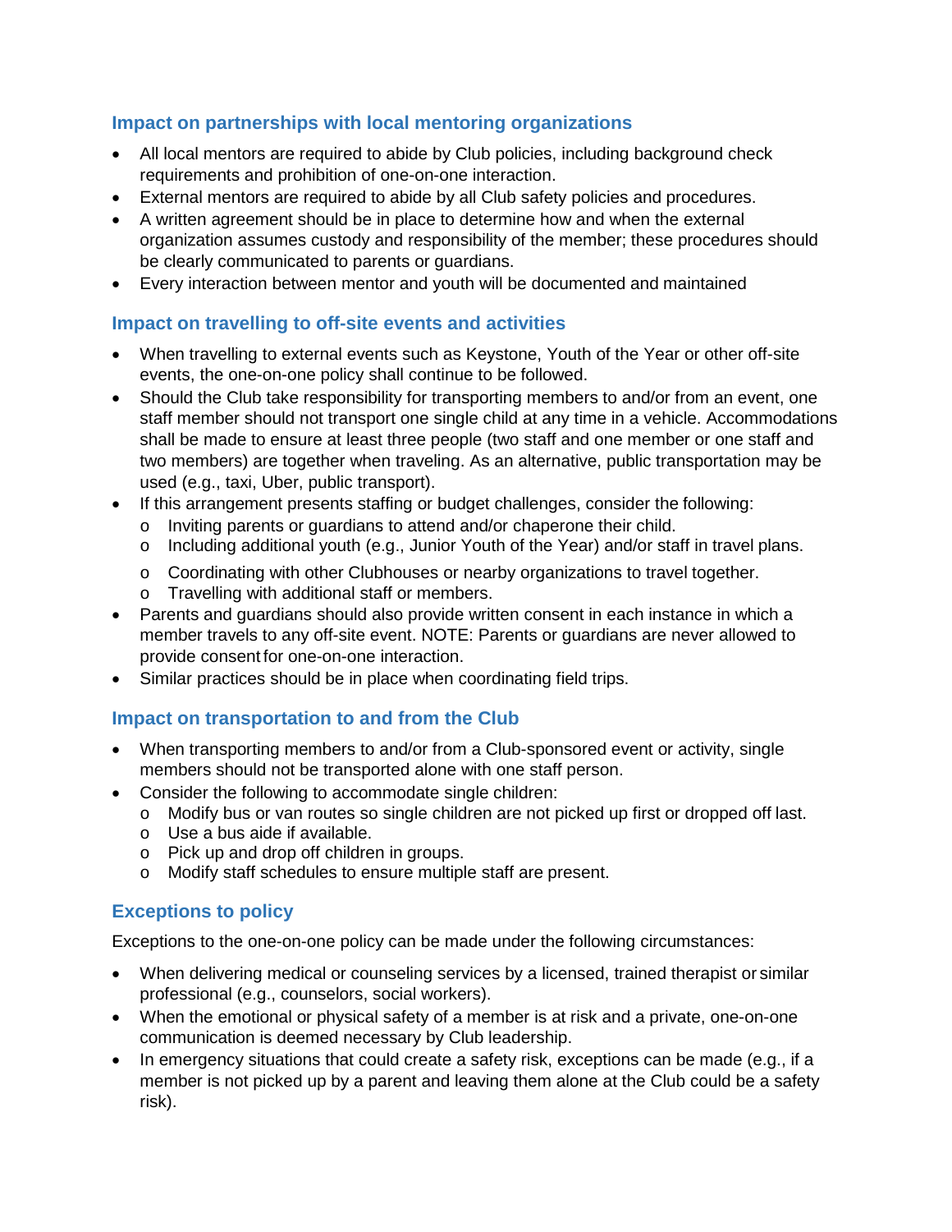### Impact on partnerships with local mentoring organizations

- All local mentors are required to abide by Club policies, including background check requirements and prohibition of one-on-one interaction.
- External mentors are required to abide by all Club safety policies and procedures.
- A written agreement should be in place to determine how and when the external organization assumes custody and responsibility of the member; these procedures should be clearly communicated to parents or guardians.
- Every interaction between mentor and youth will be documented and maintained

### Impact on travelling to off-site events and activities

- When travelling to external events such as Keystone, Youth of the Year or other off-site events, the one-on-one policy shall continue to be followed.
- Should the Club take responsibility for transporting members to and/or from an event, one staff member should not transport one single child at any time in a vehicle. Accommodations shall be made to ensure at least three people (two staff and one member or one staff and two members) are together when traveling. As an alternative, public transportation may be used (e.g., taxi, Uber, public transport).
- If this arrangement presents staffing or budget challenges, consider the following:
  - Inviting parents or guardians to attend and/or chaperone their child.
  - Including additional youth (e.g., Junior Youth of the Year) and/or staff in travel plans.
  - Coordinating with other Clubhouses or nearby organizations to travel together.
  - Travelling with additional staff or members.
- Parents and guardians should also provide written consent in each instance in which a member travels to any off-site event. NOTE: Parents or guardians are never allowed to provide consent for one-on-one interaction.
- Similar practices should be in place when coordinating field trips.

### Impact on transportation to and from the Club

- When transporting members to and/or from a Club-sponsored event or activity, single members should not be transported alone with one staff person.
- Consider the following to accommodate single children:
  - Modify bus or van routes so single children are not picked up first or dropped off last.
  - Use a bus aide if available.
  - Pick up and drop off children in groups.
  - Modify staff schedules to ensure multiple staff are present.

### Exceptions to policy

Exceptions to the one-on-one policy can be made under the following circumstances:

- When delivering medical or counseling services by a licensed, trained therapist or similar professional (e.g., counselors, social workers).
- When the emotional or physical safety of a member is at risk and a private, one-on-one communication is deemed necessary by Club leadership.
- In emergency situations that could create a safety risk, exceptions can be made (e.g., if a member is not picked up by a parent and leaving them alone at the Club could be a safety risk).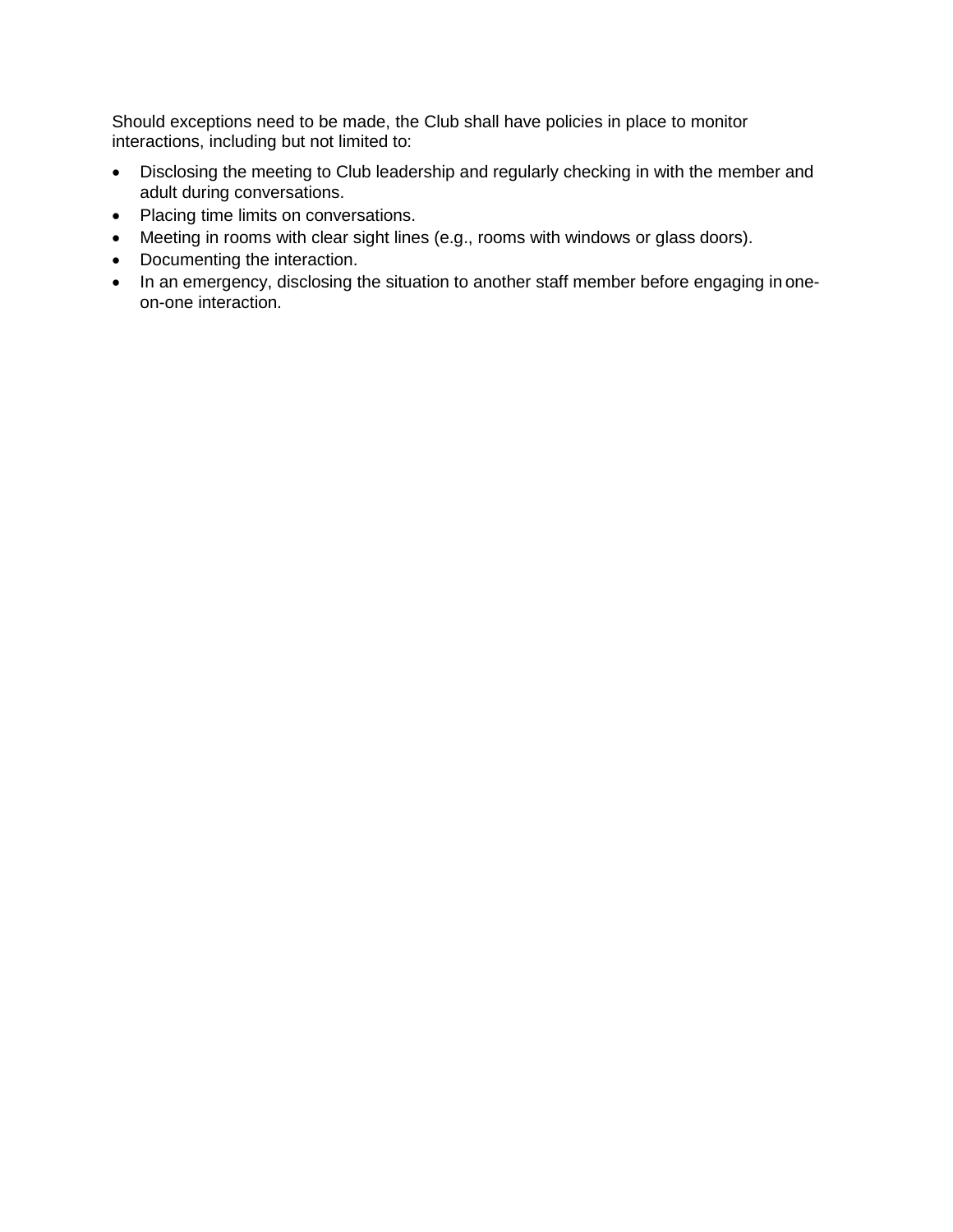Should exceptions need to be made, the Club shall have policies in place to monitor interactions, including but not limited to:

- Disclosing the meeting to Club leadership and regularly checking in with the member and adult during conversations.
- Placing time limits on conversations.
- Meeting in rooms with clear sight lines (e.g., rooms with windows or glass doors).
- Documenting the interaction.
- In an emergency, disclosing the situation to another staff member before engaging in one-on-one interaction.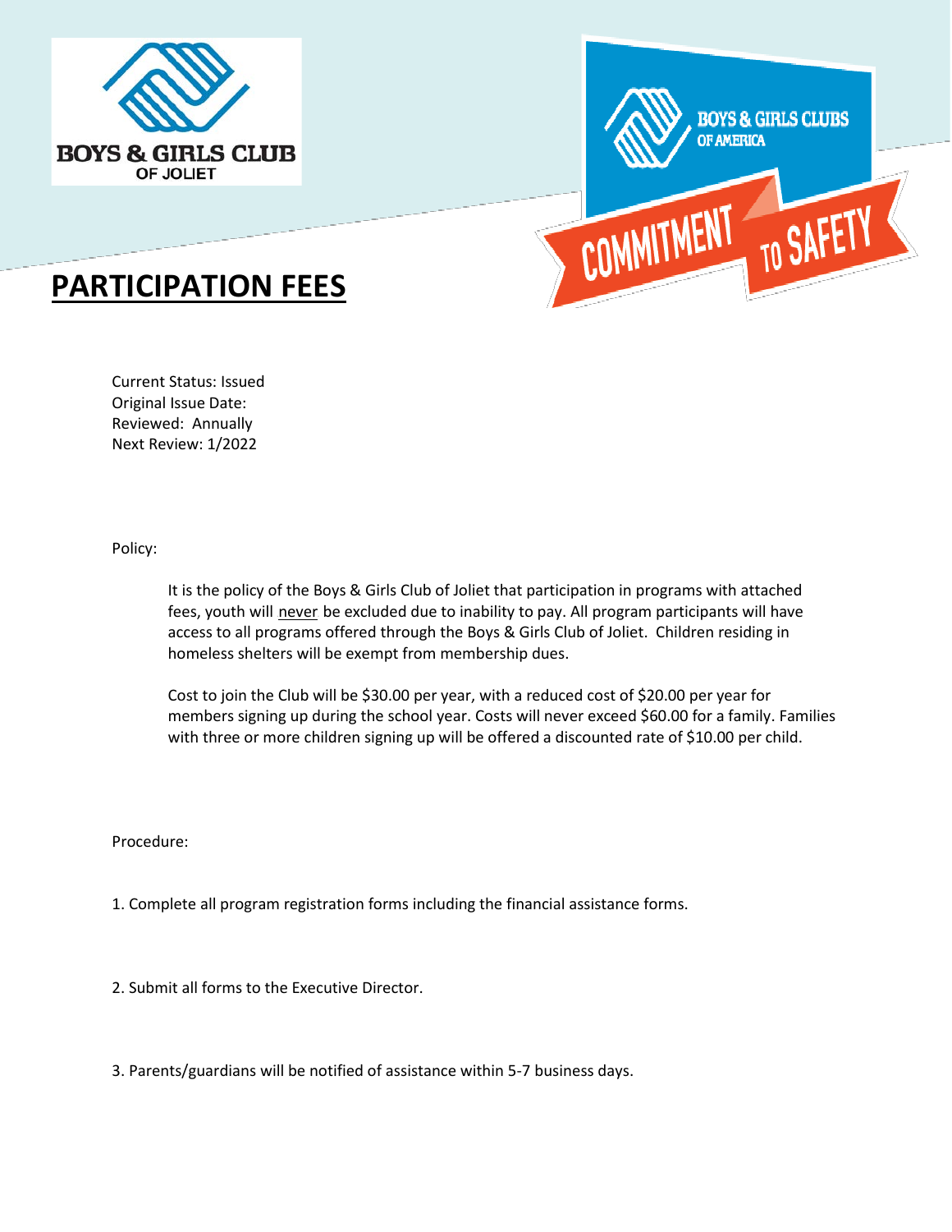# PARTICIPATION FEES

Current Status: Issued
Original Issue Date:
Reviewed: Annually
Next Review: 1/2022

Policy:

It is the policy of the Boys & Girls Club of Joliet that participation in programs with attached fees, youth will never be excluded due to inability to pay. All program participants will have access to all programs offered through the Boys & Girls Club of Joliet. Children residing in homeless shelters will be exempt from membership dues.

Cost to join the Club will be $30.00 per year, with a reduced cost of $20.00 per year for members signing up during the school year. Costs will never exceed $60.00 for a family. Families with three or more children signing up will be offered a discounted rate of $10.00 per child.

Procedure:

1. Complete all program registration forms including the financial assistance forms.

2. Submit all forms to the Executive Director.

3. Parents/guardians will be notified of assistance within 5-7 business days.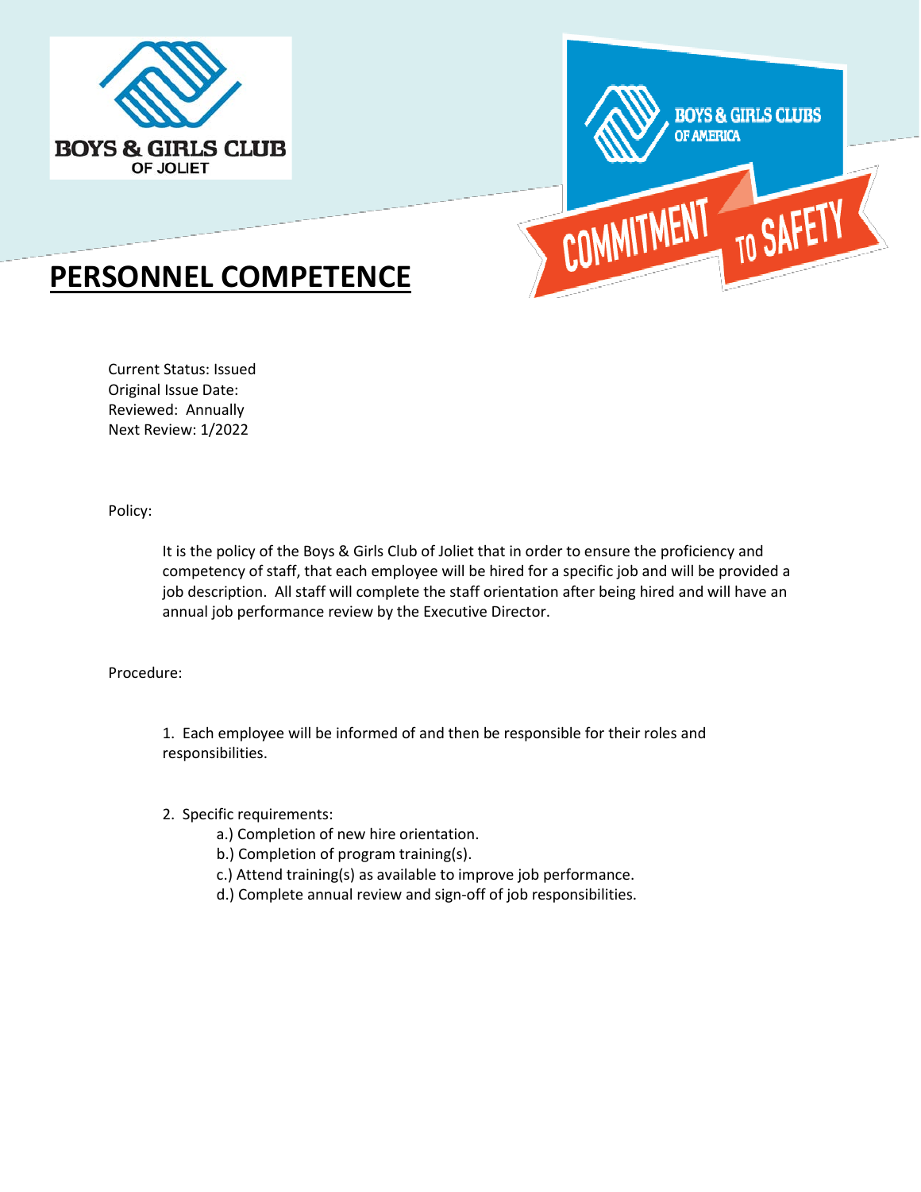BOYS & GIRLS CLUB OF JOLIET

BOYS & GIRLS CLUBS OF AMERICA

COMMITMENT TO SAFETY

# PERSONNEL COMPETENCE

Current Status: Issued
Original Issue Date:
Reviewed: Annually
Next Review: 1/2022

Policy:

It is the policy of the Boys & Girls Club of Joliet that in order to ensure the proficiency and competency of staff, that each employee will be hired for a specific job and will be provided a job description. All staff will complete the staff orientation after being hired and will have an annual job performance review by the Executive Director.

Procedure:

1. Each employee will be informed of and then be responsible for their roles and responsibilities.

2. Specific requirements:
   - a.) Completion of new hire orientation.
   - b.) Completion of program training(s).
   - c.) Attend training(s) as available to improve job performance.
   - d.) Complete annual review and sign-off of job responsibilities.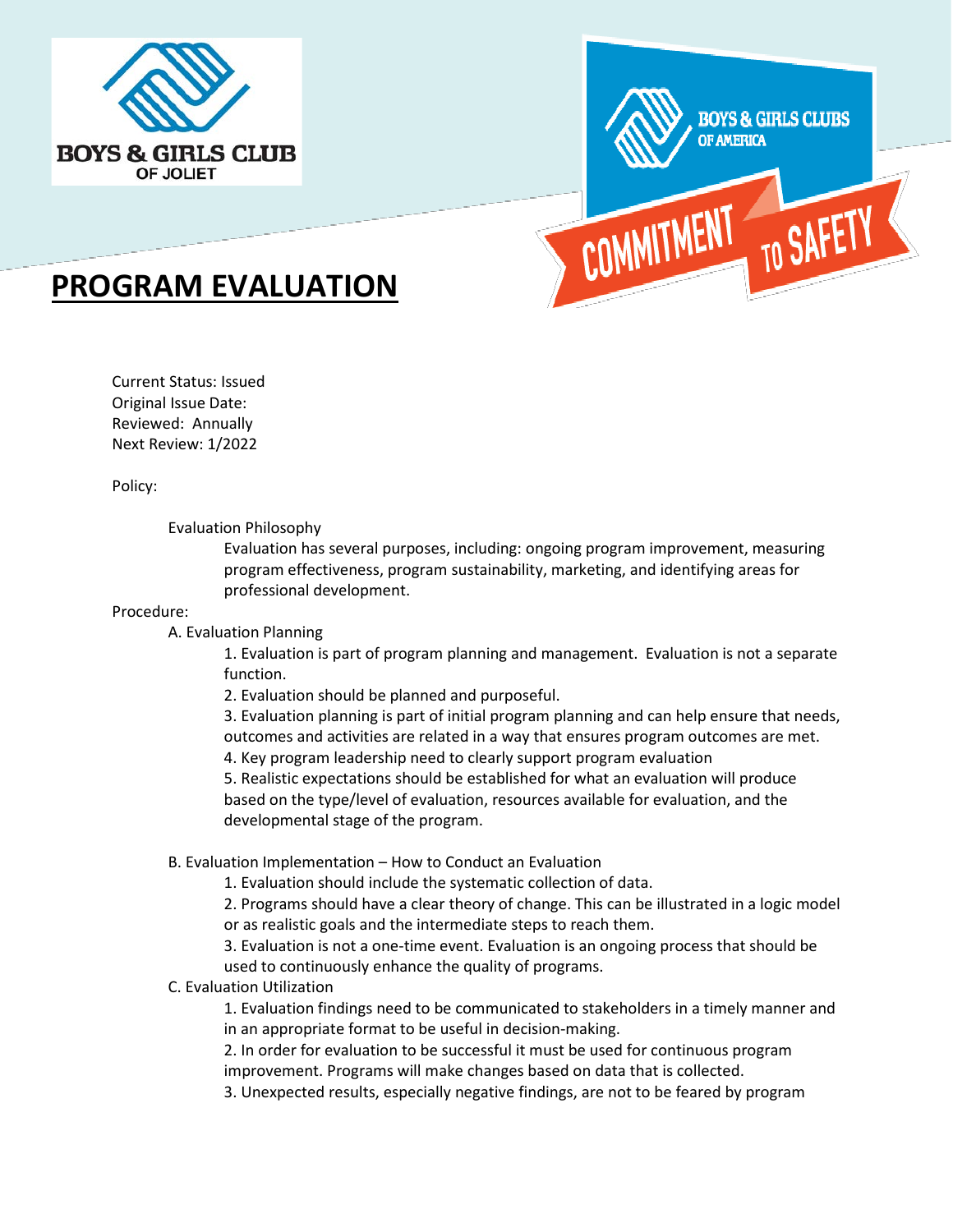# PROGRAM EVALUATION

Current Status: Issued
Original Issue Date:
Reviewed: Annually
Next Review: 1/2022

Policy:

Evaluation Philosophy

Evaluation has several purposes, including: ongoing program improvement, measuring program effectiveness, program sustainability, marketing, and identifying areas for professional development.

Procedure:

A. Evaluation Planning

1. Evaluation is part of program planning and management. Evaluation is not a separate function.
2. Evaluation should be planned and purposeful.
3. Evaluation planning is part of initial program planning and can help ensure that needs, outcomes and activities are related in a way that ensures program outcomes are met.
4. Key program leadership need to clearly support program evaluation
5. Realistic expectations should be established for what an evaluation will produce based on the type/level of evaluation, resources available for evaluation, and the developmental stage of the program.

B. Evaluation Implementation – How to Conduct an Evaluation

1. Evaluation should include the systematic collection of data.
2. Programs should have a clear theory of change. This can be illustrated in a logic model or as realistic goals and the intermediate steps to reach them.
3. Evaluation is not a one-time event. Evaluation is an ongoing process that should be used to continuously enhance the quality of programs.

C. Evaluation Utilization

1. Evaluation findings need to be communicated to stakeholders in a timely manner and in an appropriate format to be useful in decision-making.
2. In order for evaluation to be successful it must be used for continuous program improvement. Programs will make changes based on data that is collected.
3. Unexpected results, especially negative findings, are not to be feared by program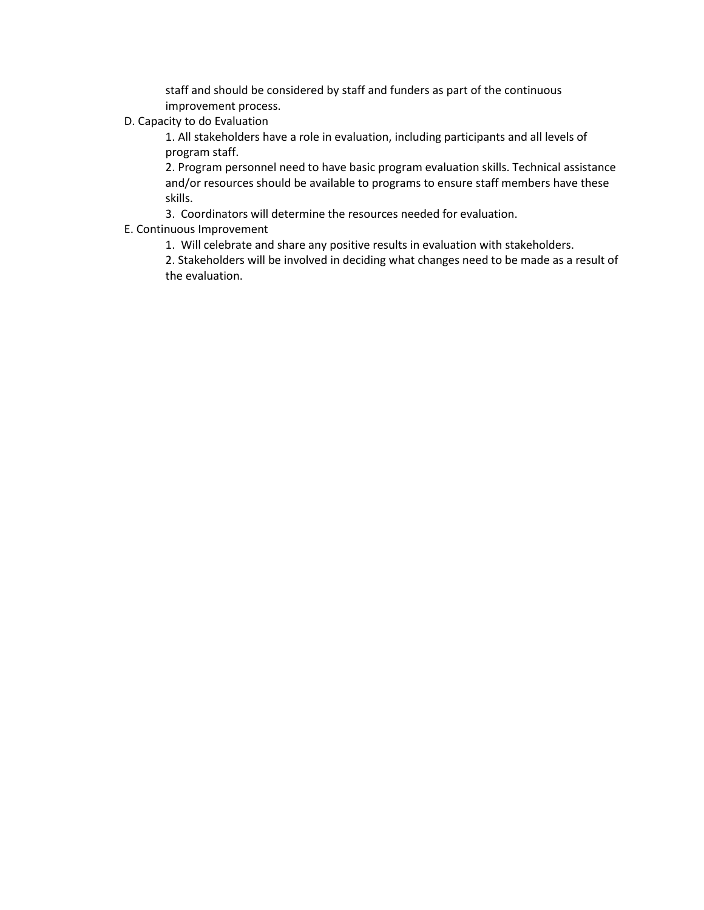staff and should be considered by staff and funders as part of the continuous improvement process.

D. Capacity to do Evaluation

1. All stakeholders have a role in evaluation, including participants and all levels of program staff.
2. Program personnel need to have basic program evaluation skills. Technical assistance and/or resources should be available to programs to ensure staff members have these skills.
3. Coordinators will determine the resources needed for evaluation.

E. Continuous Improvement

1. Will celebrate and share any positive results in evaluation with stakeholders.
2. Stakeholders will be involved in deciding what changes need to be made as a result of the evaluation.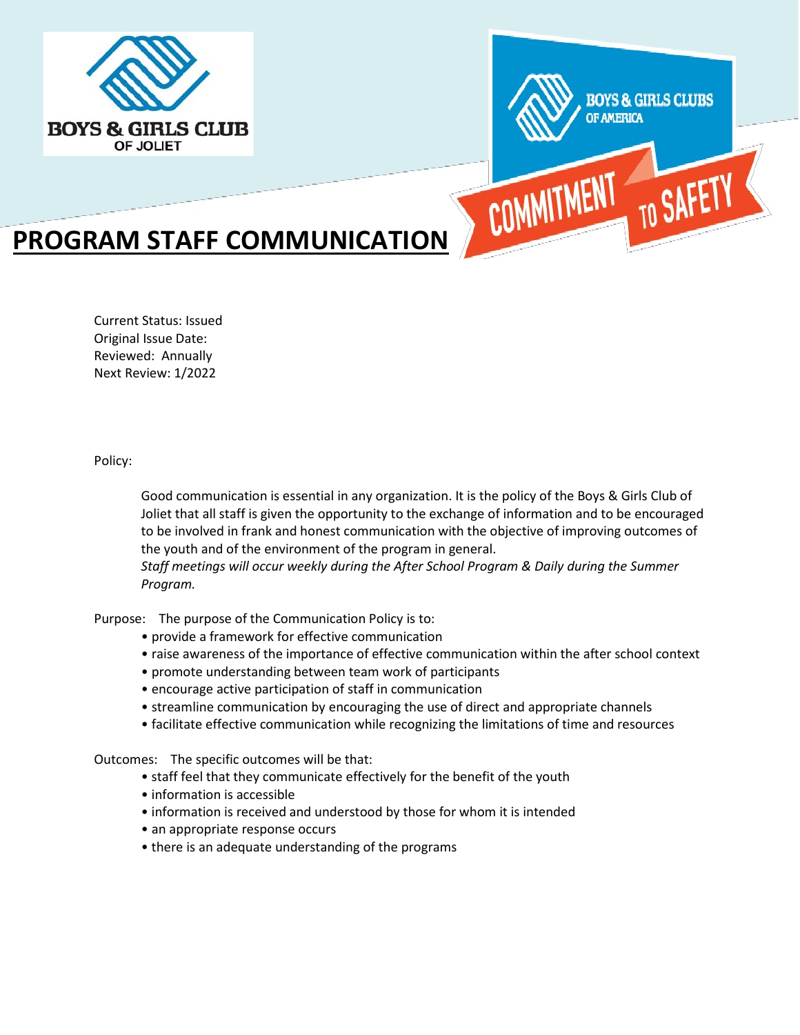BOYS & GIRLS CLUB OF JOLIET

BOYS & GIRLS CLUBS OF AMERICA

COMMITMENT TO SAFETY

# PROGRAM STAFF COMMUNICATION

Current Status: Issued
Original Issue Date:
Reviewed: Annually
Next Review: 1/2022

Policy:

Good communication is essential in any organization. It is the policy of the Boys & Girls Club of Joliet that all staff is given the opportunity to the exchange of information and to be encouraged to be involved in frank and honest communication with the objective of improving outcomes of the youth and of the environment of the program in general.
*Staff meetings will occur weekly during the After School Program & Daily during the Summer Program.*

Purpose: The purpose of the Communication Policy is to:

- provide a framework for effective communication
- raise awareness of the importance of effective communication within the after school context
- promote understanding between team work of participants
- encourage active participation of staff in communication
- streamline communication by encouraging the use of direct and appropriate channels
- facilitate effective communication while recognizing the limitations of time and resources

Outcomes: The specific outcomes will be that:

- staff feel that they communicate effectively for the benefit of the youth
- information is accessible
- information is received and understood by those for whom it is intended
- an appropriate response occurs
- there is an adequate understanding of the programs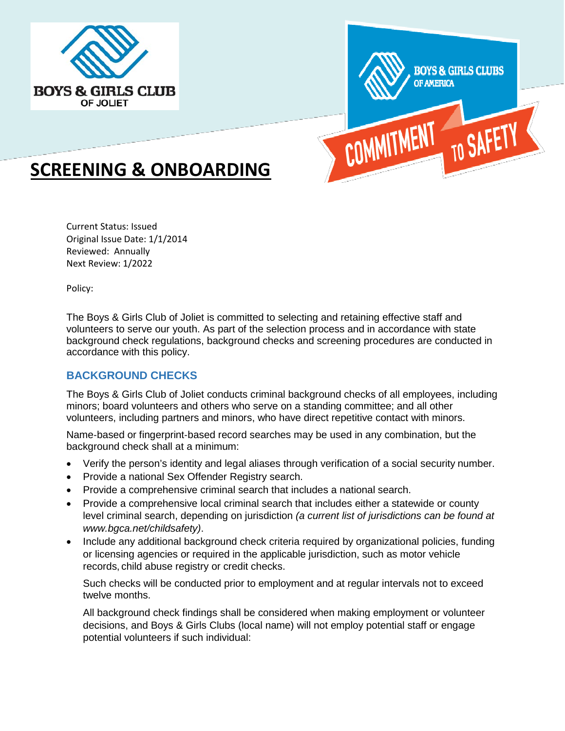# SCREENING & ONBOARDING

Current Status: Issued
Original Issue Date: 1/1/2014
Reviewed: Annually
Next Review: 1/2022

Policy:

The Boys & Girls Club of Joliet is committed to selecting and retaining effective staff and volunteers to serve our youth. As part of the selection process and in accordance with state background check regulations, background checks and screening procedures are conducted in accordance with this policy.

## BACKGROUND CHECKS

The Boys & Girls Club of Joliet conducts criminal background checks of all employees, including minors; board volunteers and others who serve on a standing committee; and all other volunteers, including partners and minors, who have direct repetitive contact with minors.

Name-based or fingerprint-based record searches may be used in any combination, but the background check shall at a minimum:

- Verify the person's identity and legal aliases through verification of a social security number.
- Provide a national Sex Offender Registry search.
- Provide a comprehensive criminal search that includes a national search.
- Provide a comprehensive local criminal search that includes either a statewide or county level criminal search, depending on jurisdiction *(a current list of jurisdictions can be found at www.bgca.net/childsafety)*.
- Include any additional background check criteria required by organizational policies, funding or licensing agencies or required in the applicable jurisdiction, such as motor vehicle records, child abuse registry or credit checks.

  Such checks will be conducted prior to employment and at regular intervals not to exceed twelve months.

  All background check findings shall be considered when making employment or volunteer decisions, and Boys & Girls Clubs (local name) will not employ potential staff or engage potential volunteers if such individual: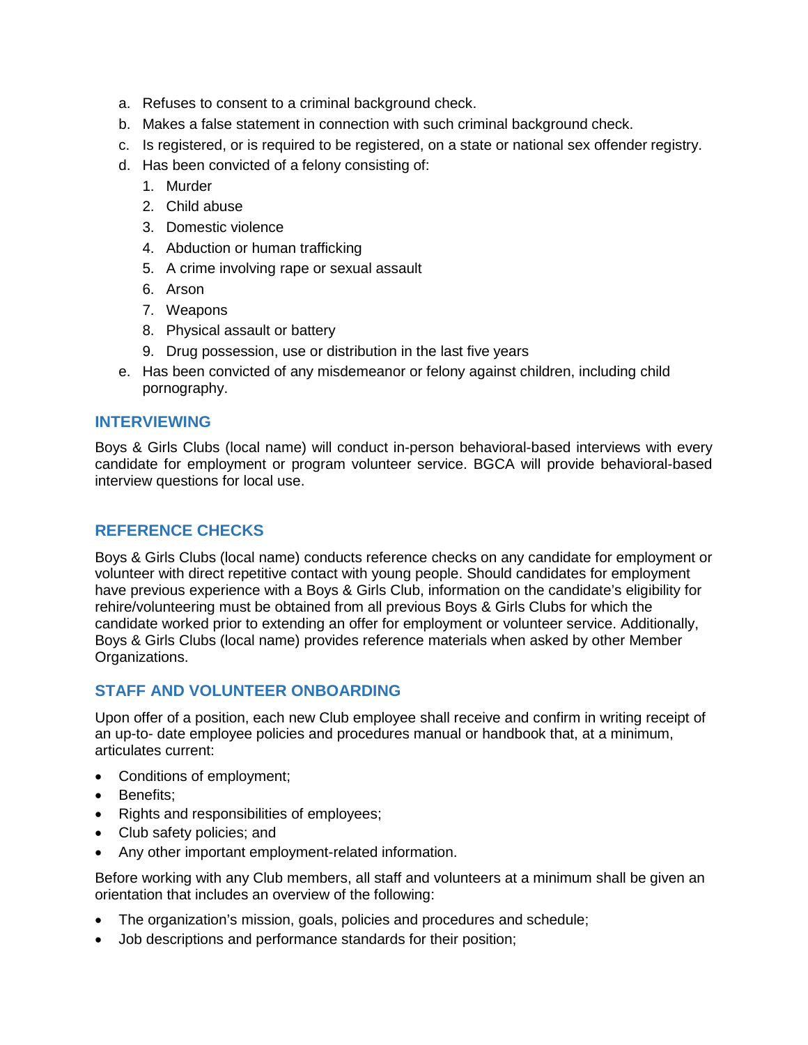a. Refuses to consent to a criminal background check.
b. Makes a false statement in connection with such criminal background check.
c. Is registered, or is required to be registered, on a state or national sex offender registry.
d. Has been convicted of a felony consisting of:
    1. Murder
    2. Child abuse
    3. Domestic violence
    4. Abduction or human trafficking
    5. A crime involving rape or sexual assault
    6. Arson
    7. Weapons
    8. Physical assault or battery
    9. Drug possession, use or distribution in the last five years
e. Has been convicted of any misdemeanor or felony against children, including child pornography.

## INTERVIEWING

Boys & Girls Clubs (local name) will conduct in-person behavioral-based interviews with every candidate for employment or program volunteer service. BGCA will provide behavioral-based interview questions for local use.

## REFERENCE CHECKS

Boys & Girls Clubs (local name) conducts reference checks on any candidate for employment or volunteer with direct repetitive contact with young people. Should candidates for employment have previous experience with a Boys & Girls Club, information on the candidate's eligibility for rehire/volunteering must be obtained from all previous Boys & Girls Clubs for which the candidate worked prior to extending an offer for employment or volunteer service. Additionally, Boys & Girls Clubs (local name) provides reference materials when asked by other Member Organizations.

## STAFF AND VOLUNTEER ONBOARDING

Upon offer of a position, each new Club employee shall receive and confirm in writing receipt of an up-to- date employee policies and procedures manual or handbook that, at a minimum, articulates current:

- Conditions of employment;
- Benefits;
- Rights and responsibilities of employees;
- Club safety policies; and
- Any other important employment-related information.

Before working with any Club members, all staff and volunteers at a minimum shall be given an orientation that includes an overview of the following:

- The organization's mission, goals, policies and procedures and schedule;
- Job descriptions and performance standards for their position;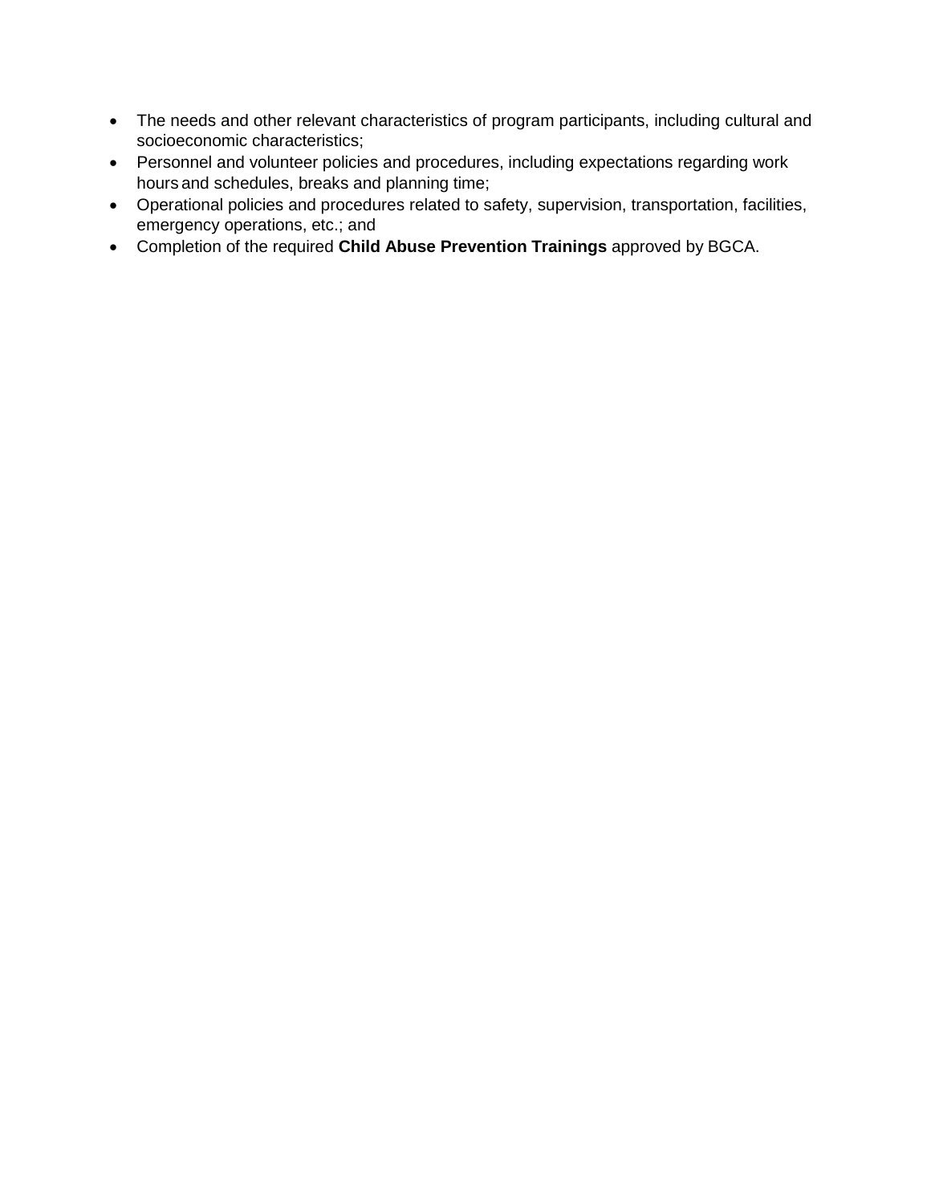- The needs and other relevant characteristics of program participants, including cultural and socioeconomic characteristics;
- Personnel and volunteer policies and procedures, including expectations regarding work hours and schedules, breaks and planning time;
- Operational policies and procedures related to safety, supervision, transportation, facilities, emergency operations, etc.; and
- Completion of the required **Child Abuse Prevention Trainings** approved by BGCA.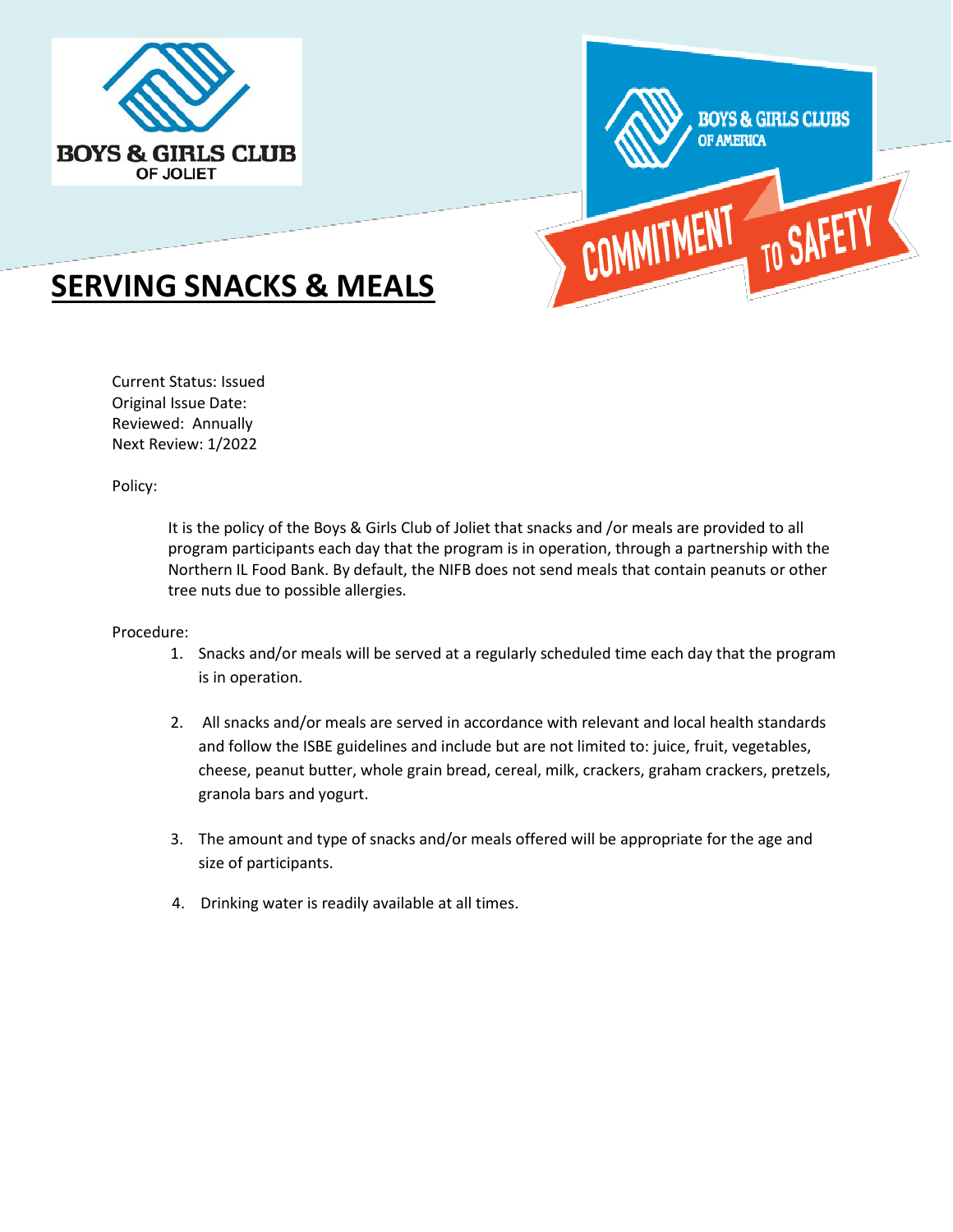# SERVING SNACKS & MEALS

Current Status: Issued
Original Issue Date:
Reviewed: Annually
Next Review: 1/2022

Policy:

It is the policy of the Boys & Girls Club of Joliet that snacks and /or meals are provided to all program participants each day that the program is in operation, through a partnership with the Northern IL Food Bank. By default, the NIFB does not send meals that contain peanuts or other tree nuts due to possible allergies.

Procedure:

1. Snacks and/or meals will be served at a regularly scheduled time each day that the program is in operation.
2. All snacks and/or meals are served in accordance with relevant and local health standards and follow the ISBE guidelines and include but are not limited to: juice, fruit, vegetables, cheese, peanut butter, whole grain bread, cereal, milk, crackers, graham crackers, pretzels, granola bars and yogurt.
3. The amount and type of snacks and/or meals offered will be appropriate for the age and size of participants.
4. Drinking water is readily available at all times.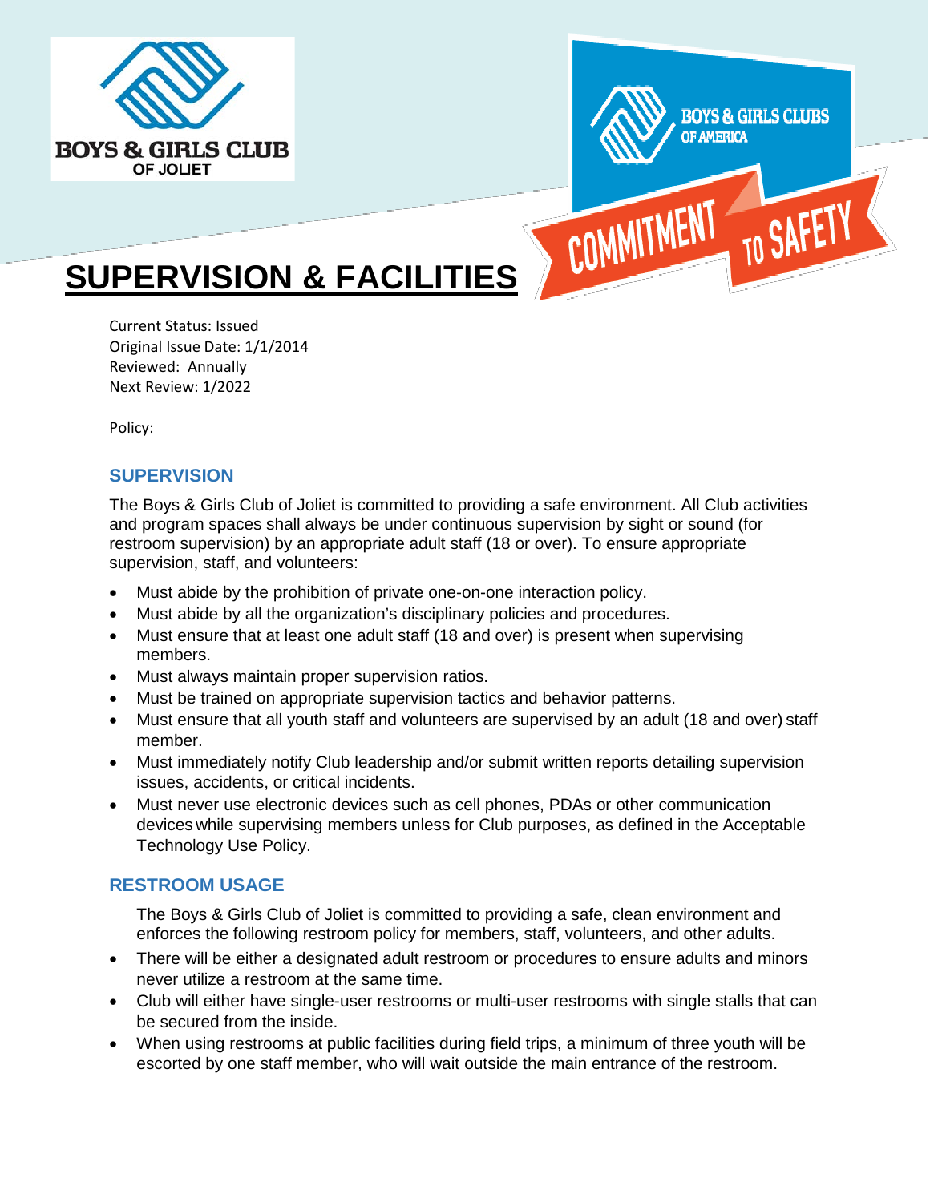# SUPERVISION & FACILITIES

Current Status: Issued
Original Issue Date: 1/1/2014
Reviewed: Annually
Next Review: 1/2022

Policy:

## SUPERVISION

The Boys & Girls Club of Joliet is committed to providing a safe environment. All Club activities and program spaces shall always be under continuous supervision by sight or sound (for restroom supervision) by an appropriate adult staff (18 or over). To ensure appropriate supervision, staff, and volunteers:

- Must abide by the prohibition of private one-on-one interaction policy.
- Must abide by all the organization's disciplinary policies and procedures.
- Must ensure that at least one adult staff (18 and over) is present when supervising members.
- Must always maintain proper supervision ratios.
- Must be trained on appropriate supervision tactics and behavior patterns.
- Must ensure that all youth staff and volunteers are supervised by an adult (18 and over) staff member.
- Must immediately notify Club leadership and/or submit written reports detailing supervision issues, accidents, or critical incidents.
- Must never use electronic devices such as cell phones, PDAs or other communication devices while supervising members unless for Club purposes, as defined in the Acceptable Technology Use Policy.

## RESTROOM USAGE

The Boys & Girls Club of Joliet is committed to providing a safe, clean environment and enforces the following restroom policy for members, staff, volunteers, and other adults.

- There will be either a designated adult restroom or procedures to ensure adults and minors never utilize a restroom at the same time.
- Club will either have single-user restrooms or multi-user restrooms with single stalls that can be secured from the inside.
- When using restrooms at public facilities during field trips, a minimum of three youth will be escorted by one staff member, who will wait outside the main entrance of the restroom.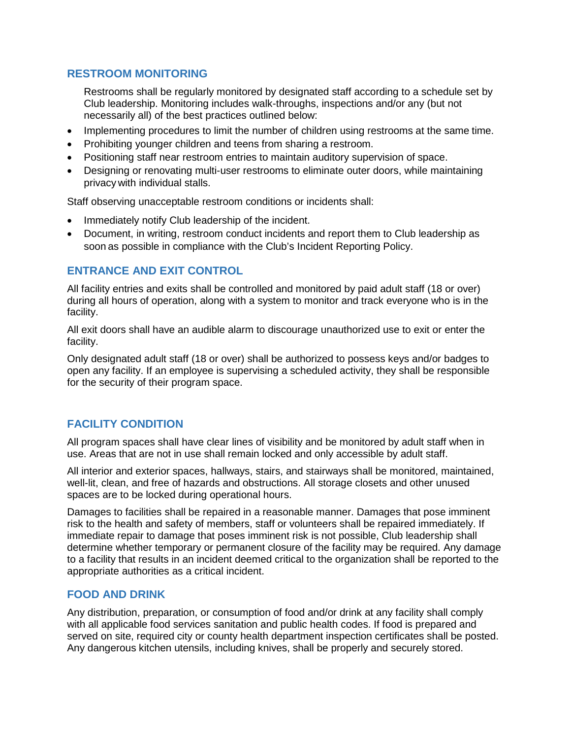## RESTROOM MONITORING

Restrooms shall be regularly monitored by designated staff according to a schedule set by Club leadership. Monitoring includes walk-throughs, inspections and/or any (but not necessarily all) of the best practices outlined below:

- Implementing procedures to limit the number of children using restrooms at the same time.
- Prohibiting younger children and teens from sharing a restroom.
- Positioning staff near restroom entries to maintain auditory supervision of space.
- Designing or renovating multi-user restrooms to eliminate outer doors, while maintaining privacy with individual stalls.

Staff observing unacceptable restroom conditions or incidents shall:

- Immediately notify Club leadership of the incident.
- Document, in writing, restroom conduct incidents and report them to Club leadership as soon as possible in compliance with the Club's Incident Reporting Policy.

## ENTRANCE AND EXIT CONTROL

All facility entries and exits shall be controlled and monitored by paid adult staff (18 or over) during all hours of operation, along with a system to monitor and track everyone who is in the facility.

All exit doors shall have an audible alarm to discourage unauthorized use to exit or enter the facility.

Only designated adult staff (18 or over) shall be authorized to possess keys and/or badges to open any facility. If an employee is supervising a scheduled activity, they shall be responsible for the security of their program space.

## FACILITY CONDITION

All program spaces shall have clear lines of visibility and be monitored by adult staff when in use. Areas that are not in use shall remain locked and only accessible by adult staff.

All interior and exterior spaces, hallways, stairs, and stairways shall be monitored, maintained, well-lit, clean, and free of hazards and obstructions. All storage closets and other unused spaces are to be locked during operational hours.

Damages to facilities shall be repaired in a reasonable manner. Damages that pose imminent risk to the health and safety of members, staff or volunteers shall be repaired immediately. If immediate repair to damage that poses imminent risk is not possible, Club leadership shall determine whether temporary or permanent closure of the facility may be required. Any damage to a facility that results in an incident deemed critical to the organization shall be reported to the appropriate authorities as a critical incident.

## FOOD AND DRINK

Any distribution, preparation, or consumption of food and/or drink at any facility shall comply with all applicable food services sanitation and public health codes. If food is prepared and served on site, required city or county health department inspection certificates shall be posted. Any dangerous kitchen utensils, including knives, shall be properly and securely stored.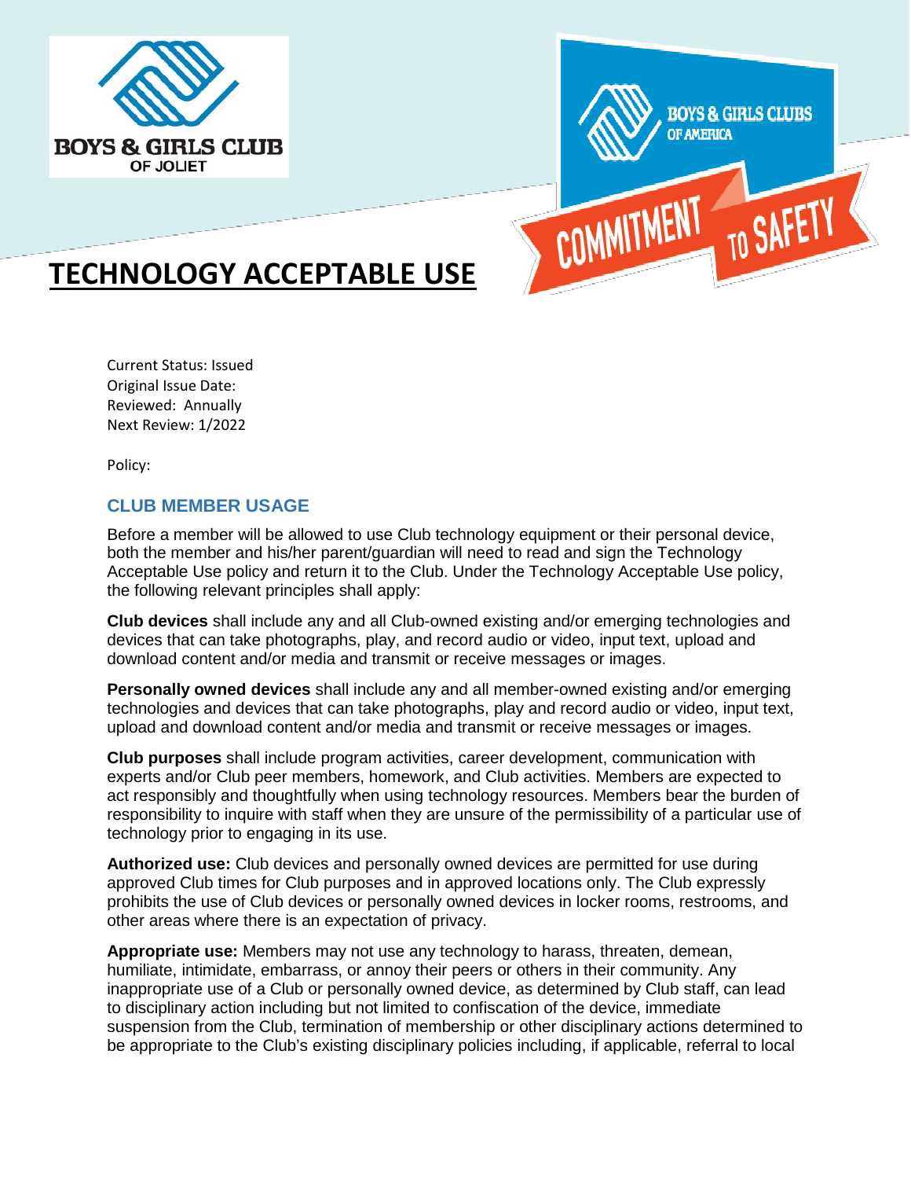BOYS & GIRLS CLUB OF JOLIET

BOYS & GIRLS CLUBS OF AMERICA

COMMITMENT TO SAFETY

# TECHNOLOGY ACCEPTABLE USE

Current Status: Issued
Original Issue Date:
Reviewed: Annually
Next Review: 1/2022

Policy:

## CLUB MEMBER USAGE

Before a member will be allowed to use Club technology equipment or their personal device, both the member and his/her parent/guardian will need to read and sign the Technology Acceptable Use policy and return it to the Club. Under the Technology Acceptable Use policy, the following relevant principles shall apply:

**Club devices** shall include any and all Club-owned existing and/or emerging technologies and devices that can take photographs, play, and record audio or video, input text, upload and download content and/or media and transmit or receive messages or images.

**Personally owned devices** shall include any and all member-owned existing and/or emerging technologies and devices that can take photographs, play and record audio or video, input text, upload and download content and/or media and transmit or receive messages or images.

**Club purposes** shall include program activities, career development, communication with experts and/or Club peer members, homework, and Club activities. Members are expected to act responsibly and thoughtfully when using technology resources. Members bear the burden of responsibility to inquire with staff when they are unsure of the permissibility of a particular use of technology prior to engaging in its use.

**Authorized use:** Club devices and personally owned devices are permitted for use during approved Club times for Club purposes and in approved locations only. The Club expressly prohibits the use of Club devices or personally owned devices in locker rooms, restrooms, and other areas where there is an expectation of privacy.

**Appropriate use:** Members may not use any technology to harass, threaten, demean, humiliate, intimidate, embarrass, or annoy their peers or others in their community. Any inappropriate use of a Club or personally owned device, as determined by Club staff, can lead to disciplinary action including but not limited to confiscation of the device, immediate suspension from the Club, termination of membership or other disciplinary actions determined to be appropriate to the Club's existing disciplinary policies including, if applicable, referral to local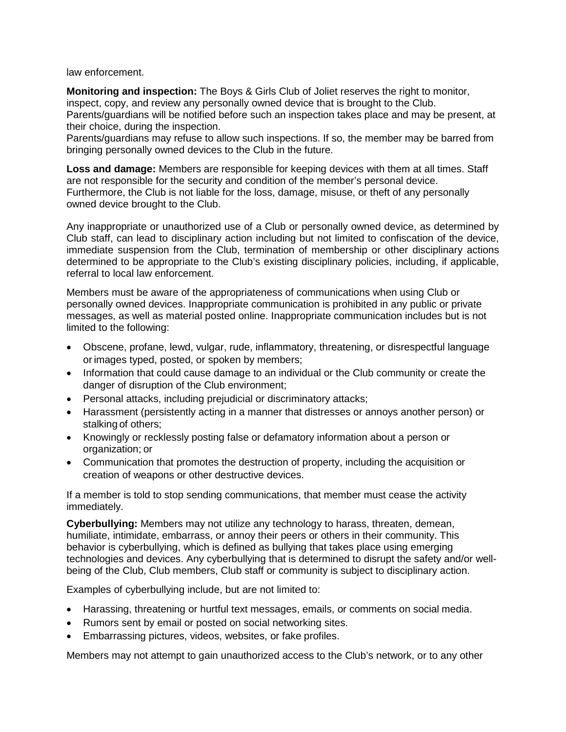law enforcement.

**Monitoring and inspection:** The Boys & Girls Club of Joliet reserves the right to monitor, inspect, copy, and review any personally owned device that is brought to the Club. Parents/guardians will be notified before such an inspection takes place and may be present, at their choice, during the inspection.
Parents/guardians may refuse to allow such inspections. If so, the member may be barred from bringing personally owned devices to the Club in the future.

**Loss and damage:** Members are responsible for keeping devices with them at all times. Staff are not responsible for the security and condition of the member's personal device. Furthermore, the Club is not liable for the loss, damage, misuse, or theft of any personally owned device brought to the Club.

Any inappropriate or unauthorized use of a Club or personally owned device, as determined by Club staff, can lead to disciplinary action including but not limited to confiscation of the device, immediate suspension from the Club, termination of membership or other disciplinary actions determined to be appropriate to the Club's existing disciplinary policies, including, if applicable, referral to local law enforcement.

Members must be aware of the appropriateness of communications when using Club or personally owned devices. Inappropriate communication is prohibited in any public or private messages, as well as material posted online. Inappropriate communication includes but is not limited to the following:

- Obscene, profane, lewd, vulgar, rude, inflammatory, threatening, or disrespectful language or images typed, posted, or spoken by members;
- Information that could cause damage to an individual or the Club community or create the danger of disruption of the Club environment;
- Personal attacks, including prejudicial or discriminatory attacks;
- Harassment (persistently acting in a manner that distresses or annoys another person) or stalking of others;
- Knowingly or recklessly posting false or defamatory information about a person or organization; or
- Communication that promotes the destruction of property, including the acquisition or creation of weapons or other destructive devices.

If a member is told to stop sending communications, that member must cease the activity immediately.

**Cyberbullying:** Members may not utilize any technology to harass, threaten, demean, humiliate, intimidate, embarrass, or annoy their peers or others in their community. This behavior is cyberbullying, which is defined as bullying that takes place using emerging technologies and devices. Any cyberbullying that is determined to disrupt the safety and/or well-being of the Club, Club members, Club staff or community is subject to disciplinary action.

Examples of cyberbullying include, but are not limited to:

- Harassing, threatening or hurtful text messages, emails, or comments on social media.
- Rumors sent by email or posted on social networking sites.
- Embarrassing pictures, videos, websites, or fake profiles.

Members may not attempt to gain unauthorized access to the Club's network, or to any other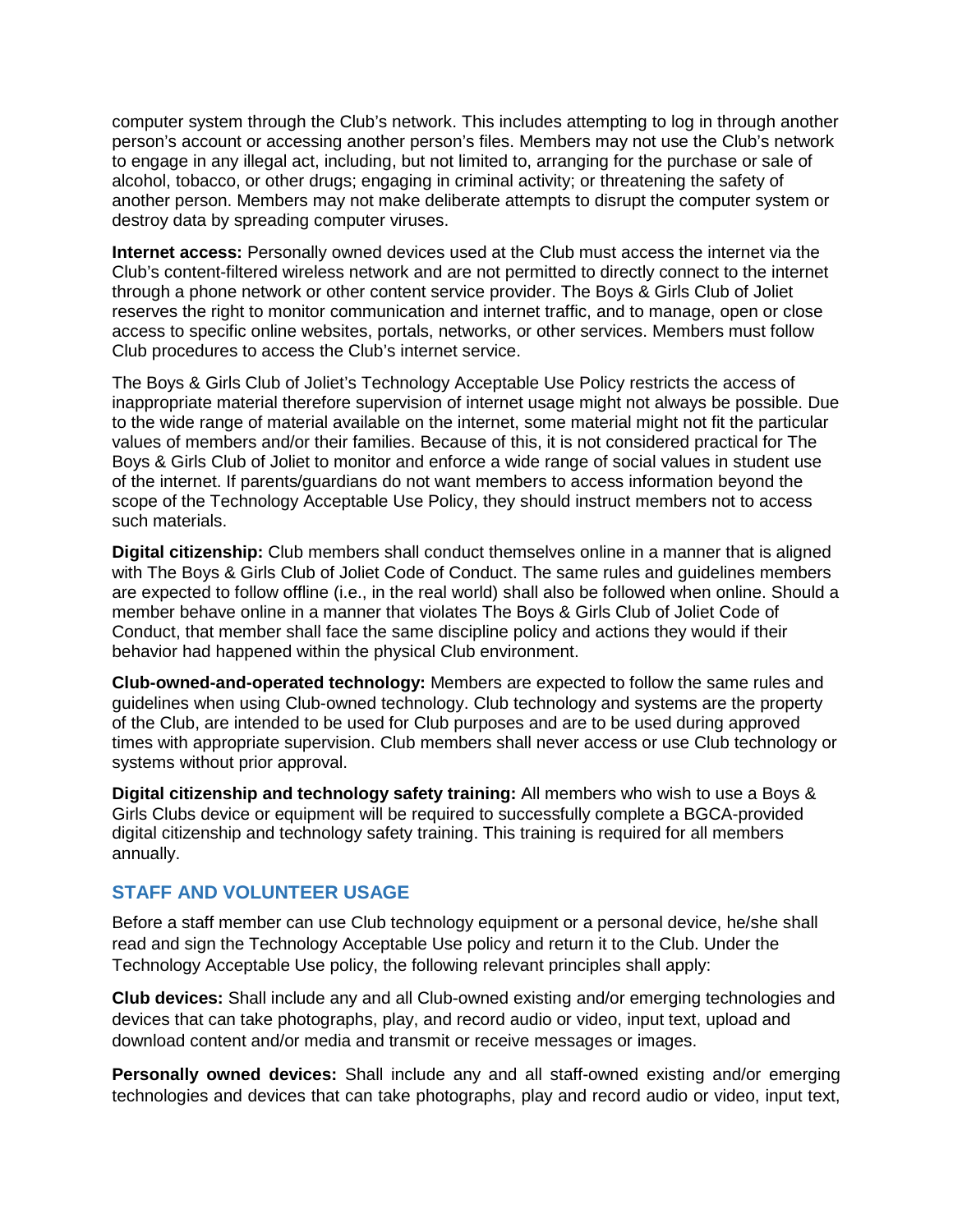computer system through the Club's network. This includes attempting to log in through another person's account or accessing another person's files. Members may not use the Club's network to engage in any illegal act, including, but not limited to, arranging for the purchase or sale of alcohol, tobacco, or other drugs; engaging in criminal activity; or threatening the safety of another person. Members may not make deliberate attempts to disrupt the computer system or destroy data by spreading computer viruses.

**Internet access:** Personally owned devices used at the Club must access the internet via the Club's content-filtered wireless network and are not permitted to directly connect to the internet through a phone network or other content service provider. The Boys & Girls Club of Joliet reserves the right to monitor communication and internet traffic, and to manage, open or close access to specific online websites, portals, networks, or other services. Members must follow Club procedures to access the Club's internet service.

The Boys & Girls Club of Joliet's Technology Acceptable Use Policy restricts the access of inappropriate material therefore supervision of internet usage might not always be possible. Due to the wide range of material available on the internet, some material might not fit the particular values of members and/or their families. Because of this, it is not considered practical for The Boys & Girls Club of Joliet to monitor and enforce a wide range of social values in student use of the internet. If parents/guardians do not want members to access information beyond the scope of the Technology Acceptable Use Policy, they should instruct members not to access such materials.

**Digital citizenship:** Club members shall conduct themselves online in a manner that is aligned with The Boys & Girls Club of Joliet Code of Conduct. The same rules and guidelines members are expected to follow offline (i.e., in the real world) shall also be followed when online. Should a member behave online in a manner that violates The Boys & Girls Club of Joliet Code of Conduct, that member shall face the same discipline policy and actions they would if their behavior had happened within the physical Club environment.

**Club-owned-and-operated technology:** Members are expected to follow the same rules and guidelines when using Club-owned technology. Club technology and systems are the property of the Club, are intended to be used for Club purposes and are to be used during approved times with appropriate supervision. Club members shall never access or use Club technology or systems without prior approval.

**Digital citizenship and technology safety training:** All members who wish to use a Boys & Girls Clubs device or equipment will be required to successfully complete a BGCA-provided digital citizenship and technology safety training. This training is required for all members annually.

## STAFF AND VOLUNTEER USAGE

Before a staff member can use Club technology equipment or a personal device, he/she shall read and sign the Technology Acceptable Use policy and return it to the Club. Under the Technology Acceptable Use policy, the following relevant principles shall apply:

**Club devices:** Shall include any and all Club-owned existing and/or emerging technologies and devices that can take photographs, play, and record audio or video, input text, upload and download content and/or media and transmit or receive messages or images.

**Personally owned devices:** Shall include any and all staff-owned existing and/or emerging technologies and devices that can take photographs, play and record audio or video, input text,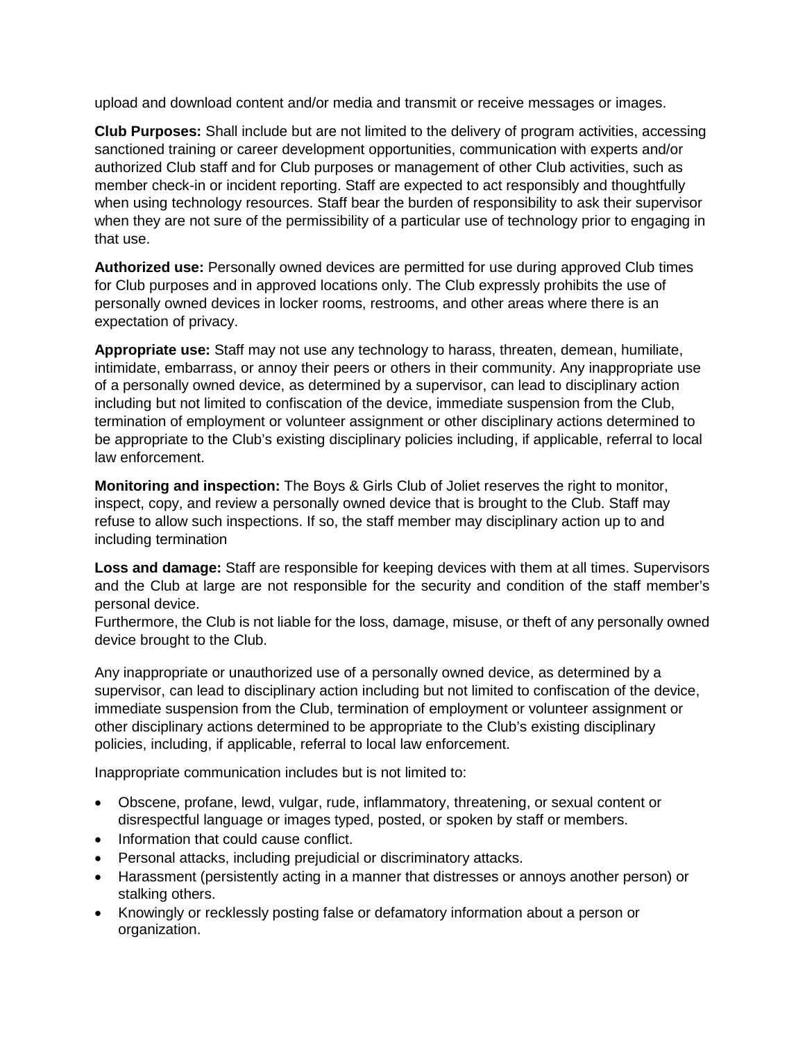upload and download content and/or media and transmit or receive messages or images.

**Club Purposes:** Shall include but are not limited to the delivery of program activities, accessing sanctioned training or career development opportunities, communication with experts and/or authorized Club staff and for Club purposes or management of other Club activities, such as member check-in or incident reporting. Staff are expected to act responsibly and thoughtfully when using technology resources. Staff bear the burden of responsibility to ask their supervisor when they are not sure of the permissibility of a particular use of technology prior to engaging in that use.

**Authorized use:** Personally owned devices are permitted for use during approved Club times for Club purposes and in approved locations only. The Club expressly prohibits the use of personally owned devices in locker rooms, restrooms, and other areas where there is an expectation of privacy.

**Appropriate use:** Staff may not use any technology to harass, threaten, demean, humiliate, intimidate, embarrass, or annoy their peers or others in their community. Any inappropriate use of a personally owned device, as determined by a supervisor, can lead to disciplinary action including but not limited to confiscation of the device, immediate suspension from the Club, termination of employment or volunteer assignment or other disciplinary actions determined to be appropriate to the Club's existing disciplinary policies including, if applicable, referral to local law enforcement.

**Monitoring and inspection:** The Boys & Girls Club of Joliet reserves the right to monitor, inspect, copy, and review a personally owned device that is brought to the Club. Staff may refuse to allow such inspections. If so, the staff member may disciplinary action up to and including termination

**Loss and damage:** Staff are responsible for keeping devices with them at all times. Supervisors and the Club at large are not responsible for the security and condition of the staff member's personal device.
Furthermore, the Club is not liable for the loss, damage, misuse, or theft of any personally owned device brought to the Club.

Any inappropriate or unauthorized use of a personally owned device, as determined by a supervisor, can lead to disciplinary action including but not limited to confiscation of the device, immediate suspension from the Club, termination of employment or volunteer assignment or other disciplinary actions determined to be appropriate to the Club's existing disciplinary policies, including, if applicable, referral to local law enforcement.

Inappropriate communication includes but is not limited to:

- Obscene, profane, lewd, vulgar, rude, inflammatory, threatening, or sexual content or disrespectful language or images typed, posted, or spoken by staff or members.
- Information that could cause conflict.
- Personal attacks, including prejudicial or discriminatory attacks.
- Harassment (persistently acting in a manner that distresses or annoys another person) or stalking others.
- Knowingly or recklessly posting false or defamatory information about a person or organization.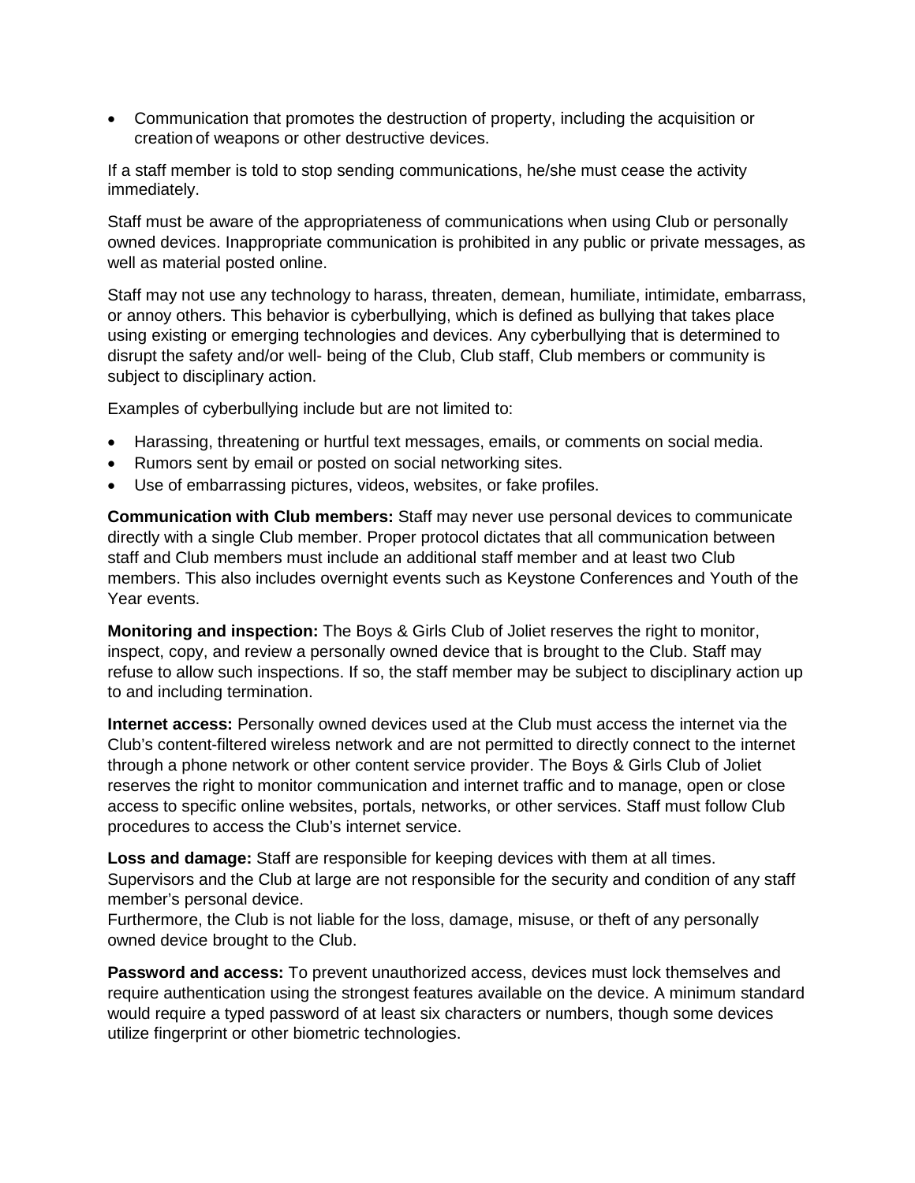- Communication that promotes the destruction of property, including the acquisition or creation of weapons or other destructive devices.

If a staff member is told to stop sending communications, he/she must cease the activity immediately.

Staff must be aware of the appropriateness of communications when using Club or personally owned devices. Inappropriate communication is prohibited in any public or private messages, as well as material posted online.

Staff may not use any technology to harass, threaten, demean, humiliate, intimidate, embarrass, or annoy others. This behavior is cyberbullying, which is defined as bullying that takes place using existing or emerging technologies and devices. Any cyberbullying that is determined to disrupt the safety and/or well- being of the Club, Club staff, Club members or community is subject to disciplinary action.

Examples of cyberbullying include but are not limited to:

- Harassing, threatening or hurtful text messages, emails, or comments on social media.
- Rumors sent by email or posted on social networking sites.
- Use of embarrassing pictures, videos, websites, or fake profiles.

**Communication with Club members:** Staff may never use personal devices to communicate directly with a single Club member. Proper protocol dictates that all communication between staff and Club members must include an additional staff member and at least two Club members. This also includes overnight events such as Keystone Conferences and Youth of the Year events.

**Monitoring and inspection:** The Boys & Girls Club of Joliet reserves the right to monitor, inspect, copy, and review a personally owned device that is brought to the Club. Staff may refuse to allow such inspections. If so, the staff member may be subject to disciplinary action up to and including termination.

**Internet access:** Personally owned devices used at the Club must access the internet via the Club's content-filtered wireless network and are not permitted to directly connect to the internet through a phone network or other content service provider. The Boys & Girls Club of Joliet reserves the right to monitor communication and internet traffic and to manage, open or close access to specific online websites, portals, networks, or other services. Staff must follow Club procedures to access the Club's internet service.

**Loss and damage:** Staff are responsible for keeping devices with them at all times. Supervisors and the Club at large are not responsible for the security and condition of any staff member's personal device.
Furthermore, the Club is not liable for the loss, damage, misuse, or theft of any personally owned device brought to the Club.

**Password and access:** To prevent unauthorized access, devices must lock themselves and require authentication using the strongest features available on the device. A minimum standard would require a typed password of at least six characters or numbers, though some devices utilize fingerprint or other biometric technologies.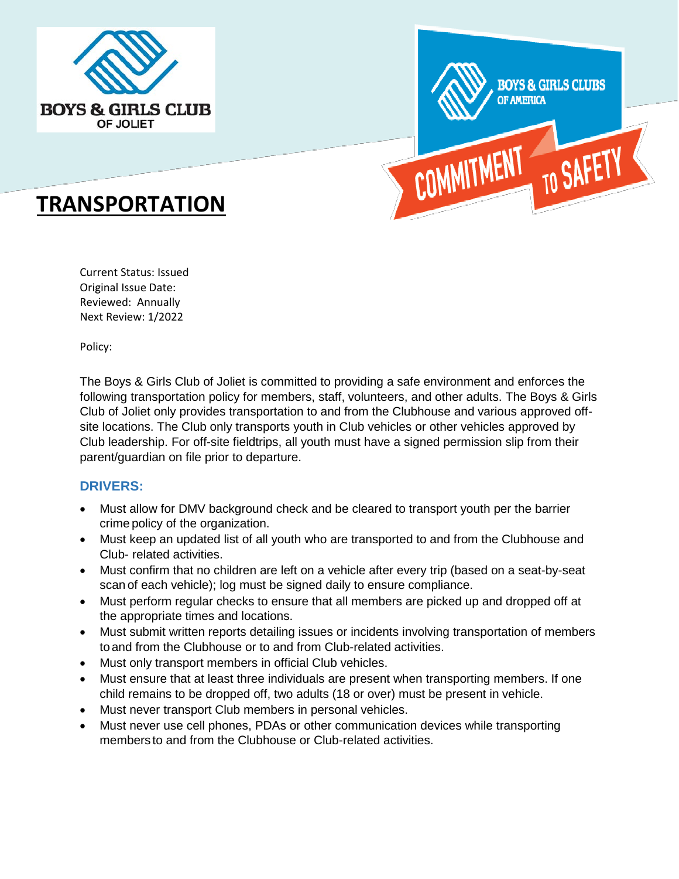BOYS & GIRLS CLUB OF JOLIET

BOYS & GIRLS CLUBS OF AMERICA

COMMITMENT TO SAFETY

# TRANSPORTATION

Current Status: Issued
Original Issue Date:
Reviewed: Annually
Next Review: 1/2022

Policy:

The Boys & Girls Club of Joliet is committed to providing a safe environment and enforces the following transportation policy for members, staff, volunteers, and other adults. The Boys & Girls Club of Joliet only provides transportation to and from the Clubhouse and various approved off-site locations. The Club only transports youth in Club vehicles or other vehicles approved by Club leadership. For off-site fieldtrips, all youth must have a signed permission slip from their parent/guardian on file prior to departure.

## DRIVERS:

- Must allow for DMV background check and be cleared to transport youth per the barrier crime policy of the organization.
- Must keep an updated list of all youth who are transported to and from the Clubhouse and Club- related activities.
- Must confirm that no children are left on a vehicle after every trip (based on a seat-by-seat scan of each vehicle); log must be signed daily to ensure compliance.
- Must perform regular checks to ensure that all members are picked up and dropped off at the appropriate times and locations.
- Must submit written reports detailing issues or incidents involving transportation of members to and from the Clubhouse or to and from Club-related activities.
- Must only transport members in official Club vehicles.
- Must ensure that at least three individuals are present when transporting members. If one child remains to be dropped off, two adults (18 or over) must be present in vehicle.
- Must never transport Club members in personal vehicles.
- Must never use cell phones, PDAs or other communication devices while transporting members to and from the Clubhouse or Club-related activities.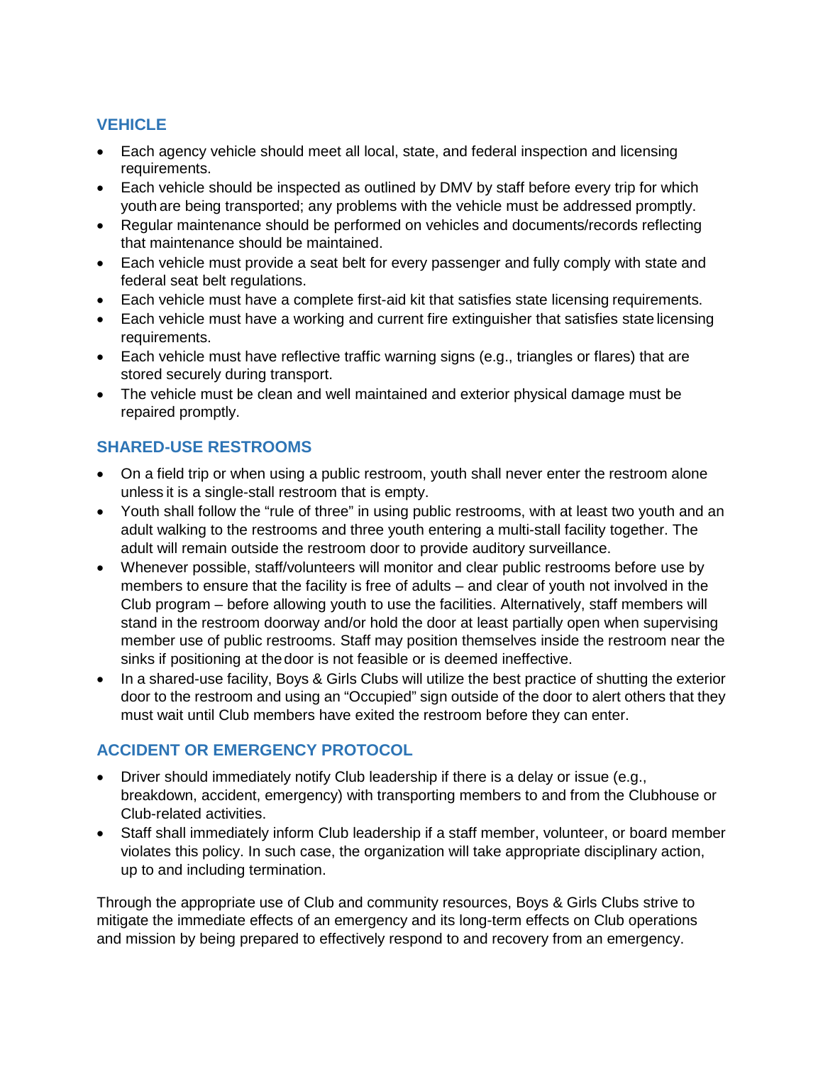## VEHICLE

- Each agency vehicle should meet all local, state, and federal inspection and licensing requirements.
- Each vehicle should be inspected as outlined by DMV by staff before every trip for which youth are being transported; any problems with the vehicle must be addressed promptly.
- Regular maintenance should be performed on vehicles and documents/records reflecting that maintenance should be maintained.
- Each vehicle must provide a seat belt for every passenger and fully comply with state and federal seat belt regulations.
- Each vehicle must have a complete first-aid kit that satisfies state licensing requirements.
- Each vehicle must have a working and current fire extinguisher that satisfies state licensing requirements.
- Each vehicle must have reflective traffic warning signs (e.g., triangles or flares) that are stored securely during transport.
- The vehicle must be clean and well maintained and exterior physical damage must be repaired promptly.

## SHARED-USE RESTROOMS

- On a field trip or when using a public restroom, youth shall never enter the restroom alone unless it is a single-stall restroom that is empty.
- Youth shall follow the "rule of three" in using public restrooms, with at least two youth and an adult walking to the restrooms and three youth entering a multi-stall facility together. The adult will remain outside the restroom door to provide auditory surveillance.
- Whenever possible, staff/volunteers will monitor and clear public restrooms before use by members to ensure that the facility is free of adults – and clear of youth not involved in the Club program – before allowing youth to use the facilities. Alternatively, staff members will stand in the restroom doorway and/or hold the door at least partially open when supervising member use of public restrooms. Staff may position themselves inside the restroom near the sinks if positioning at the door is not feasible or is deemed ineffective.
- In a shared-use facility, Boys & Girls Clubs will utilize the best practice of shutting the exterior door to the restroom and using an "Occupied" sign outside of the door to alert others that they must wait until Club members have exited the restroom before they can enter.

## ACCIDENT OR EMERGENCY PROTOCOL

- Driver should immediately notify Club leadership if there is a delay or issue (e.g., breakdown, accident, emergency) with transporting members to and from the Clubhouse or Club-related activities.
- Staff shall immediately inform Club leadership if a staff member, volunteer, or board member violates this policy. In such case, the organization will take appropriate disciplinary action, up to and including termination.

Through the appropriate use of Club and community resources, Boys & Girls Clubs strive to mitigate the immediate effects of an emergency and its long-term effects on Club operations and mission by being prepared to effectively respond to and recovery from an emergency.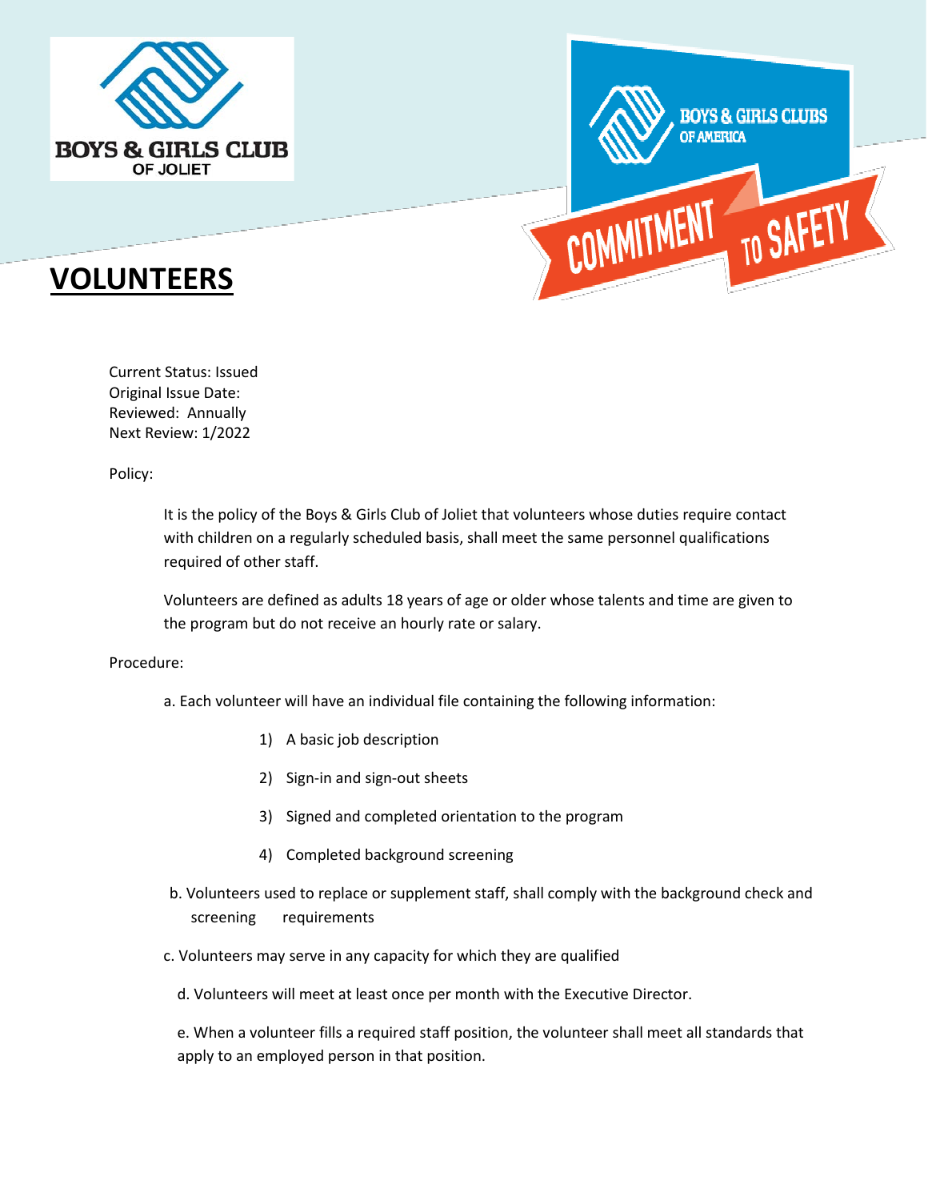# VOLUNTEERS

Current Status: Issued
Original Issue Date:
Reviewed: Annually
Next Review: 1/2022

Policy:

It is the policy of the Boys & Girls Club of Joliet that volunteers whose duties require contact with children on a regularly scheduled basis, shall meet the same personnel qualifications required of other staff.

Volunteers are defined as adults 18 years of age or older whose talents and time are given to the program but do not receive an hourly rate or salary.

Procedure:

a. Each volunteer will have an individual file containing the following information:

1) A basic job description
2) Sign-in and sign-out sheets
3) Signed and completed orientation to the program
4) Completed background screening

b. Volunteers used to replace or supplement staff, shall comply with the background check and screening requirements

c. Volunteers may serve in any capacity for which they are qualified

d. Volunteers will meet at least once per month with the Executive Director.

e. When a volunteer fills a required staff position, the volunteer shall meet all standards that apply to an employed person in that position.